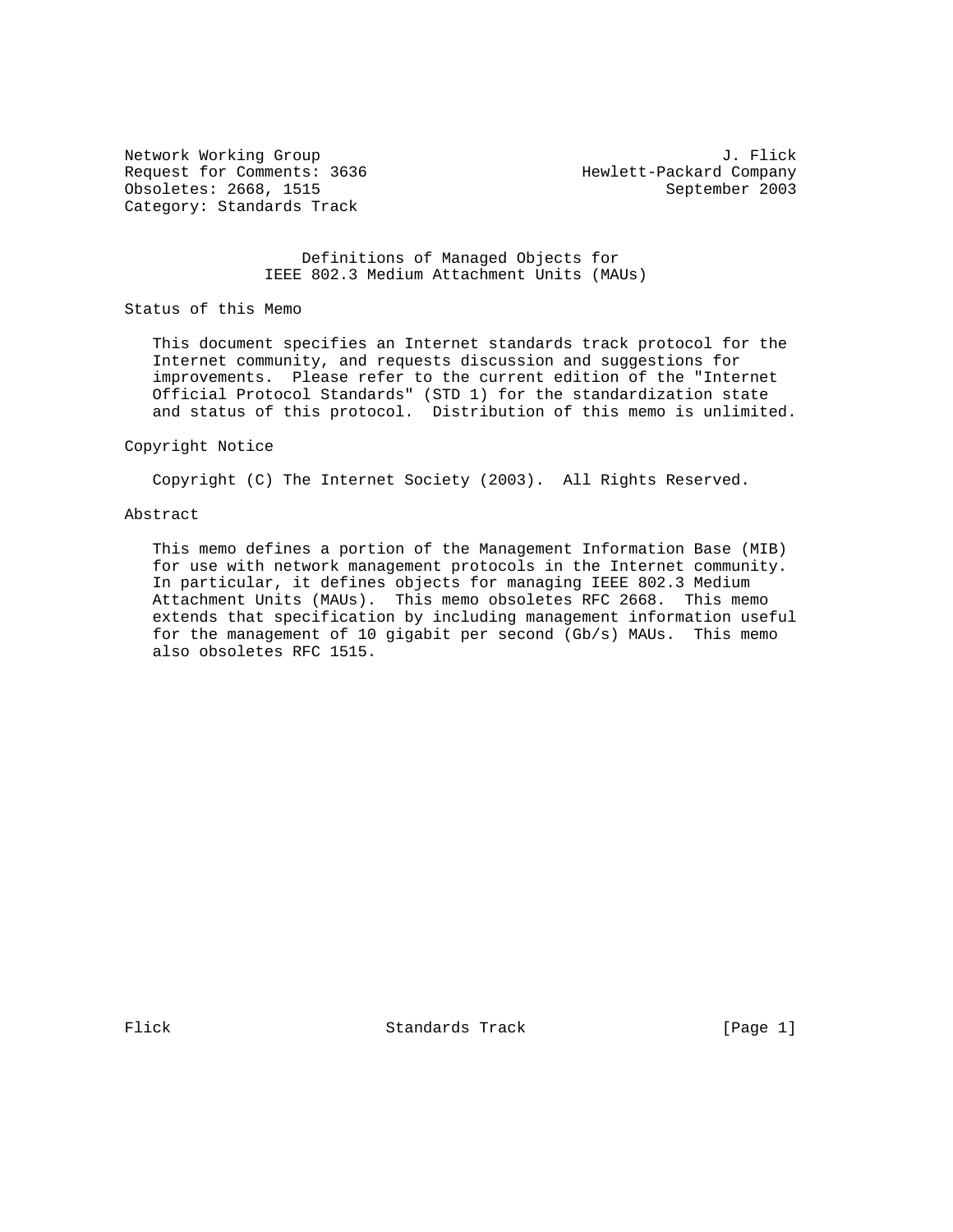Network Working Group                                           J. Flick
Request for Comments: 3636                       Hewlett-Packard Company
Obsoletes: 2668, 1515                                     September 2003
Category: Standards Track

# Definitions of Managed Objects for IEEE 802.3 Medium Attachment Units (MAUs)

## Status of this Memo

This document specifies an Internet standards track protocol for the Internet community, and requests discussion and suggestions for improvements. Please refer to the current edition of the "Internet Official Protocol Standards" (STD 1) for the standardization state and status of this protocol. Distribution of this memo is unlimited.

## Copyright Notice

Copyright (C) The Internet Society (2003). All Rights Reserved.

## Abstract

This memo defines a portion of the Management Information Base (MIB) for use with network management protocols in the Internet community. In particular, it defines objects for managing IEEE 802.3 Medium Attachment Units (MAUs). This memo obsoletes RFC 2668. This memo extends that specification by including management information useful for the management of 10 gigabit per second (Gb/s) MAUs. This memo also obsoletes RFC 1515.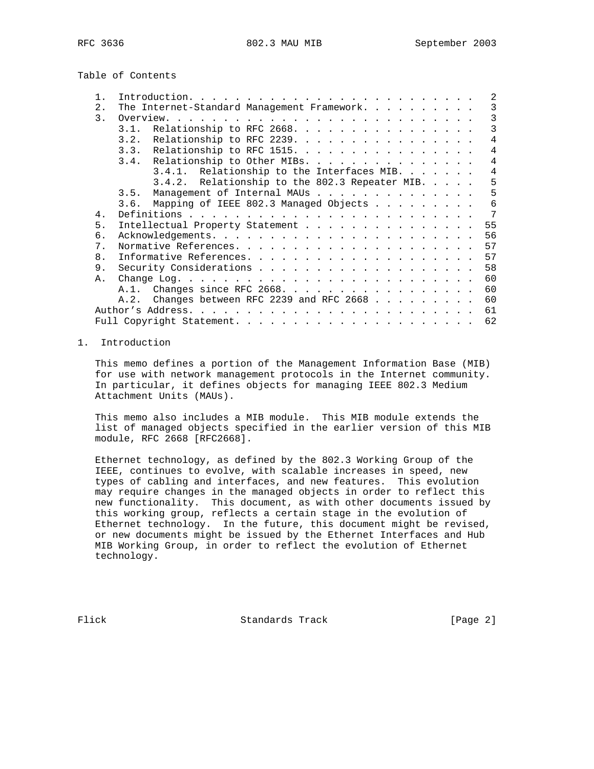Table of Contents

```
   1.  Introduction. . . . . . . . . . . . . . . . . . . . . . . . . .  2
   2.  The Internet-Standard Management Framework. . . . . . . . . . .  3
   3.  Overview. . . . . . . . . . . . . . . . . . . . . . . . . . . .  3
       3.1.  Relationship to RFC 2668. . . . . . . . . . . . . . . . .  3
       3.2.  Relationship to RFC 2239. . . . . . . . . . . . . . . . .  4
       3.3.  Relationship to RFC 1515. . . . . . . . . . . . . . . . .  4
       3.4.  Relationship to Other MIBs. . . . . . . . . . . . . . . .  4
             3.4.1.  Relationship to the Interfaces MIB. . . . . . .  4
             3.4.2.  Relationship to the 802.3 Repeater MIB. . . . .  5
       3.5.  Management of Internal MAUs . . . . . . . . . . . . . . .  5
       3.6.  Mapping of IEEE 802.3 Managed Objects . . . . . . . . . .  6
   4.  Definitions . . . . . . . . . . . . . . . . . . . . . . . . . .  7
   5.  Intellectual Property Statement . . . . . . . . . . . . . . . . 55
   6.  Acknowledgements. . . . . . . . . . . . . . . . . . . . . . . . 56
   7.  Normative References. . . . . . . . . . . . . . . . . . . . . . 57
   8.  Informative References. . . . . . . . . . . . . . . . . . . . . 57
   9.  Security Considerations . . . . . . . . . . . . . . . . . . . . 58
   A.  Change Log. . . . . . . . . . . . . . . . . . . . . . . . . . . 60
       A.1.  Changes since RFC 2668. . . . . . . . . . . . . . . . . . 60
       A.2.  Changes between RFC 2239 and RFC 2668 . . . . . . . . . . 60
   Author's Address. . . . . . . . . . . . . . . . . . . . . . . . . . 61
   Full Copyright Statement. . . . . . . . . . . . . . . . . . . . . . 62
```

# 1. Introduction

This memo defines a portion of the Management Information Base (MIB) for use with network management protocols in the Internet community. In particular, it defines objects for managing IEEE 802.3 Medium Attachment Units (MAUs).

This memo also includes a MIB module. This MIB module extends the list of managed objects specified in the earlier version of this MIB module, RFC 2668 [RFC2668].

Ethernet technology, as defined by the 802.3 Working Group of the IEEE, continues to evolve, with scalable increases in speed, new types of cabling and interfaces, and new features. This evolution may require changes in the managed objects in order to reflect this new functionality. This document, as with other documents issued by this working group, reflects a certain stage in the evolution of Ethernet technology. In the future, this document might be revised, or new documents might be issued by the Ethernet Interfaces and Hub MIB Working Group, in order to reflect the evolution of Ethernet technology.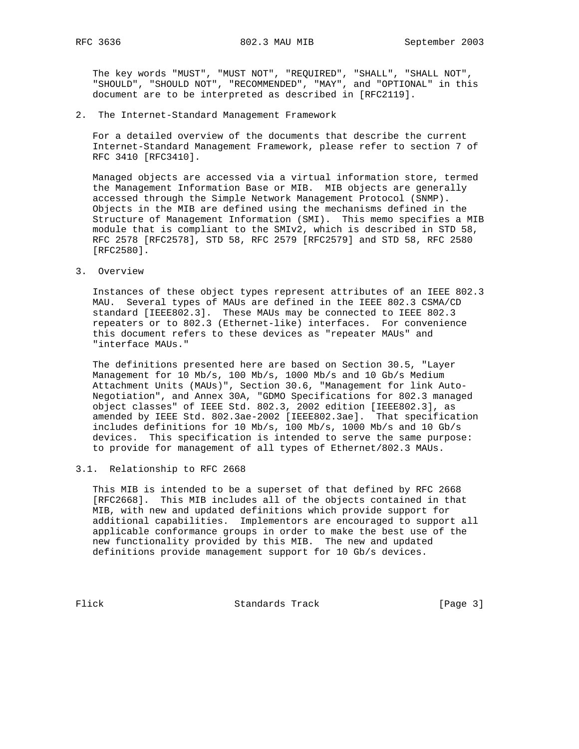The key words "MUST", "MUST NOT", "REQUIRED", "SHALL", "SHALL NOT", "SHOULD", "SHOULD NOT", "RECOMMENDED", "MAY", and "OPTIONAL" in this document are to be interpreted as described in [RFC2119].

## 2. The Internet-Standard Management Framework

For a detailed overview of the documents that describe the current Internet-Standard Management Framework, please refer to section 7 of RFC 3410 [RFC3410].

Managed objects are accessed via a virtual information store, termed the Management Information Base or MIB. MIB objects are generally accessed through the Simple Network Management Protocol (SNMP). Objects in the MIB are defined using the mechanisms defined in the Structure of Management Information (SMI). This memo specifies a MIB module that is compliant to the SMIv2, which is described in STD 58, RFC 2578 [RFC2578], STD 58, RFC 2579 [RFC2579] and STD 58, RFC 2580 [RFC2580].

## 3. Overview

Instances of these object types represent attributes of an IEEE 802.3 MAU. Several types of MAUs are defined in the IEEE 802.3 CSMA/CD standard [IEEE802.3]. These MAUs may be connected to IEEE 802.3 repeaters or to 802.3 (Ethernet-like) interfaces. For convenience this document refers to these devices as "repeater MAUs" and "interface MAUs."

The definitions presented here are based on Section 30.5, "Layer Management for 10 Mb/s, 100 Mb/s, 1000 Mb/s and 10 Gb/s Medium Attachment Units (MAUs)", Section 30.6, "Management for link Auto-Negotiation", and Annex 30A, "GDMO Specifications for 802.3 managed object classes" of IEEE Std. 802.3, 2002 edition [IEEE802.3], as amended by IEEE Std. 802.3ae-2002 [IEEE802.3ae]. That specification includes definitions for 10 Mb/s, 100 Mb/s, 1000 Mb/s and 10 Gb/s devices. This specification is intended to serve the same purpose: to provide for management of all types of Ethernet/802.3 MAUs.

### 3.1. Relationship to RFC 2668

This MIB is intended to be a superset of that defined by RFC 2668 [RFC2668]. This MIB includes all of the objects contained in that MIB, with new and updated definitions which provide support for additional capabilities. Implementors are encouraged to support all applicable conformance groups in order to make the best use of the new functionality provided by this MIB. The new and updated definitions provide management support for 10 Gb/s devices.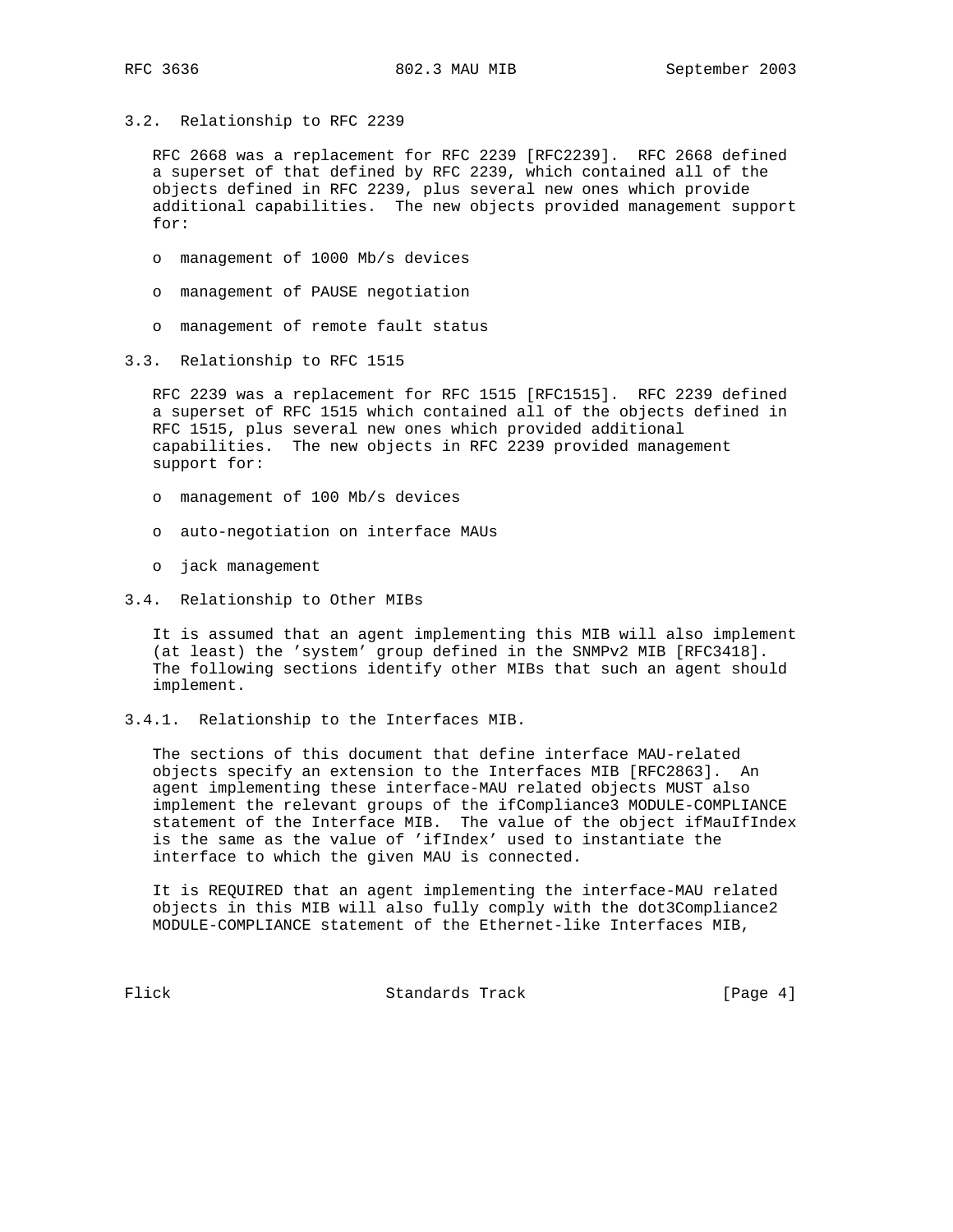### 3.2. Relationship to RFC 2239

RFC 2668 was a replacement for RFC 2239 [RFC2239]. RFC 2668 defined a superset of that defined by RFC 2239, which contained all of the objects defined in RFC 2239, plus several new ones which provide additional capabilities. The new objects provided management support for:

- management of 1000 Mb/s devices
- management of PAUSE negotiation
- management of remote fault status

### 3.3. Relationship to RFC 1515

RFC 2239 was a replacement for RFC 1515 [RFC1515]. RFC 2239 defined a superset of RFC 1515 which contained all of the objects defined in RFC 1515, plus several new ones which provided additional capabilities. The new objects in RFC 2239 provided management support for:

- management of 100 Mb/s devices
- auto-negotiation on interface MAUs
- jack management

### 3.4. Relationship to Other MIBs

It is assumed that an agent implementing this MIB will also implement (at least) the 'system' group defined in the SNMPv2 MIB [RFC3418]. The following sections identify other MIBs that such an agent should implement.

#### 3.4.1. Relationship to the Interfaces MIB.

The sections of this document that define interface MAU-related objects specify an extension to the Interfaces MIB [RFC2863]. An agent implementing these interface-MAU related objects MUST also implement the relevant groups of the ifCompliance3 MODULE-COMPLIANCE statement of the Interface MIB. The value of the object ifMauIfIndex is the same as the value of 'ifIndex' used to instantiate the interface to which the given MAU is connected.

It is REQUIRED that an agent implementing the interface-MAU related objects in this MIB will also fully comply with the dot3Compliance2 MODULE-COMPLIANCE statement of the Ethernet-like Interfaces MIB,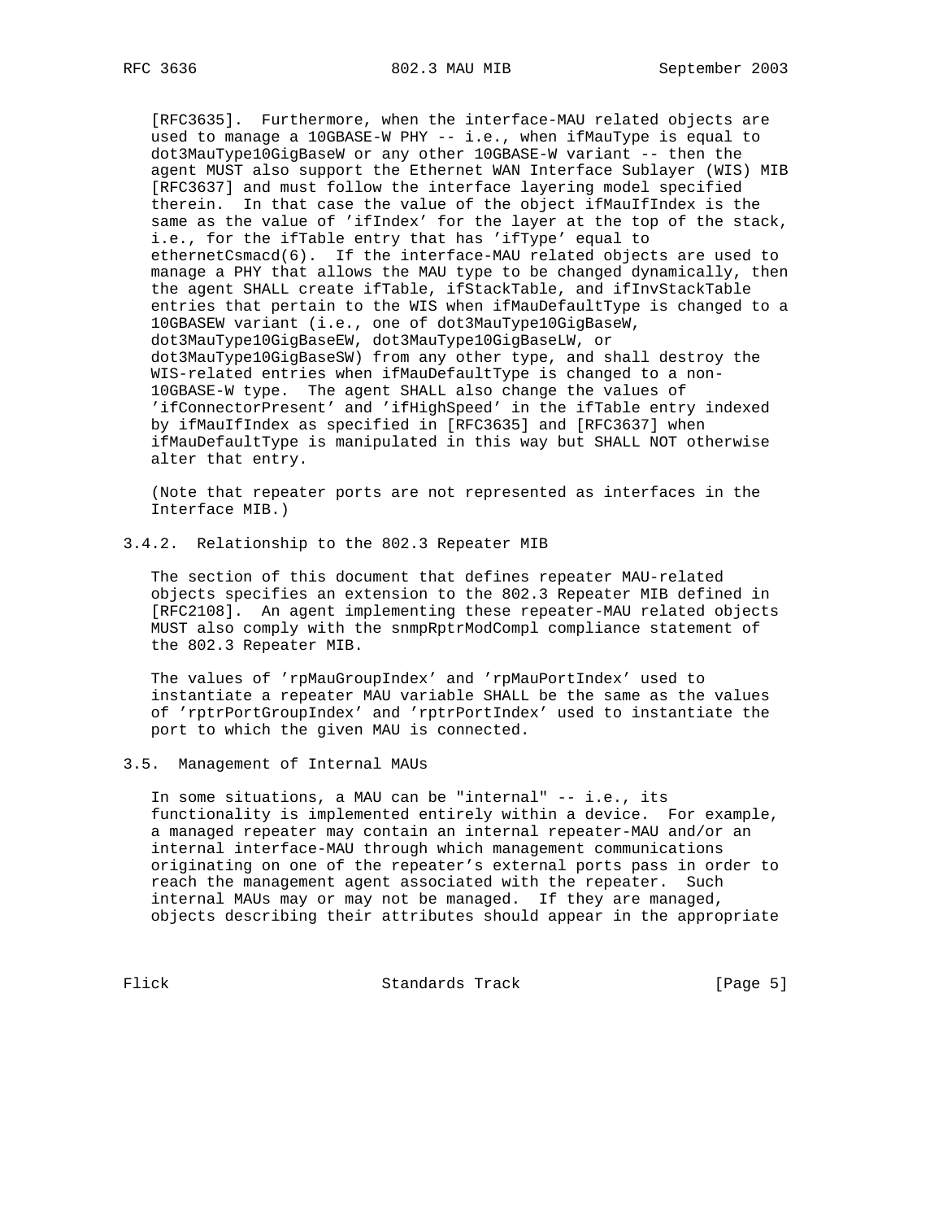[RFC3635]. Furthermore, when the interface-MAU related objects are used to manage a 10GBASE-W PHY -- i.e., when ifMauType is equal to dot3MauType10GigBaseW or any other 10GBASE-W variant -- then the agent MUST also support the Ethernet WAN Interface Sublayer (WIS) MIB [RFC3637] and must follow the interface layering model specified therein. In that case the value of the object ifMauIfIndex is the same as the value of 'ifIndex' for the layer at the top of the stack, i.e., for the ifTable entry that has 'ifType' equal to ethernetCsmacd(6). If the interface-MAU related objects are used to manage a PHY that allows the MAU type to be changed dynamically, then the agent SHALL create ifTable, ifStackTable, and ifInvStackTable entries that pertain to the WIS when ifMauDefaultType is changed to a 10GBASEW variant (i.e., one of dot3MauType10GigBaseW, dot3MauType10GigBaseEW, dot3MauType10GigBaseLW, or dot3MauType10GigBaseSW) from any other type, and shall destroy the WIS-related entries when ifMauDefaultType is changed to a non-10GBASE-W type. The agent SHALL also change the values of 'ifConnectorPresent' and 'ifHighSpeed' in the ifTable entry indexed by ifMauIfIndex as specified in [RFC3635] and [RFC3637] when ifMauDefaultType is manipulated in this way but SHALL NOT otherwise alter that entry.

(Note that repeater ports are not represented as interfaces in the Interface MIB.)

### 3.4.2. Relationship to the 802.3 Repeater MIB

The section of this document that defines repeater MAU-related objects specifies an extension to the 802.3 Repeater MIB defined in [RFC2108]. An agent implementing these repeater-MAU related objects MUST also comply with the snmpRptrModCompl compliance statement of the 802.3 Repeater MIB.

The values of 'rpMauGroupIndex' and 'rpMauPortIndex' used to instantiate a repeater MAU variable SHALL be the same as the values of 'rptrPortGroupIndex' and 'rptrPortIndex' used to instantiate the port to which the given MAU is connected.

## 3.5. Management of Internal MAUs

In some situations, a MAU can be "internal" -- i.e., its functionality is implemented entirely within a device. For example, a managed repeater may contain an internal repeater-MAU and/or an internal interface-MAU through which management communications originating on one of the repeater's external ports pass in order to reach the management agent associated with the repeater. Such internal MAUs may or may not be managed. If they are managed, objects describing their attributes should appear in the appropriate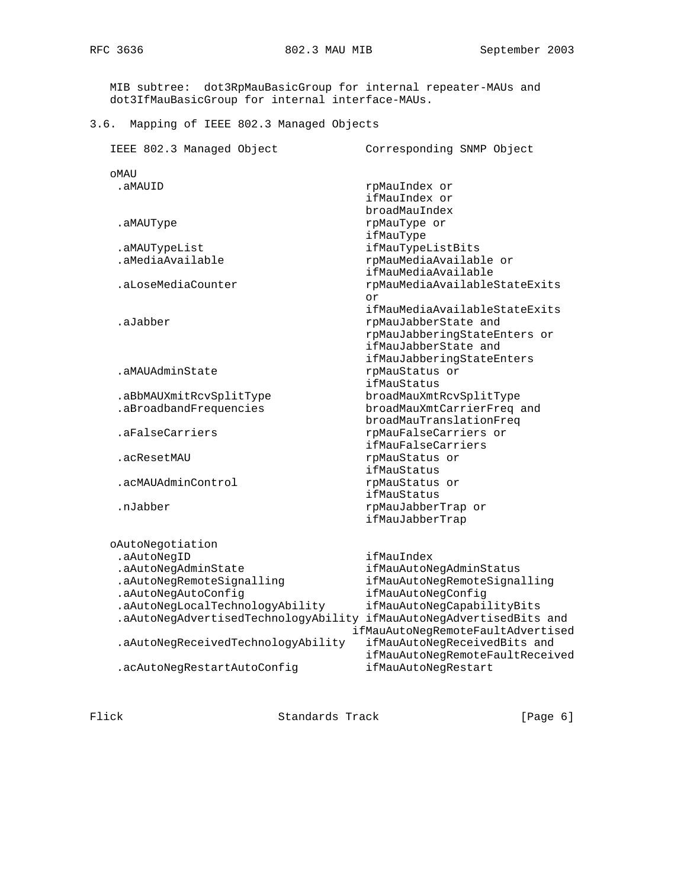MIB subtree: dot3RpMauBasicGroup for internal repeater-MAUs and dot3IfMauBasicGroup for internal interface-MAUs.

## 3.6. Mapping of IEEE 802.3 Managed Objects

| IEEE 802.3 Managed Object | Corresponding SNMP Object |
|---|---|
| oMAU | |
| .aMAUID | rpMauIndex or ifMauIndex or broadMauIndex |
| .aMAUType | rpMauType or ifMauType |
| .aMAUTypeList | ifMauTypeListBits |
| .aMediaAvailable | rpMauMediaAvailable or ifMauMediaAvailable |
| .aLoseMediaCounter | rpMauMediaAvailableStateExits or ifMauMediaAvailableStateExits |
| .aJabber | rpMauJabberState and rpMauJabberingStateEnters or ifMauJabberState and ifMauJabberingStateEnters |
| .aMAUAdminState | rpMauStatus or ifMauStatus |
| .aBbMAUXmitRcvSplitType | broadMauXmtRcvSplitType |
| .aBroadbandFrequencies | broadMauXmtCarrierFreq and broadMauTranslationFreq |
| .aFalseCarriers | rpMauFalseCarriers or ifMauFalseCarriers |
| .acResetMAU | rpMauStatus or ifMauStatus |
| .acMAUAdminControl | rpMauStatus or ifMauStatus |
| .nJabber | rpMauJabberTrap or ifMauJabberTrap |
| oAutoNegotiation | |
| .aAutoNegID | ifMauIndex |
| .aAutoNegAdminState | ifMauAutoNegAdminStatus |
| .aAutoNegRemoteSignalling | ifMauAutoNegRemoteSignalling |
| .aAutoNegAutoConfig | ifMauAutoNegConfig |
| .aAutoNegLocalTechnologyAbility | ifMauAutoNegCapabilityBits |
| .aAutoNegAdvertisedTechnologyAbility | ifMauAutoNegAdvertisedBits and ifMauAutoNegRemoteFaultAdvertised |
| .aAutoNegReceivedTechnologyAbility | ifMauAutoNegReceivedBits and ifMauAutoNegRemoteFaultReceived |
| .acAutoNegRestartAutoConfig | ifMauAutoNegRestart |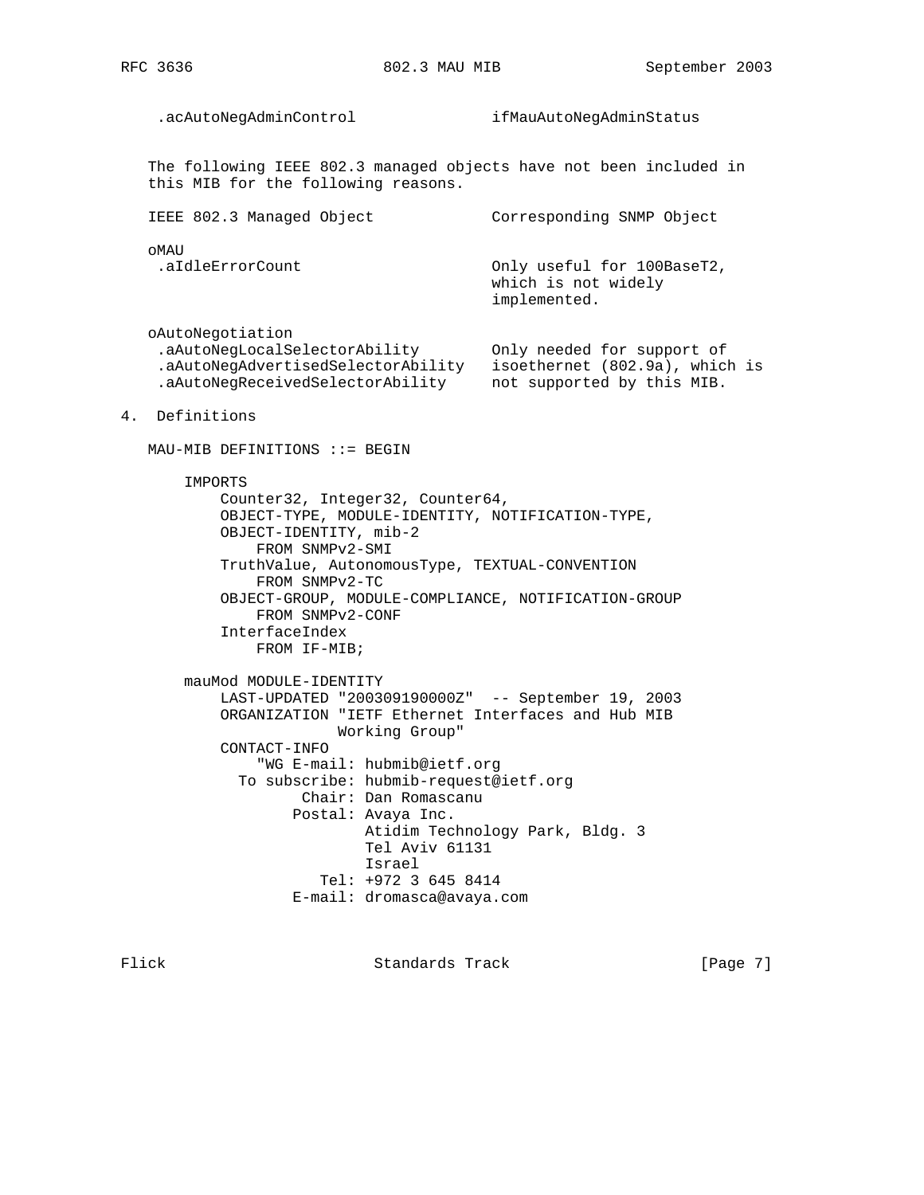```
 .acAutoNegAdminControl              ifMauAutoNegAdminStatus
```

The following IEEE 802.3 managed objects have not been included in this MIB for the following reasons.

```
IEEE 802.3 Managed Object             Corresponding SNMP Object

oMAU
 .aIdleErrorCount                     Only useful for 100BaseT2,
                                      which is not widely
                                      implemented.

oAutoNegotiation
 .aAutoNegLocalSelectorAbility        Only needed for support of
 .aAutoNegAdvertisedSelectorAbility   isoethernet (802.9a), which is
 .aAutoNegReceivedSelectorAbility     not supported by this MIB.
```

## 4. Definitions

```
MAU-MIB DEFINITIONS ::= BEGIN

    IMPORTS
        Counter32, Integer32, Counter64,
        OBJECT-TYPE, MODULE-IDENTITY, NOTIFICATION-TYPE,
        OBJECT-IDENTITY, mib-2
            FROM SNMPv2-SMI
        TruthValue, AutonomousType, TEXTUAL-CONVENTION
            FROM SNMPv2-TC
        OBJECT-GROUP, MODULE-COMPLIANCE, NOTIFICATION-GROUP
            FROM SNMPv2-CONF
        InterfaceIndex
            FROM IF-MIB;

    mauMod MODULE-IDENTITY
        LAST-UPDATED "200309190000Z"  -- September 19, 2003
        ORGANIZATION "IETF Ethernet Interfaces and Hub MIB
                     Working Group"
        CONTACT-INFO
            "WG E-mail: hubmib@ietf.org
          To subscribe: hubmib-request@ietf.org
                 Chair: Dan Romascanu
                Postal: Avaya Inc.
                        Atidim Technology Park, Bldg. 3
                        Tel Aviv 61131
                        Israel
                   Tel: +972 3 645 8414
                E-mail: dromasca@avaya.com
```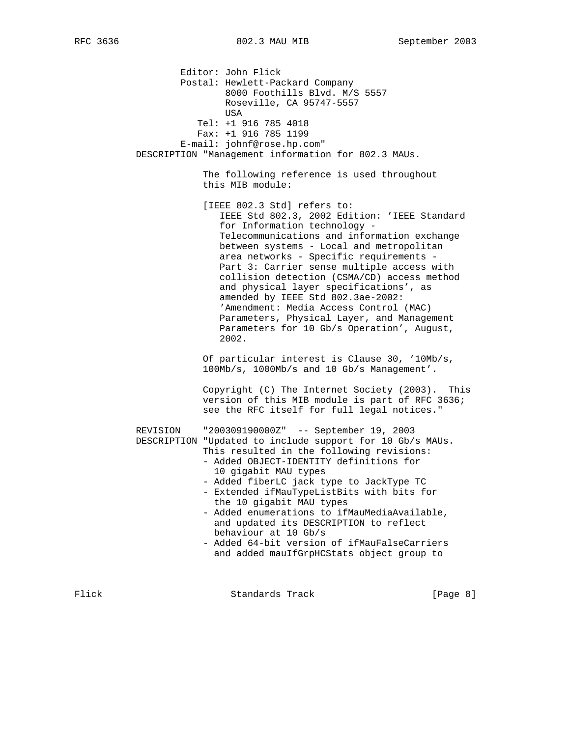```
                 Editor: John Flick
                 Postal: Hewlett-Packard Company
                         8000 Foothills Blvd. M/S 5557
                         Roseville, CA 95747-5557
                         USA
                    Tel: +1 916 785 4018
                    Fax: +1 916 785 1199
                 E-mail: johnf@rose.hp.com"
        DESCRIPTION "Management information for 802.3 MAUs.

                     The following reference is used throughout
                     this MIB module:

                     [IEEE 802.3 Std] refers to:
                        IEEE Std 802.3, 2002 Edition: 'IEEE Standard
                        for Information technology -
                        Telecommunications and information exchange
                        between systems - Local and metropolitan
                        area networks - Specific requirements -
                        Part 3: Carrier sense multiple access with
                        collision detection (CSMA/CD) access method
                        and physical layer specifications', as
                        amended by IEEE Std 802.3ae-2002:
                        'Amendment: Media Access Control (MAC)
                        Parameters, Physical Layer, and Management
                        Parameters for 10 Gb/s Operation', August,
                        2002.

                     Of particular interest is Clause 30, '10Mb/s,
                     100Mb/s, 1000Mb/s and 10 Gb/s Management'.

                     Copyright (C) The Internet Society (2003).  This
                     version of this MIB module is part of RFC 3636;
                     see the RFC itself for full legal notices."

        REVISION    "200309190000Z"  -- September 19, 2003
        DESCRIPTION "Updated to include support for 10 Gb/s MAUs.
                     This resulted in the following revisions:
                     - Added OBJECT-IDENTITY definitions for
                       10 gigabit MAU types
                     - Added fiberLC jack type to JackType TC
                     - Extended ifMauTypeListBits with bits for
                       the 10 gigabit MAU types
                     - Added enumerations to ifMauMediaAvailable,
                       and updated its DESCRIPTION to reflect
                       behaviour at 10 Gb/s
                     - Added 64-bit version of ifMauFalseCarriers
                       and added mauIfGrpHCStats object group to
```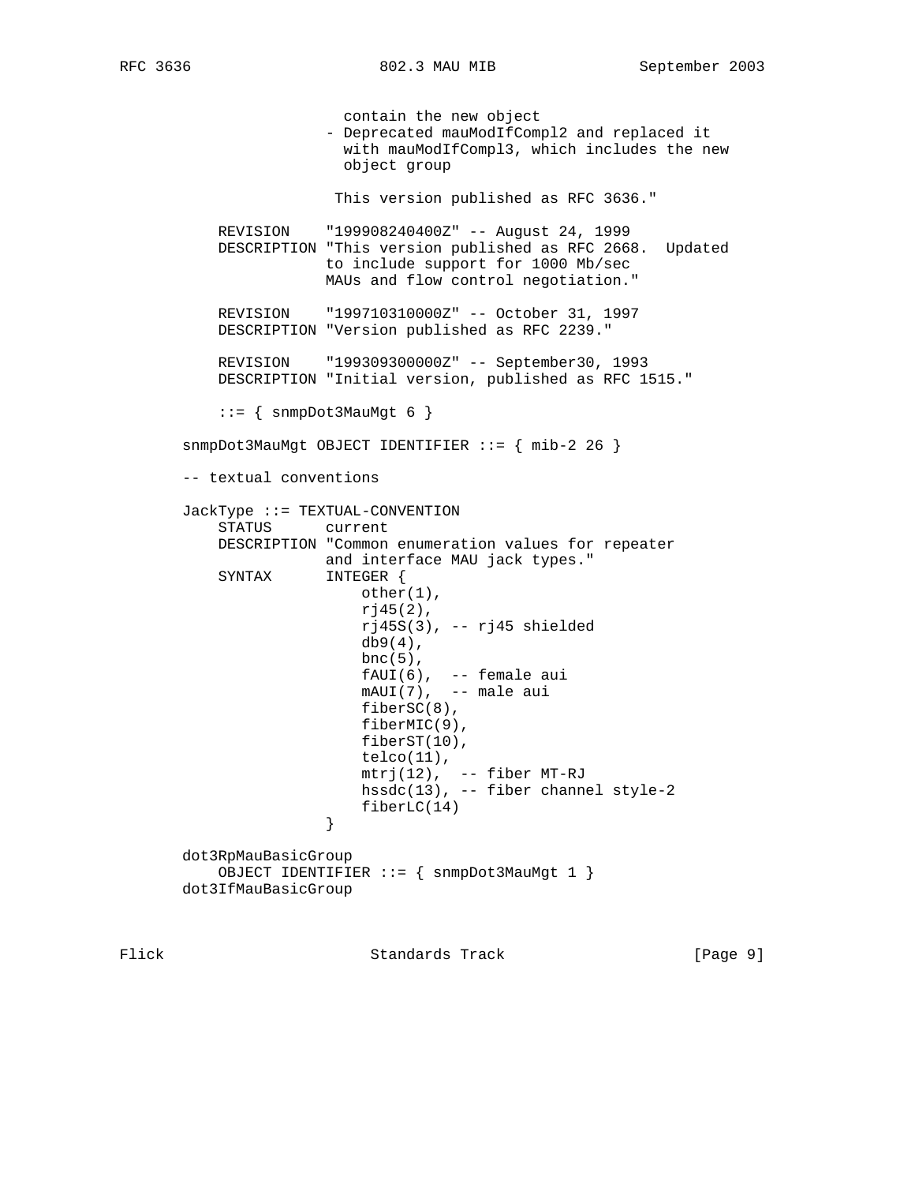```
                    contain the new object
                  - Deprecated mauModIfCompl2 and replaced it
                    with mauModIfCompl3, which includes the new
                    object group

                   This version published as RFC 3636."

        REVISION    "199908240400Z" -- August 24, 1999
        DESCRIPTION "This version published as RFC 2668.  Updated
                    to include support for 1000 Mb/sec
                    MAUs and flow control negotiation."

        REVISION    "199710310000Z" -- October 31, 1997
        DESCRIPTION "Version published as RFC 2239."

        REVISION    "199309300000Z" -- September30, 1993
        DESCRIPTION "Initial version, published as RFC 1515."

        ::= { snmpDot3MauMgt 6 }

    snmpDot3MauMgt OBJECT IDENTIFIER ::= { mib-2 26 }

    -- textual conventions

    JackType ::= TEXTUAL-CONVENTION
        STATUS      current
        DESCRIPTION "Common enumeration values for repeater
                    and interface MAU jack types."
        SYNTAX      INTEGER {
                        other(1),
                        rj45(2),
                        rj45S(3), -- rj45 shielded
                        db9(4),
                        bnc(5),
                        fAUI(6),  -- female aui
                        mAUI(7),  -- male aui
                        fiberSC(8),
                        fiberMIC(9),
                        fiberST(10),
                        telco(11),
                        mtrj(12),  -- fiber MT-RJ
                        hssdc(13), -- fiber channel style-2
                        fiberLC(14)
                    }

    dot3RpMauBasicGroup
        OBJECT IDENTIFIER ::= { snmpDot3MauMgt 1 }
    dot3IfMauBasicGroup
```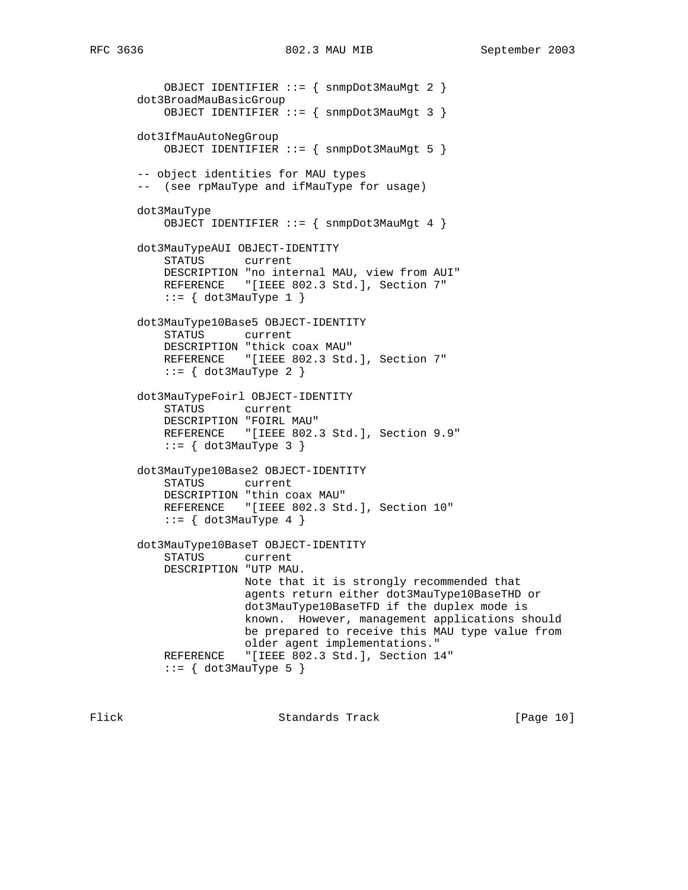```
           OBJECT IDENTIFIER ::= { snmpDot3MauMgt 2 }
       dot3BroadMauBasicGroup
           OBJECT IDENTIFIER ::= { snmpDot3MauMgt 3 }

       dot3IfMauAutoNegGroup
           OBJECT IDENTIFIER ::= { snmpDot3MauMgt 5 }

       -- object identities for MAU types
       --  (see rpMauType and ifMauType for usage)

       dot3MauType
           OBJECT IDENTIFIER ::= { snmpDot3MauMgt 4 }

       dot3MauTypeAUI OBJECT-IDENTITY
           STATUS      current
           DESCRIPTION "no internal MAU, view from AUI"
           REFERENCE   "[IEEE 802.3 Std.], Section 7"
           ::= { dot3MauType 1 }

       dot3MauType10Base5 OBJECT-IDENTITY
           STATUS      current
           DESCRIPTION "thick coax MAU"
           REFERENCE   "[IEEE 802.3 Std.], Section 7"
           ::= { dot3MauType 2 }

       dot3MauTypeFoirl OBJECT-IDENTITY
           STATUS      current
           DESCRIPTION "FOIRL MAU"
           REFERENCE   "[IEEE 802.3 Std.], Section 9.9"
           ::= { dot3MauType 3 }

       dot3MauType10Base2 OBJECT-IDENTITY
           STATUS      current
           DESCRIPTION "thin coax MAU"
           REFERENCE   "[IEEE 802.3 Std.], Section 10"
           ::= { dot3MauType 4 }

       dot3MauType10BaseT OBJECT-IDENTITY
           STATUS      current
           DESCRIPTION "UTP MAU.
                       Note that it is strongly recommended that
                       agents return either dot3MauType10BaseTHD or
                       dot3MauType10BaseTFD if the duplex mode is
                       known.  However, management applications should
                       be prepared to receive this MAU type value from
                       older agent implementations."
           REFERENCE   "[IEEE 802.3 Std.], Section 14"
           ::= { dot3MauType 5 }
```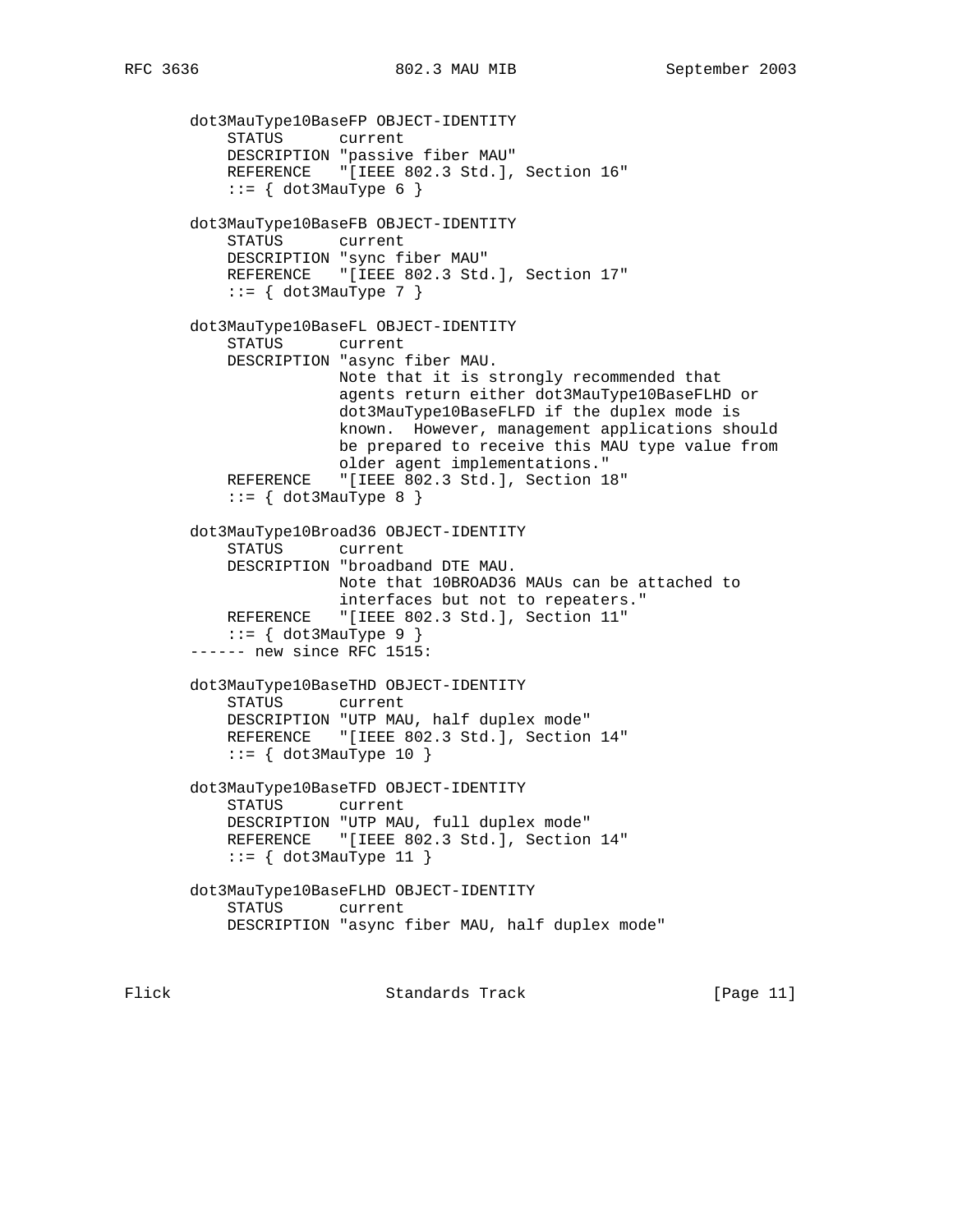```
    dot3MauType10BaseFP OBJECT-IDENTITY
        STATUS      current
        DESCRIPTION "passive fiber MAU"
        REFERENCE   "[IEEE 802.3 Std.], Section 16"
        ::= { dot3MauType 6 }

    dot3MauType10BaseFB OBJECT-IDENTITY
        STATUS      current
        DESCRIPTION "sync fiber MAU"
        REFERENCE   "[IEEE 802.3 Std.], Section 17"
        ::= { dot3MauType 7 }

    dot3MauType10BaseFL OBJECT-IDENTITY
        STATUS      current
        DESCRIPTION "async fiber MAU.
                    Note that it is strongly recommended that
                    agents return either dot3MauType10BaseFLHD or
                    dot3MauType10BaseFLFD if the duplex mode is
                    known.  However, management applications should
                    be prepared to receive this MAU type value from
                    older agent implementations."
        REFERENCE   "[IEEE 802.3 Std.], Section 18"
        ::= { dot3MauType 8 }

    dot3MauType10Broad36 OBJECT-IDENTITY
        STATUS      current
        DESCRIPTION "broadband DTE MAU.
                    Note that 10BROAD36 MAUs can be attached to
                    interfaces but not to repeaters."
        REFERENCE   "[IEEE 802.3 Std.], Section 11"
        ::= { dot3MauType 9 }
    ------ new since RFC 1515:

    dot3MauType10BaseTHD OBJECT-IDENTITY
        STATUS      current
        DESCRIPTION "UTP MAU, half duplex mode"
        REFERENCE   "[IEEE 802.3 Std.], Section 14"
        ::= { dot3MauType 10 }

    dot3MauType10BaseTFD OBJECT-IDENTITY
        STATUS      current
        DESCRIPTION "UTP MAU, full duplex mode"
        REFERENCE   "[IEEE 802.3 Std.], Section 14"
        ::= { dot3MauType 11 }

    dot3MauType10BaseFLHD OBJECT-IDENTITY
        STATUS      current
        DESCRIPTION "async fiber MAU, half duplex mode"
```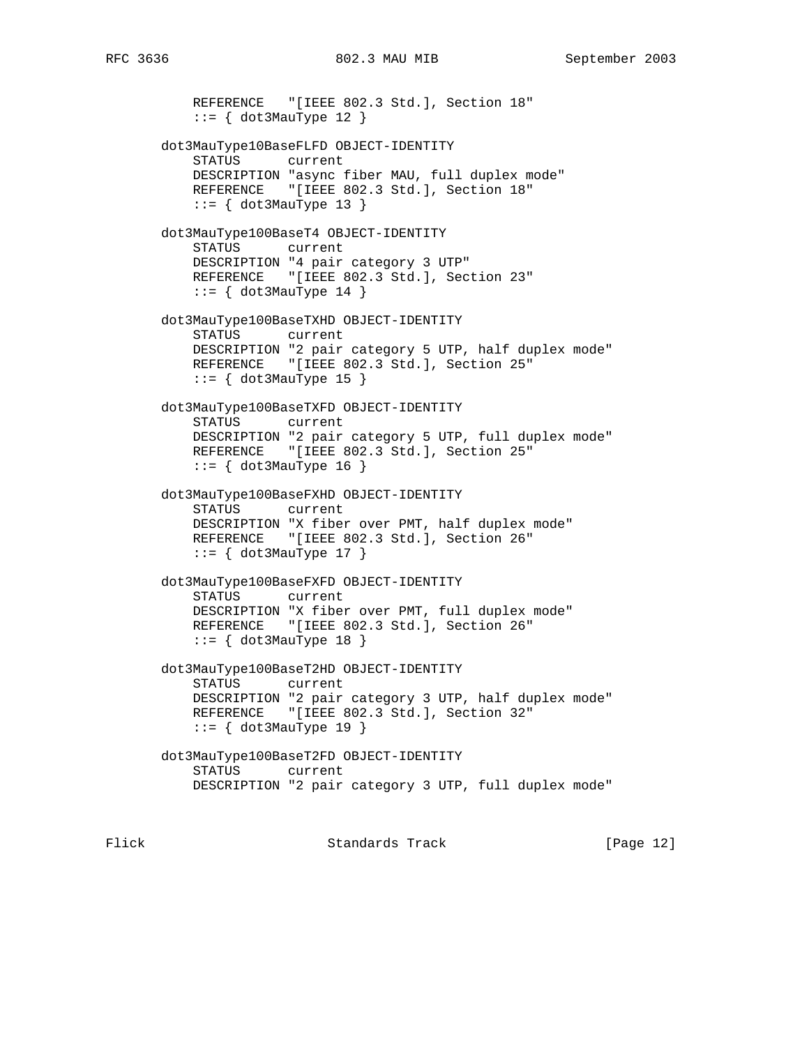```
            REFERENCE   "[IEEE 802.3 Std.], Section 18"
            ::= { dot3MauType 12 }

        dot3MauType10BaseFLFD OBJECT-IDENTITY
            STATUS      current
            DESCRIPTION "async fiber MAU, full duplex mode"
            REFERENCE   "[IEEE 802.3 Std.], Section 18"
            ::= { dot3MauType 13 }

        dot3MauType100BaseT4 OBJECT-IDENTITY
            STATUS      current
            DESCRIPTION "4 pair category 3 UTP"
            REFERENCE   "[IEEE 802.3 Std.], Section 23"
            ::= { dot3MauType 14 }

        dot3MauType100BaseTXHD OBJECT-IDENTITY
            STATUS      current
            DESCRIPTION "2 pair category 5 UTP, half duplex mode"
            REFERENCE   "[IEEE 802.3 Std.], Section 25"
            ::= { dot3MauType 15 }

        dot3MauType100BaseTXFD OBJECT-IDENTITY
            STATUS      current
            DESCRIPTION "2 pair category 5 UTP, full duplex mode"
            REFERENCE   "[IEEE 802.3 Std.], Section 25"
            ::= { dot3MauType 16 }

        dot3MauType100BaseFXHD OBJECT-IDENTITY
            STATUS      current
            DESCRIPTION "X fiber over PMT, half duplex mode"
            REFERENCE   "[IEEE 802.3 Std.], Section 26"
            ::= { dot3MauType 17 }

        dot3MauType100BaseFXFD OBJECT-IDENTITY
            STATUS      current
            DESCRIPTION "X fiber over PMT, full duplex mode"
            REFERENCE   "[IEEE 802.3 Std.], Section 26"
            ::= { dot3MauType 18 }

        dot3MauType100BaseT2HD OBJECT-IDENTITY
            STATUS      current
            DESCRIPTION "2 pair category 3 UTP, half duplex mode"
            REFERENCE   "[IEEE 802.3 Std.], Section 32"
            ::= { dot3MauType 19 }

        dot3MauType100BaseT2FD OBJECT-IDENTITY
            STATUS      current
            DESCRIPTION "2 pair category 3 UTP, full duplex mode"
```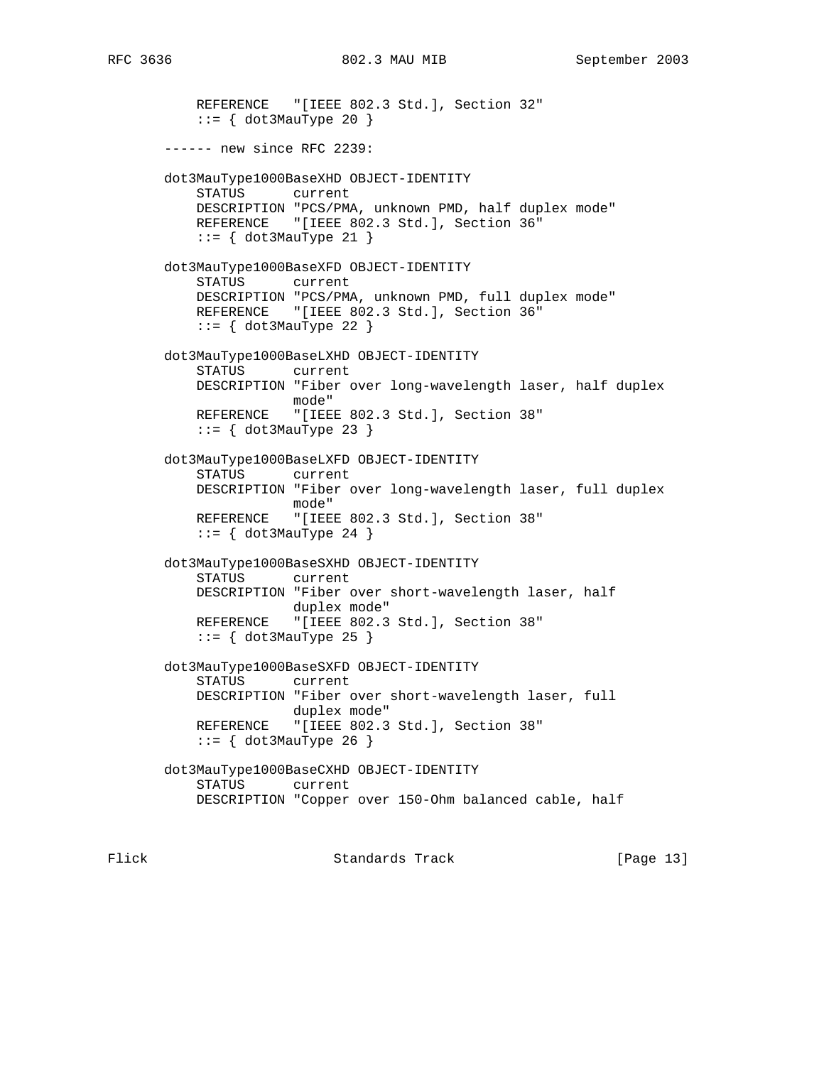```
           REFERENCE   "[IEEE 802.3 Std.], Section 32"
           ::= { dot3MauType 20 }

       ------ new since RFC 2239:

       dot3MauType1000BaseXHD OBJECT-IDENTITY
           STATUS      current
           DESCRIPTION "PCS/PMA, unknown PMD, half duplex mode"
           REFERENCE   "[IEEE 802.3 Std.], Section 36"
           ::= { dot3MauType 21 }

       dot3MauType1000BaseXFD OBJECT-IDENTITY
           STATUS      current
           DESCRIPTION "PCS/PMA, unknown PMD, full duplex mode"
           REFERENCE   "[IEEE 802.3 Std.], Section 36"
           ::= { dot3MauType 22 }

       dot3MauType1000BaseLXHD OBJECT-IDENTITY
           STATUS      current
           DESCRIPTION "Fiber over long-wavelength laser, half duplex
                       mode"
           REFERENCE   "[IEEE 802.3 Std.], Section 38"
           ::= { dot3MauType 23 }

       dot3MauType1000BaseLXFD OBJECT-IDENTITY
           STATUS      current
           DESCRIPTION "Fiber over long-wavelength laser, full duplex
                       mode"
           REFERENCE   "[IEEE 802.3 Std.], Section 38"
           ::= { dot3MauType 24 }

       dot3MauType1000BaseSXHD OBJECT-IDENTITY
           STATUS      current
           DESCRIPTION "Fiber over short-wavelength laser, half
                       duplex mode"
           REFERENCE   "[IEEE 802.3 Std.], Section 38"
           ::= { dot3MauType 25 }

       dot3MauType1000BaseSXFD OBJECT-IDENTITY
           STATUS      current
           DESCRIPTION "Fiber over short-wavelength laser, full
                       duplex mode"
           REFERENCE   "[IEEE 802.3 Std.], Section 38"
           ::= { dot3MauType 26 }

       dot3MauType1000BaseCXHD OBJECT-IDENTITY
           STATUS      current
           DESCRIPTION "Copper over 150-Ohm balanced cable, half
```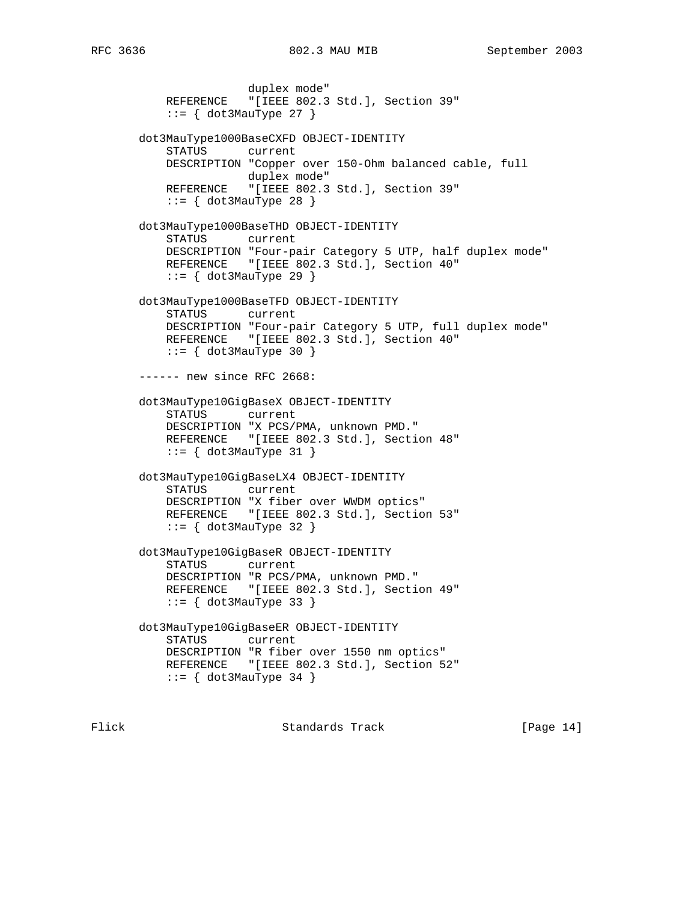```
                  duplex mode"
    REFERENCE   "[IEEE 802.3 Std.], Section 39"
    ::= { dot3MauType 27 }

dot3MauType1000BaseCXFD OBJECT-IDENTITY
    STATUS      current
    DESCRIPTION "Copper over 150-Ohm balanced cable, full
                duplex mode"
    REFERENCE   "[IEEE 802.3 Std.], Section 39"
    ::= { dot3MauType 28 }

dot3MauType1000BaseTHD OBJECT-IDENTITY
    STATUS      current
    DESCRIPTION "Four-pair Category 5 UTP, half duplex mode"
    REFERENCE   "[IEEE 802.3 Std.], Section 40"
    ::= { dot3MauType 29 }

dot3MauType1000BaseTFD OBJECT-IDENTITY
    STATUS      current
    DESCRIPTION "Four-pair Category 5 UTP, full duplex mode"
    REFERENCE   "[IEEE 802.3 Std.], Section 40"
    ::= { dot3MauType 30 }

------ new since RFC 2668:

dot3MauType10GigBaseX OBJECT-IDENTITY
    STATUS      current
    DESCRIPTION "X PCS/PMA, unknown PMD."
    REFERENCE   "[IEEE 802.3 Std.], Section 48"
    ::= { dot3MauType 31 }

dot3MauType10GigBaseLX4 OBJECT-IDENTITY
    STATUS      current
    DESCRIPTION "X fiber over WWDM optics"
    REFERENCE   "[IEEE 802.3 Std.], Section 53"
    ::= { dot3MauType 32 }

dot3MauType10GigBaseR OBJECT-IDENTITY
    STATUS      current
    DESCRIPTION "R PCS/PMA, unknown PMD."
    REFERENCE   "[IEEE 802.3 Std.], Section 49"
    ::= { dot3MauType 33 }

dot3MauType10GigBaseER OBJECT-IDENTITY
    STATUS      current
    DESCRIPTION "R fiber over 1550 nm optics"
    REFERENCE   "[IEEE 802.3 Std.], Section 52"
    ::= { dot3MauType 34 }
```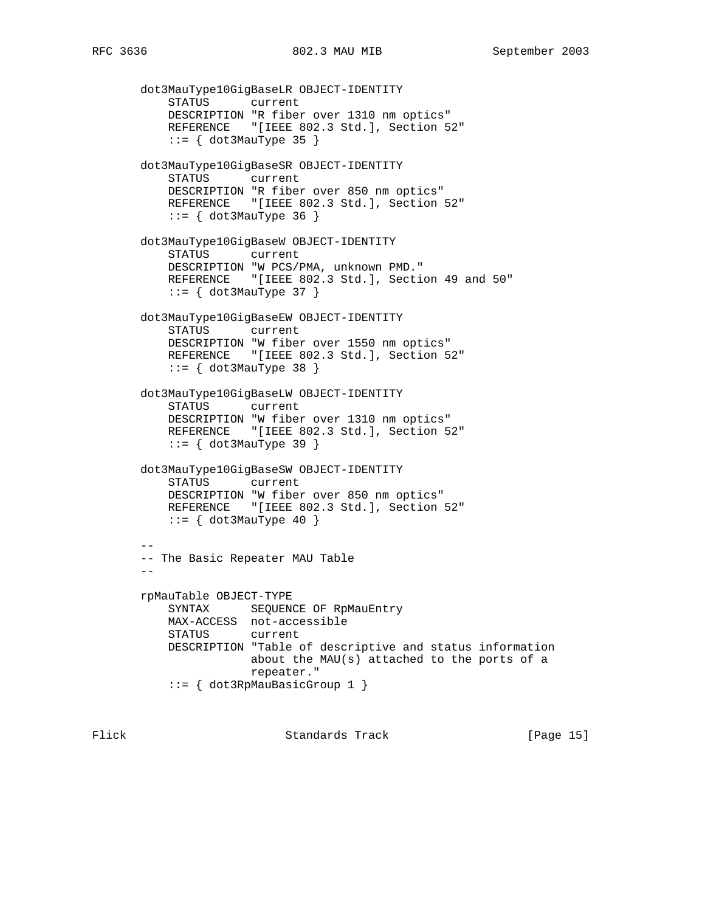```
   dot3MauType10GigBaseLR OBJECT-IDENTITY
       STATUS      current
       DESCRIPTION "R fiber over 1310 nm optics"
       REFERENCE   "[IEEE 802.3 Std.], Section 52"
       ::= { dot3MauType 35 }

   dot3MauType10GigBaseSR OBJECT-IDENTITY
       STATUS      current
       DESCRIPTION "R fiber over 850 nm optics"
       REFERENCE   "[IEEE 802.3 Std.], Section 52"
       ::= { dot3MauType 36 }

   dot3MauType10GigBaseW OBJECT-IDENTITY
       STATUS      current
       DESCRIPTION "W PCS/PMA, unknown PMD."
       REFERENCE   "[IEEE 802.3 Std.], Section 49 and 50"
       ::= { dot3MauType 37 }

   dot3MauType10GigBaseEW OBJECT-IDENTITY
       STATUS      current
       DESCRIPTION "W fiber over 1550 nm optics"
       REFERENCE   "[IEEE 802.3 Std.], Section 52"
       ::= { dot3MauType 38 }

   dot3MauType10GigBaseLW OBJECT-IDENTITY
       STATUS      current
       DESCRIPTION "W fiber over 1310 nm optics"
       REFERENCE   "[IEEE 802.3 Std.], Section 52"
       ::= { dot3MauType 39 }

   dot3MauType10GigBaseSW OBJECT-IDENTITY
       STATUS      current
       DESCRIPTION "W fiber over 850 nm optics"
       REFERENCE   "[IEEE 802.3 Std.], Section 52"
       ::= { dot3MauType 40 }

   --
   -- The Basic Repeater MAU Table
   --

   rpMauTable OBJECT-TYPE
       SYNTAX      SEQUENCE OF RpMauEntry
       MAX-ACCESS  not-accessible
       STATUS      current
       DESCRIPTION "Table of descriptive and status information
                   about the MAU(s) attached to the ports of a
                   repeater."
       ::= { dot3RpMauBasicGroup 1 }
```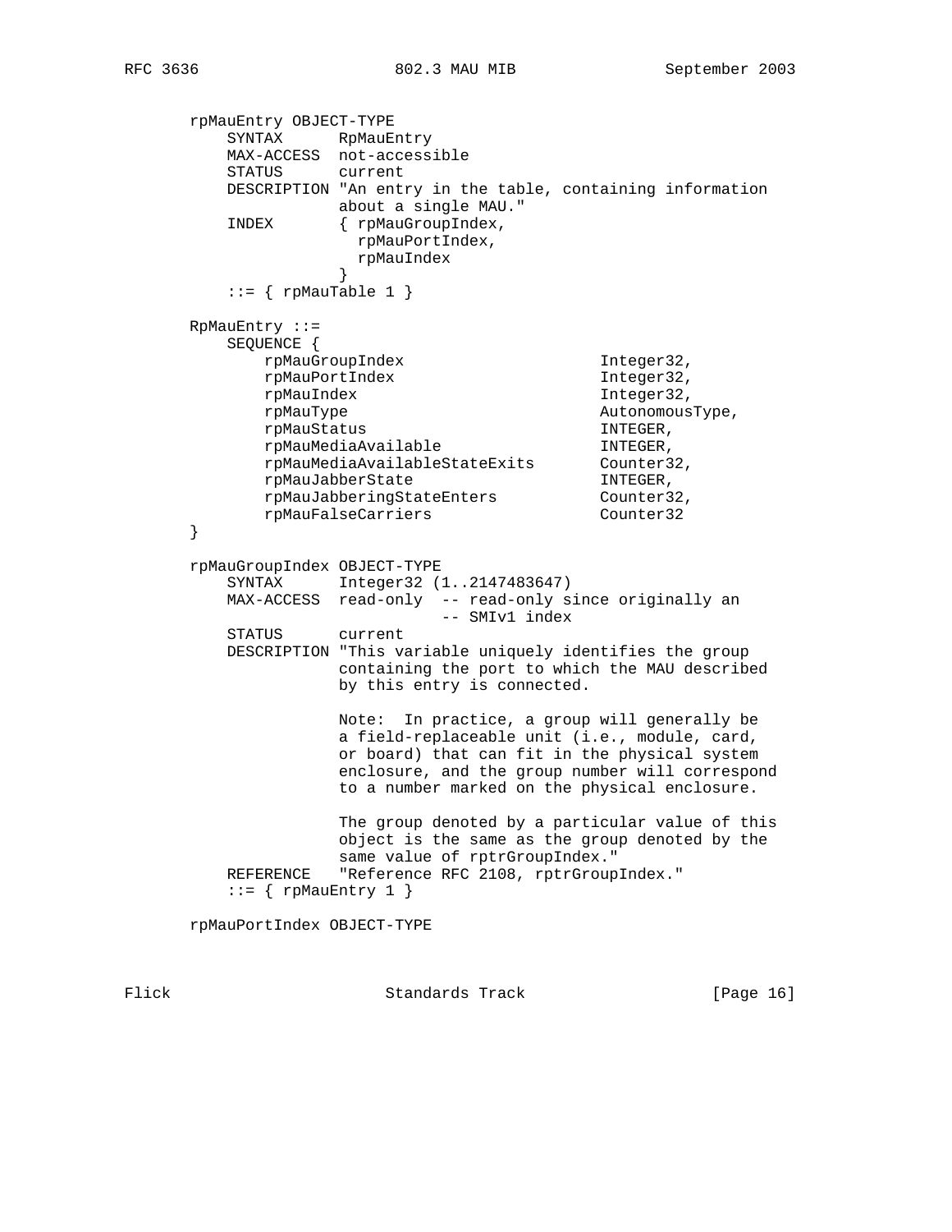```
   rpMauEntry OBJECT-TYPE
       SYNTAX      RpMauEntry
       MAX-ACCESS  not-accessible
       STATUS      current
       DESCRIPTION "An entry in the table, containing information
                   about a single MAU."
       INDEX       { rpMauGroupIndex,
                     rpMauPortIndex,
                     rpMauIndex
                   }
       ::= { rpMauTable 1 }

   RpMauEntry ::=
       SEQUENCE {
           rpMauGroupIndex                     Integer32,
           rpMauPortIndex                      Integer32,
           rpMauIndex                          Integer32,
           rpMauType                           AutonomousType,
           rpMauStatus                         INTEGER,
           rpMauMediaAvailable                 INTEGER,
           rpMauMediaAvailableStateExits       Counter32,
           rpMauJabberState                    INTEGER,
           rpMauJabberingStateEnters           Counter32,
           rpMauFalseCarriers                  Counter32
   }

   rpMauGroupIndex OBJECT-TYPE
       SYNTAX      Integer32 (1..2147483647)
       MAX-ACCESS  read-only  -- read-only since originally an
                              -- SMIv1 index
       STATUS      current
       DESCRIPTION "This variable uniquely identifies the group
                   containing the port to which the MAU described
                   by this entry is connected.

                   Note:  In practice, a group will generally be
                   a field-replaceable unit (i.e., module, card,
                   or board) that can fit in the physical system
                   enclosure, and the group number will correspond
                   to a number marked on the physical enclosure.

                   The group denoted by a particular value of this
                   object is the same as the group denoted by the
                   same value of rptrGroupIndex."
       REFERENCE   "Reference RFC 2108, rptrGroupIndex."
       ::= { rpMauEntry 1 }

   rpMauPortIndex OBJECT-TYPE
```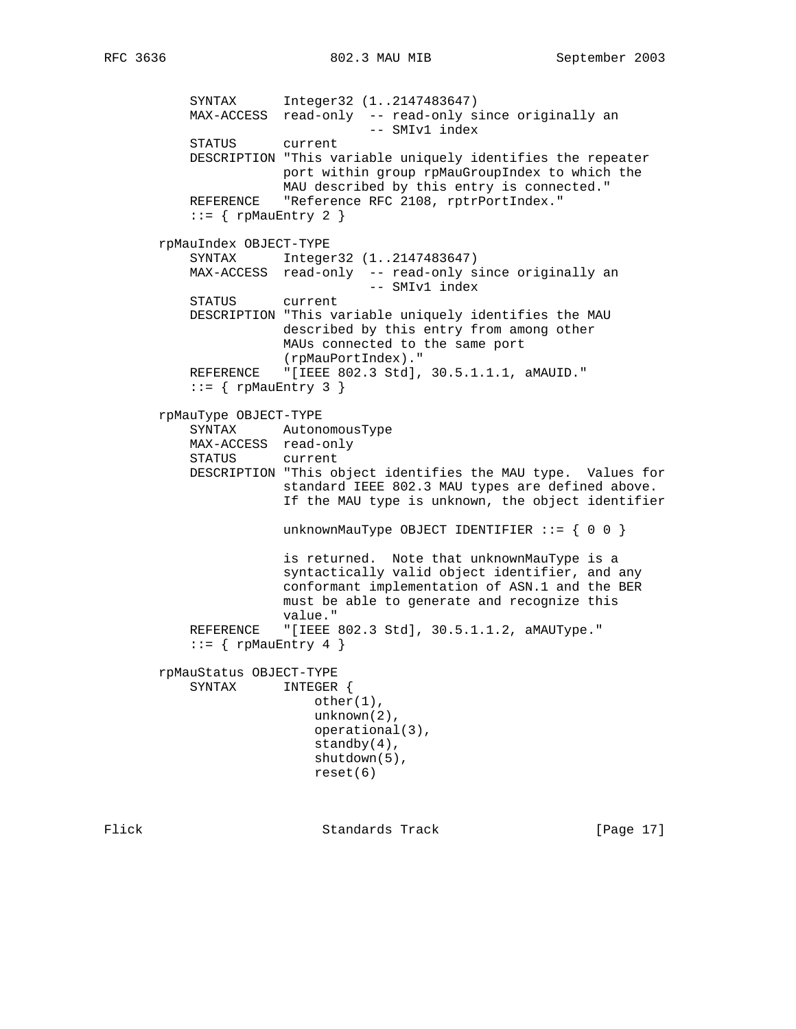```
           SYNTAX      Integer32 (1..2147483647)
           MAX-ACCESS  read-only  -- read-only since originally an
                                  -- SMIv1 index
           STATUS      current
           DESCRIPTION "This variable uniquely identifies the repeater
                       port within group rpMauGroupIndex to which the
                       MAU described by this entry is connected."
           REFERENCE   "Reference RFC 2108, rptrPortIndex."
           ::= { rpMauEntry 2 }

       rpMauIndex OBJECT-TYPE
           SYNTAX      Integer32 (1..2147483647)
           MAX-ACCESS  read-only  -- read-only since originally an
                                  -- SMIv1 index
           STATUS      current
           DESCRIPTION "This variable uniquely identifies the MAU
                       described by this entry from among other
                       MAUs connected to the same port
                       (rpMauPortIndex)."
           REFERENCE   "[IEEE 802.3 Std], 30.5.1.1.1, aMAUID."
           ::= { rpMauEntry 3 }

       rpMauType OBJECT-TYPE
           SYNTAX      AutonomousType
           MAX-ACCESS  read-only
           STATUS      current
           DESCRIPTION "This object identifies the MAU type.  Values for
                       standard IEEE 802.3 MAU types are defined above.
                       If the MAU type is unknown, the object identifier

                       unknownMauType OBJECT IDENTIFIER ::= { 0 0 }

                       is returned.  Note that unknownMauType is a
                       syntactically valid object identifier, and any
                       conformant implementation of ASN.1 and the BER
                       must be able to generate and recognize this
                       value."
           REFERENCE   "[IEEE 802.3 Std], 30.5.1.1.2, aMAUType."
           ::= { rpMauEntry 4 }

       rpMauStatus OBJECT-TYPE
           SYNTAX      INTEGER {
                           other(1),
                           unknown(2),
                           operational(3),
                           standby(4),
                           shutdown(5),
                           reset(6)
```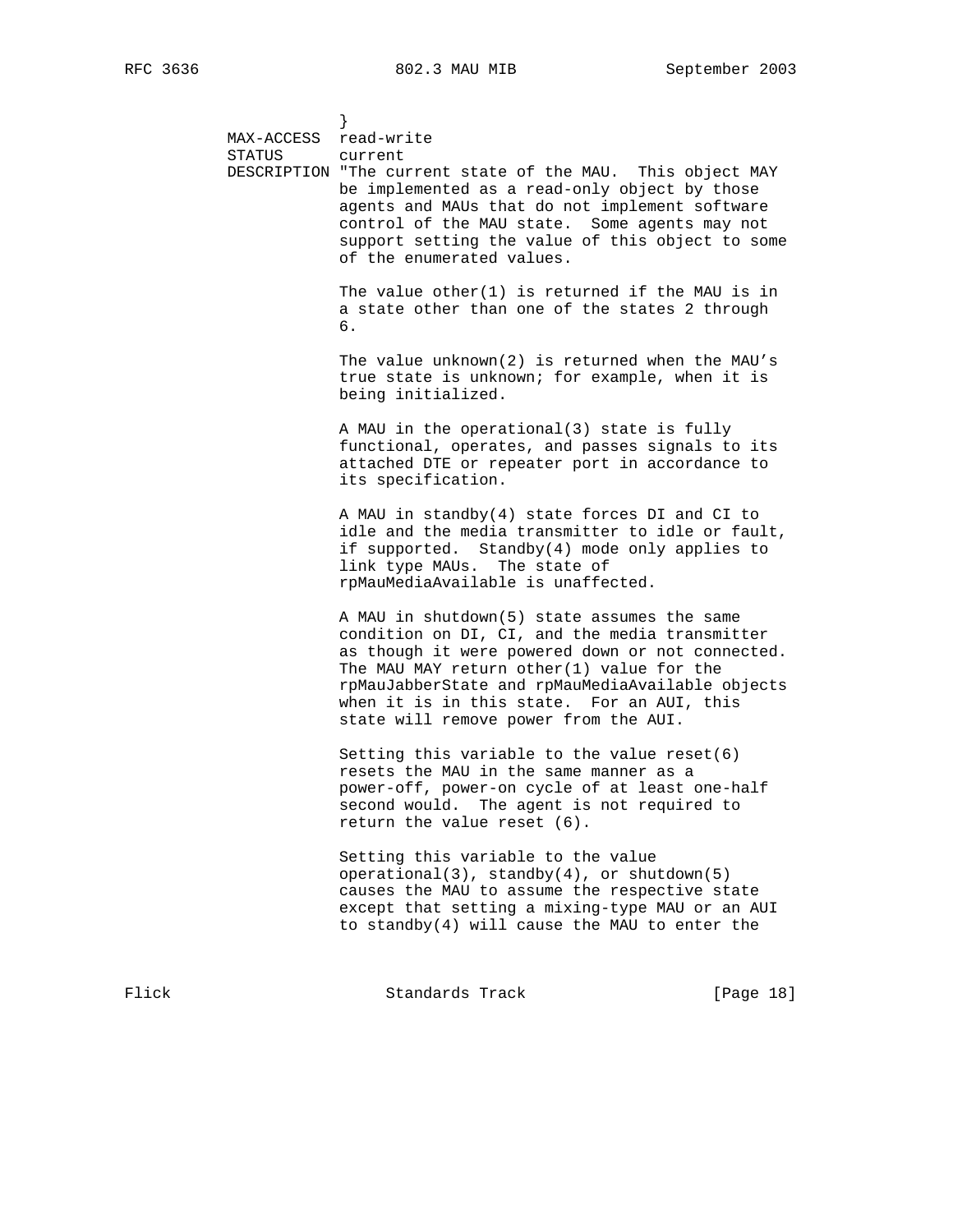```
               }
       MAX-ACCESS  read-write
       STATUS      current
       DESCRIPTION "The current state of the MAU.  This object MAY
                   be implemented as a read-only object by those
                   agents and MAUs that do not implement software
                   control of the MAU state.  Some agents may not
                   support setting the value of this object to some
                   of the enumerated values.

                   The value other(1) is returned if the MAU is in
                   a state other than one of the states 2 through
                   6.

                   The value unknown(2) is returned when the MAU's
                   true state is unknown; for example, when it is
                   being initialized.

                   A MAU in the operational(3) state is fully
                   functional, operates, and passes signals to its
                   attached DTE or repeater port in accordance to
                   its specification.

                   A MAU in standby(4) state forces DI and CI to
                   idle and the media transmitter to idle or fault,
                   if supported.  Standby(4) mode only applies to
                   link type MAUs.  The state of
                   rpMauMediaAvailable is unaffected.

                   A MAU in shutdown(5) state assumes the same
                   condition on DI, CI, and the media transmitter
                   as though it were powered down or not connected.
                   The MAU MAY return other(1) value for the
                   rpMauJabberState and rpMauMediaAvailable objects
                   when it is in this state.  For an AUI, this
                   state will remove power from the AUI.

                   Setting this variable to the value reset(6)
                   resets the MAU in the same manner as a
                   power-off, power-on cycle of at least one-half
                   second would.  The agent is not required to
                   return the value reset (6).

                   Setting this variable to the value
                   operational(3), standby(4), or shutdown(5)
                   causes the MAU to assume the respective state
                   except that setting a mixing-type MAU or an AUI
                   to standby(4) will cause the MAU to enter the
```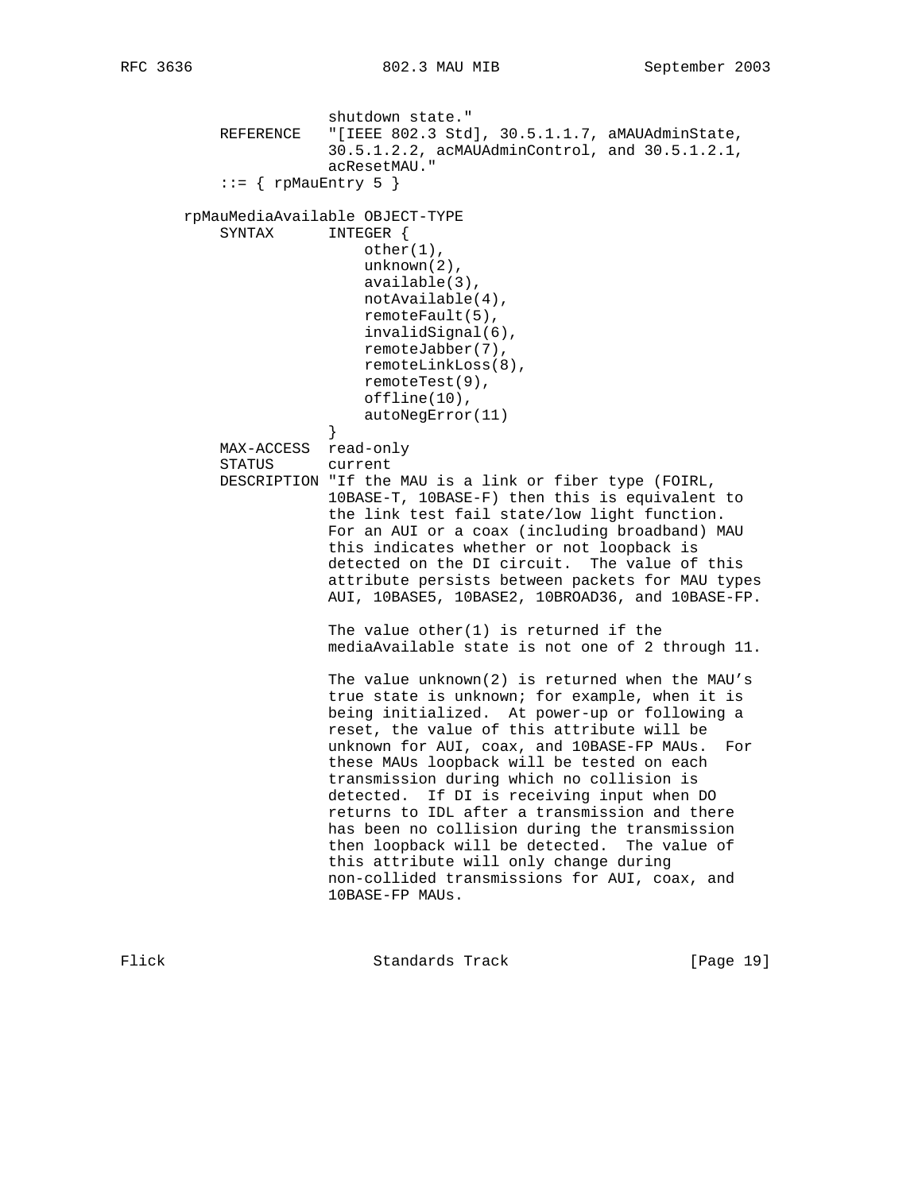```
                shutdown state."
        REFERENCE   "[IEEE 802.3 Std], 30.5.1.1.7, aMAUAdminState,
                    30.5.1.2.2, acMAUAdminControl, and 30.5.1.2.1,
                    acResetMAU."
        ::= { rpMauEntry 5 }

    rpMauMediaAvailable OBJECT-TYPE
        SYNTAX      INTEGER {
                        other(1),
                        unknown(2),
                        available(3),
                        notAvailable(4),
                        remoteFault(5),
                        invalidSignal(6),
                        remoteJabber(7),
                        remoteLinkLoss(8),
                        remoteTest(9),
                        offline(10),
                        autoNegError(11)
                    }
        MAX-ACCESS  read-only
        STATUS      current
        DESCRIPTION "If the MAU is a link or fiber type (FOIRL,
                    10BASE-T, 10BASE-F) then this is equivalent to
                    the link test fail state/low light function.
                    For an AUI or a coax (including broadband) MAU
                    this indicates whether or not loopback is
                    detected on the DI circuit.  The value of this
                    attribute persists between packets for MAU types
                    AUI, 10BASE5, 10BASE2, 10BROAD36, and 10BASE-FP.

                    The value other(1) is returned if the
                    mediaAvailable state is not one of 2 through 11.

                    The value unknown(2) is returned when the MAU's
                    true state is unknown; for example, when it is
                    being initialized.  At power-up or following a
                    reset, the value of this attribute will be
                    unknown for AUI, coax, and 10BASE-FP MAUs.  For
                    these MAUs loopback will be tested on each
                    transmission during which no collision is
                    detected.  If DI is receiving input when DO
                    returns to IDL after a transmission and there
                    has been no collision during the transmission
                    then loopback will be detected.  The value of
                    this attribute will only change during
                    non-collided transmissions for AUI, coax, and
                    10BASE-FP MAUs.
```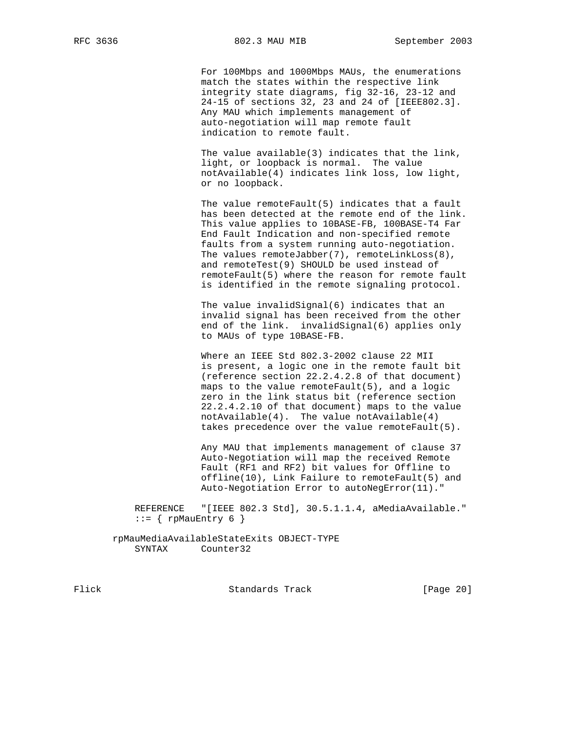```
                   For 100Mbps and 1000Mbps MAUs, the enumerations
                   match the states within the respective link
                   integrity state diagrams, fig 32-16, 23-12 and
                   24-15 of sections 32, 23 and 24 of [IEEE802.3].
                   Any MAU which implements management of
                   auto-negotiation will map remote fault
                   indication to remote fault.

                   The value available(3) indicates that the link,
                   light, or loopback is normal.  The value
                   notAvailable(4) indicates link loss, low light,
                   or no loopback.

                   The value remoteFault(5) indicates that a fault
                   has been detected at the remote end of the link.
                   This value applies to 10BASE-FB, 100BASE-T4 Far
                   End Fault Indication and non-specified remote
                   faults from a system running auto-negotiation.
                   The values remoteJabber(7), remoteLinkLoss(8),
                   and remoteTest(9) SHOULD be used instead of
                   remoteFault(5) where the reason for remote fault
                   is identified in the remote signaling protocol.

                   The value invalidSignal(6) indicates that an
                   invalid signal has been received from the other
                   end of the link.  invalidSignal(6) applies only
                   to MAUs of type 10BASE-FB.

                   Where an IEEE Std 802.3-2002 clause 22 MII
                   is present, a logic one in the remote fault bit
                   (reference section 22.2.4.2.8 of that document)
                   maps to the value remoteFault(5), and a logic
                   zero in the link status bit (reference section
                   22.2.4.2.10 of that document) maps to the value
                   notAvailable(4).  The value notAvailable(4)
                   takes precedence over the value remoteFault(5).

                   Any MAU that implements management of clause 37
                   Auto-Negotiation will map the received Remote
                   Fault (RF1 and RF2) bit values for Offline to
                   offline(10), Link Failure to remoteFault(5) and
                   Auto-Negotiation Error to autoNegError(11)."

       REFERENCE   "[IEEE 802.3 Std], 30.5.1.1.4, aMediaAvailable."
       ::= { rpMauEntry 6 }

   rpMauMediaAvailableStateExits OBJECT-TYPE
       SYNTAX      Counter32
```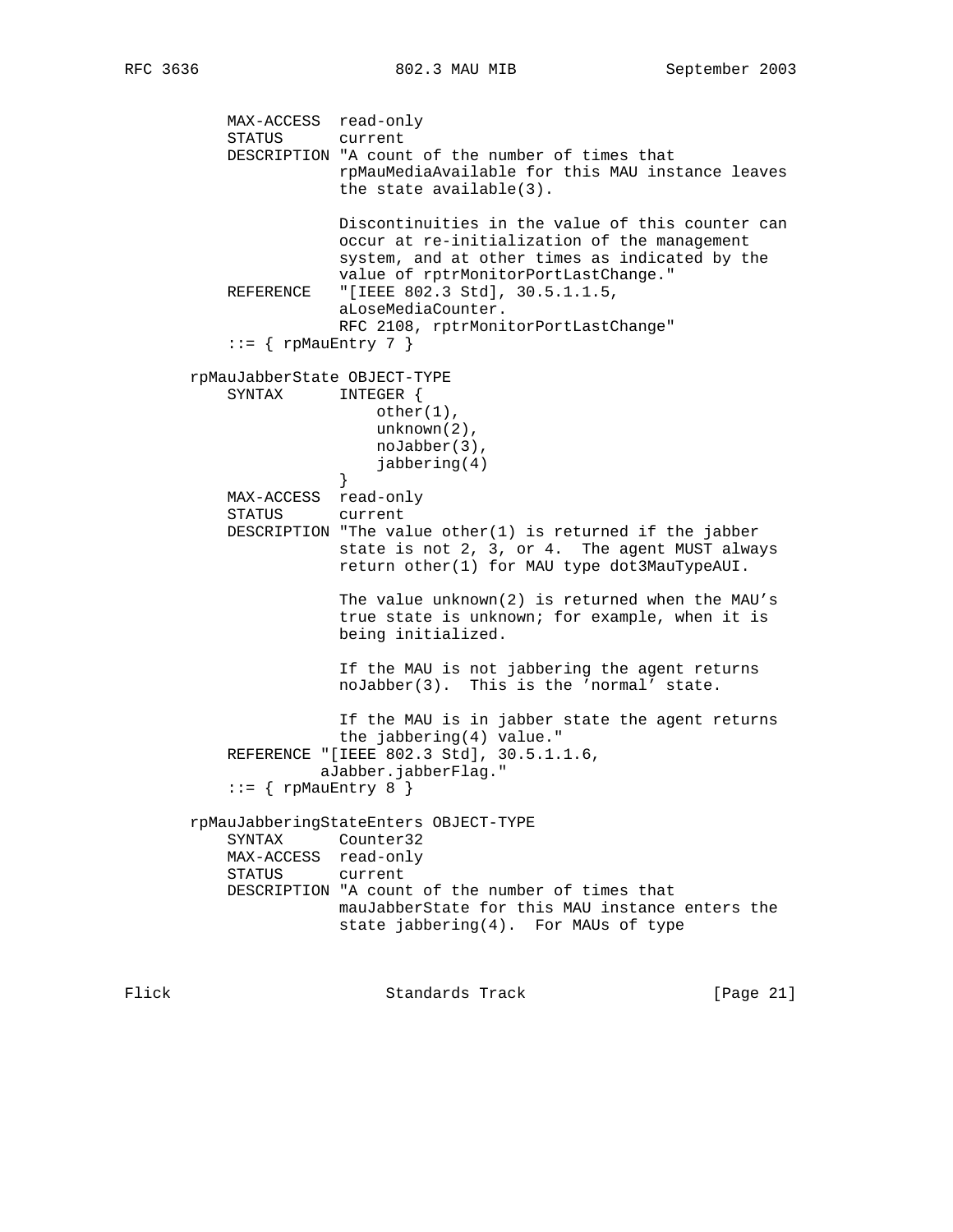```
        MAX-ACCESS  read-only
        STATUS      current
        DESCRIPTION "A count of the number of times that
                    rpMauMediaAvailable for this MAU instance leaves
                    the state available(3).

                    Discontinuities in the value of this counter can
                    occur at re-initialization of the management
                    system, and at other times as indicated by the
                    value of rptrMonitorPortLastChange."
        REFERENCE   "[IEEE 802.3 Std], 30.5.1.1.5,
                    aLoseMediaCounter.
                    RFC 2108, rptrMonitorPortLastChange"
        ::= { rpMauEntry 7 }

    rpMauJabberState OBJECT-TYPE
        SYNTAX      INTEGER {
                        other(1),
                        unknown(2),
                        noJabber(3),
                        jabbering(4)
                    }
        MAX-ACCESS  read-only
        STATUS      current
        DESCRIPTION "The value other(1) is returned if the jabber
                    state is not 2, 3, or 4.  The agent MUST always
                    return other(1) for MAU type dot3MauTypeAUI.

                    The value unknown(2) is returned when the MAU's
                    true state is unknown; for example, when it is
                    being initialized.

                    If the MAU is not jabbering the agent returns
                    noJabber(3).  This is the 'normal' state.

                    If the MAU is in jabber state the agent returns
                    the jabbering(4) value."
        REFERENCE "[IEEE 802.3 Std], 30.5.1.1.6,
                  aJabber.jabberFlag."
        ::= { rpMauEntry 8 }

    rpMauJabberingStateEnters OBJECT-TYPE
        SYNTAX      Counter32
        MAX-ACCESS  read-only
        STATUS      current
        DESCRIPTION "A count of the number of times that
                    mauJabberState for this MAU instance enters the
                    state jabbering(4).  For MAUs of type
```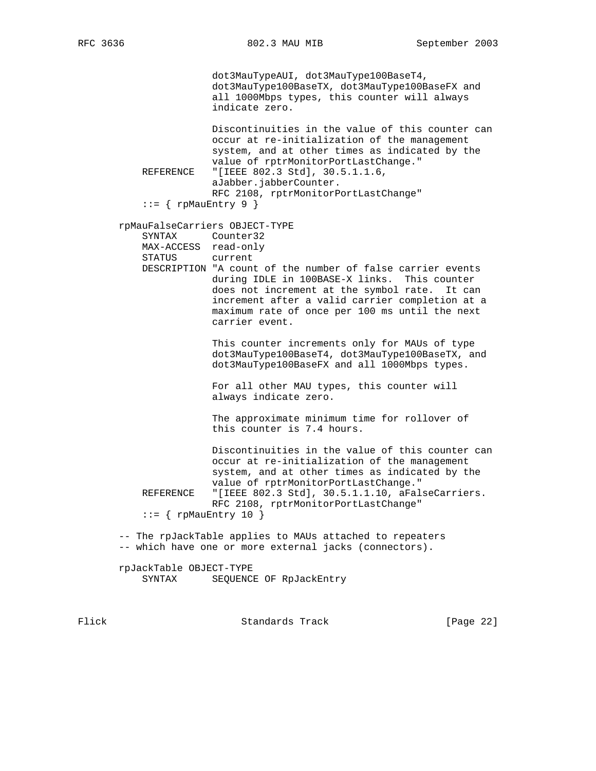```
                     dot3MauTypeAUI, dot3MauType100BaseT4,
                     dot3MauType100BaseTX, dot3MauType100BaseFX and
                     all 1000Mbps types, this counter will always
                     indicate zero.

                     Discontinuities in the value of this counter can
                     occur at re-initialization of the management
                     system, and at other times as indicated by the
                     value of rptrMonitorPortLastChange."
       REFERENCE   "[IEEE 802.3 Std], 30.5.1.1.6,
                     aJabber.jabberCounter.
                     RFC 2108, rptrMonitorPortLastChange"
       ::= { rpMauEntry 9 }

   rpMauFalseCarriers OBJECT-TYPE
       SYNTAX      Counter32
       MAX-ACCESS  read-only
       STATUS      current
       DESCRIPTION "A count of the number of false carrier events
                     during IDLE in 100BASE-X links.  This counter
                     does not increment at the symbol rate.  It can
                     increment after a valid carrier completion at a
                     maximum rate of once per 100 ms until the next
                     carrier event.

                     This counter increments only for MAUs of type
                     dot3MauType100BaseT4, dot3MauType100BaseTX, and
                     dot3MauType100BaseFX and all 1000Mbps types.

                     For all other MAU types, this counter will
                     always indicate zero.

                     The approximate minimum time for rollover of
                     this counter is 7.4 hours.

                     Discontinuities in the value of this counter can
                     occur at re-initialization of the management
                     system, and at other times as indicated by the
                     value of rptrMonitorPortLastChange."
       REFERENCE   "[IEEE 802.3 Std], 30.5.1.1.10, aFalseCarriers.
                     RFC 2108, rptrMonitorPortLastChange"
       ::= { rpMauEntry 10 }

   -- The rpJackTable applies to MAUs attached to repeaters
   -- which have one or more external jacks (connectors).

   rpJackTable OBJECT-TYPE
       SYNTAX      SEQUENCE OF RpJackEntry
```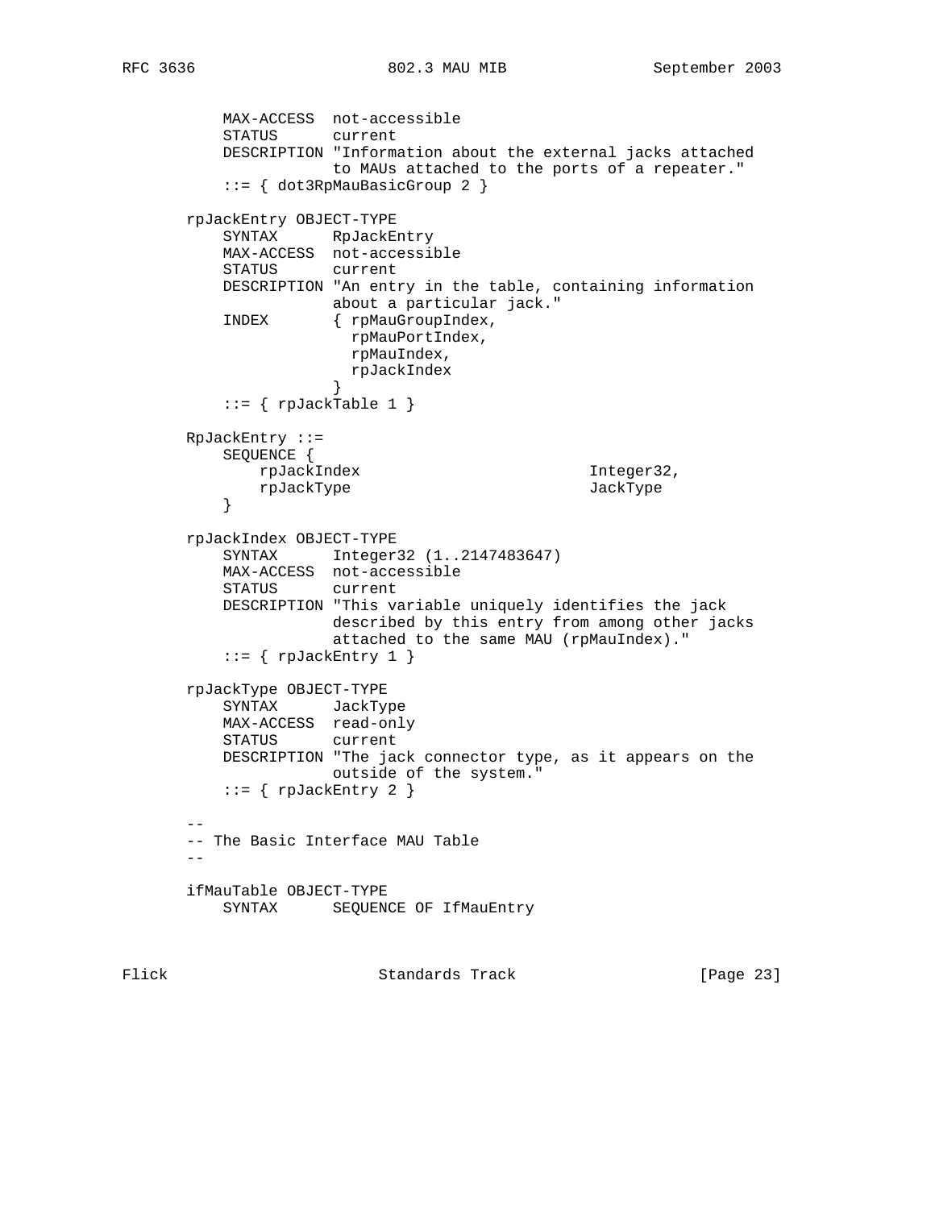```
           MAX-ACCESS  not-accessible
           STATUS      current
           DESCRIPTION "Information about the external jacks attached
                       to MAUs attached to the ports of a repeater."
           ::= { dot3RpMauBasicGroup 2 }

       rpJackEntry OBJECT-TYPE
           SYNTAX      RpJackEntry
           MAX-ACCESS  not-accessible
           STATUS      current
           DESCRIPTION "An entry in the table, containing information
                       about a particular jack."
           INDEX       { rpMauGroupIndex,
                         rpMauPortIndex,
                         rpMauIndex,
                         rpJackIndex
                       }
           ::= { rpJackTable 1 }

       RpJackEntry ::=
           SEQUENCE {
               rpJackIndex                         Integer32,
               rpJackType                          JackType
           }

       rpJackIndex OBJECT-TYPE
           SYNTAX      Integer32 (1..2147483647)
           MAX-ACCESS  not-accessible
           STATUS      current
           DESCRIPTION "This variable uniquely identifies the jack
                       described by this entry from among other jacks
                       attached to the same MAU (rpMauIndex)."
           ::= { rpJackEntry 1 }

       rpJackType OBJECT-TYPE
           SYNTAX      JackType
           MAX-ACCESS  read-only
           STATUS      current
           DESCRIPTION "The jack connector type, as it appears on the
                       outside of the system."
           ::= { rpJackEntry 2 }

       --
       -- The Basic Interface MAU Table
       --

       ifMauTable OBJECT-TYPE
           SYNTAX      SEQUENCE OF IfMauEntry
```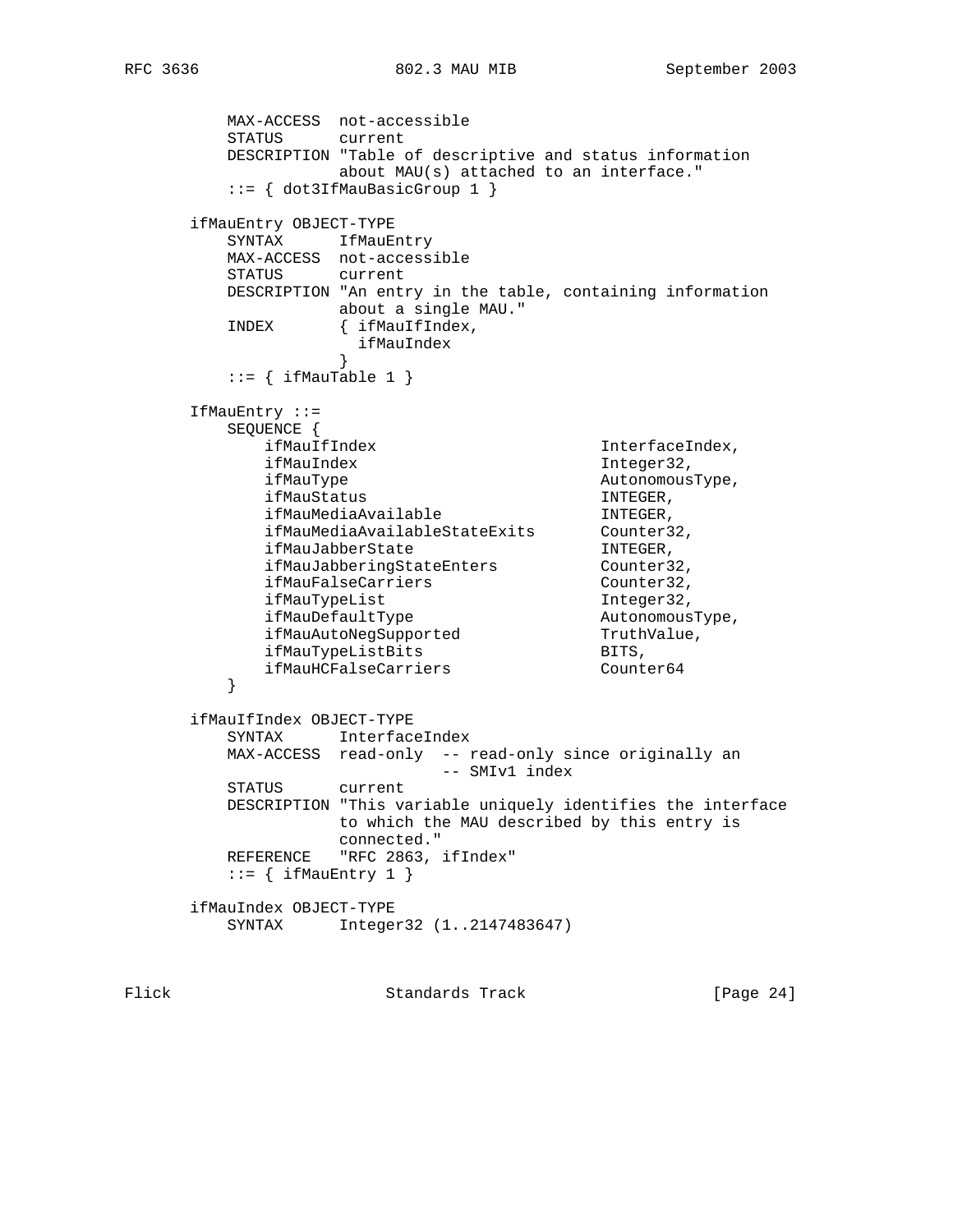```
           MAX-ACCESS  not-accessible
           STATUS      current
           DESCRIPTION "Table of descriptive and status information
                       about MAU(s) attached to an interface."
           ::= { dot3IfMauBasicGroup 1 }

       ifMauEntry OBJECT-TYPE
           SYNTAX      IfMauEntry
           MAX-ACCESS  not-accessible
           STATUS      current
           DESCRIPTION "An entry in the table, containing information
                       about a single MAU."
           INDEX       { ifMauIfIndex,
                         ifMauIndex
                       }
           ::= { ifMauTable 1 }

       IfMauEntry ::=
           SEQUENCE {
               ifMauIfIndex                        InterfaceIndex,
               ifMauIndex                          Integer32,
               ifMauType                           AutonomousType,
               ifMauStatus                         INTEGER,
               ifMauMediaAvailable                 INTEGER,
               ifMauMediaAvailableStateExits       Counter32,
               ifMauJabberState                    INTEGER,
               ifMauJabberingStateEnters           Counter32,
               ifMauFalseCarriers                  Counter32,
               ifMauTypeList                       Integer32,
               ifMauDefaultType                    AutonomousType,
               ifMauAutoNegSupported               TruthValue,
               ifMauTypeListBits                   BITS,
               ifMauHCFalseCarriers                Counter64
           }

       ifMauIfIndex OBJECT-TYPE
           SYNTAX      InterfaceIndex
           MAX-ACCESS  read-only  -- read-only since originally an
                                  -- SMIv1 index
           STATUS      current
           DESCRIPTION "This variable uniquely identifies the interface
                       to which the MAU described by this entry is
                       connected."
           REFERENCE   "RFC 2863, ifIndex"
           ::= { ifMauEntry 1 }

       ifMauIndex OBJECT-TYPE
           SYNTAX      Integer32 (1..2147483647)
```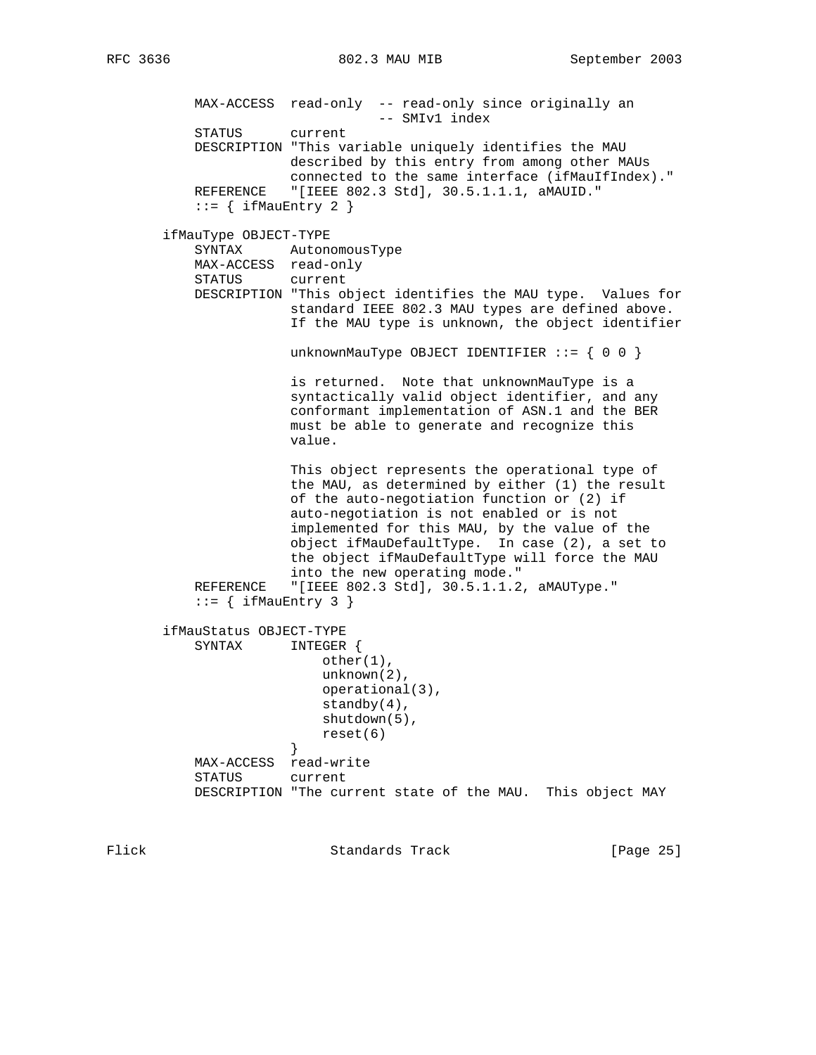```
            MAX-ACCESS  read-only  -- read-only since originally an
                                   -- SMIv1 index
            STATUS      current
            DESCRIPTION "This variable uniquely identifies the MAU
                        described by this entry from among other MAUs
                        connected to the same interface (ifMauIfIndex)."
            REFERENCE   "[IEEE 802.3 Std], 30.5.1.1.1, aMAUID."
            ::= { ifMauEntry 2 }

        ifMauType OBJECT-TYPE
            SYNTAX      AutonomousType
            MAX-ACCESS  read-only
            STATUS      current
            DESCRIPTION "This object identifies the MAU type.  Values for
                        standard IEEE 802.3 MAU types are defined above.
                        If the MAU type is unknown, the object identifier

                        unknownMauType OBJECT IDENTIFIER ::= { 0 0 }

                        is returned.  Note that unknownMauType is a
                        syntactically valid object identifier, and any
                        conformant implementation of ASN.1 and the BER
                        must be able to generate and recognize this
                        value.

                        This object represents the operational type of
                        the MAU, as determined by either (1) the result
                        of the auto-negotiation function or (2) if
                        auto-negotiation is not enabled or is not
                        implemented for this MAU, by the value of the
                        object ifMauDefaultType.  In case (2), a set to
                        the object ifMauDefaultType will force the MAU
                        into the new operating mode."
            REFERENCE   "[IEEE 802.3 Std], 30.5.1.1.2, aMAUType."
            ::= { ifMauEntry 3 }

        ifMauStatus OBJECT-TYPE
            SYNTAX      INTEGER {
                            other(1),
                            unknown(2),
                            operational(3),
                            standby(4),
                            shutdown(5),
                            reset(6)
                        }
            MAX-ACCESS  read-write
            STATUS      current
            DESCRIPTION "The current state of the MAU.  This object MAY
```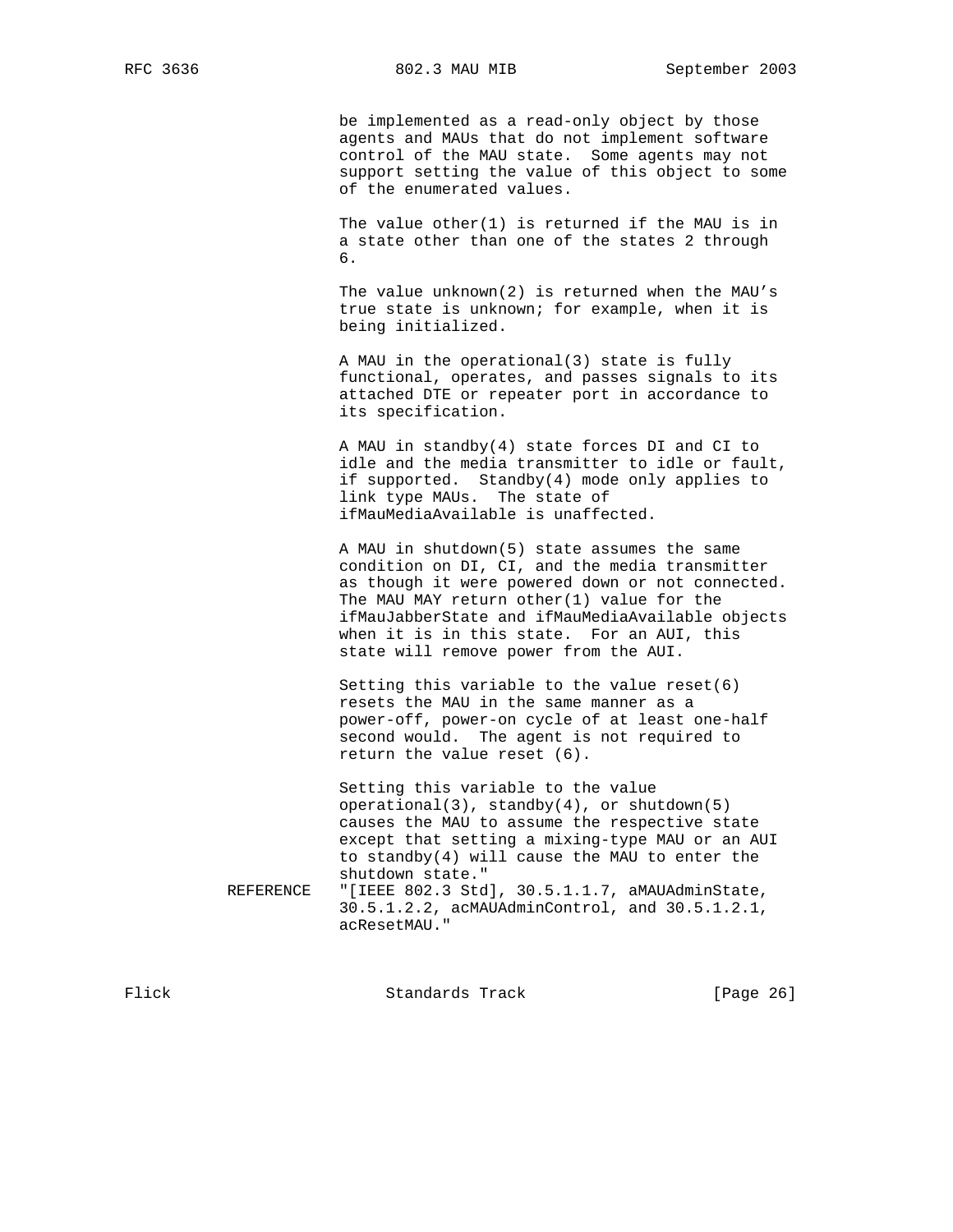```
                be implemented as a read-only object by those
                agents and MAUs that do not implement software
                control of the MAU state.  Some agents may not
                support setting the value of this object to some
                of the enumerated values.

                The value other(1) is returned if the MAU is in
                a state other than one of the states 2 through
                6.

                The value unknown(2) is returned when the MAU's
                true state is unknown; for example, when it is
                being initialized.

                A MAU in the operational(3) state is fully
                functional, operates, and passes signals to its
                attached DTE or repeater port in accordance to
                its specification.

                A MAU in standby(4) state forces DI and CI to
                idle and the media transmitter to idle or fault,
                if supported.  Standby(4) mode only applies to
                link type MAUs.  The state of
                ifMauMediaAvailable is unaffected.

                A MAU in shutdown(5) state assumes the same
                condition on DI, CI, and the media transmitter
                as though it were powered down or not connected.
                The MAU MAY return other(1) value for the
                ifMauJabberState and ifMauMediaAvailable objects
                when it is in this state.  For an AUI, this
                state will remove power from the AUI.

                Setting this variable to the value reset(6)
                resets the MAU in the same manner as a
                power-off, power-on cycle of at least one-half
                second would.  The agent is not required to
                return the value reset (6).

                Setting this variable to the value
                operational(3), standby(4), or shutdown(5)
                causes the MAU to assume the respective state
                except that setting a mixing-type MAU or an AUI
                to standby(4) will cause the MAU to enter the
                shutdown state."
    REFERENCE   "[IEEE 802.3 Std], 30.5.1.1.7, aMAUAdminState,
                30.5.1.2.2, acMAUAdminControl, and 30.5.1.2.1,
                acResetMAU."
```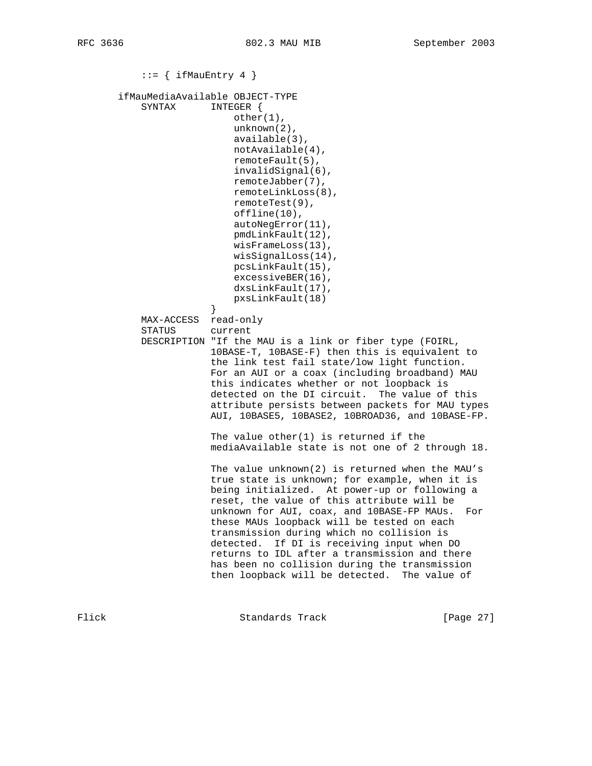```
        ::= { ifMauEntry 4 }

    ifMauMediaAvailable OBJECT-TYPE
        SYNTAX      INTEGER {
                        other(1),
                        unknown(2),
                        available(3),
                        notAvailable(4),
                        remoteFault(5),
                        invalidSignal(6),
                        remoteJabber(7),
                        remoteLinkLoss(8),
                        remoteTest(9),
                        offline(10),
                        autoNegError(11),
                        pmdLinkFault(12),
                        wisFrameLoss(13),
                        wisSignalLoss(14),
                        pcsLinkFault(15),
                        excessiveBER(16),
                        dxsLinkFault(17),
                        pxsLinkFault(18)
                    }
        MAX-ACCESS  read-only
        STATUS      current
        DESCRIPTION "If the MAU is a link or fiber type (FOIRL,
                    10BASE-T, 10BASE-F) then this is equivalent to
                    the link test fail state/low light function.
                    For an AUI or a coax (including broadband) MAU
                    this indicates whether or not loopback is
                    detected on the DI circuit.  The value of this
                    attribute persists between packets for MAU types
                    AUI, 10BASE5, 10BASE2, 10BROAD36, and 10BASE-FP.

                    The value other(1) is returned if the
                    mediaAvailable state is not one of 2 through 18.

                    The value unknown(2) is returned when the MAU's
                    true state is unknown; for example, when it is
                    being initialized.  At power-up or following a
                    reset, the value of this attribute will be
                    unknown for AUI, coax, and 10BASE-FP MAUs.  For
                    these MAUs loopback will be tested on each
                    transmission during which no collision is
                    detected.  If DI is receiving input when DO
                    returns to IDL after a transmission and there
                    has been no collision during the transmission
                    then loopback will be detected.  The value of
```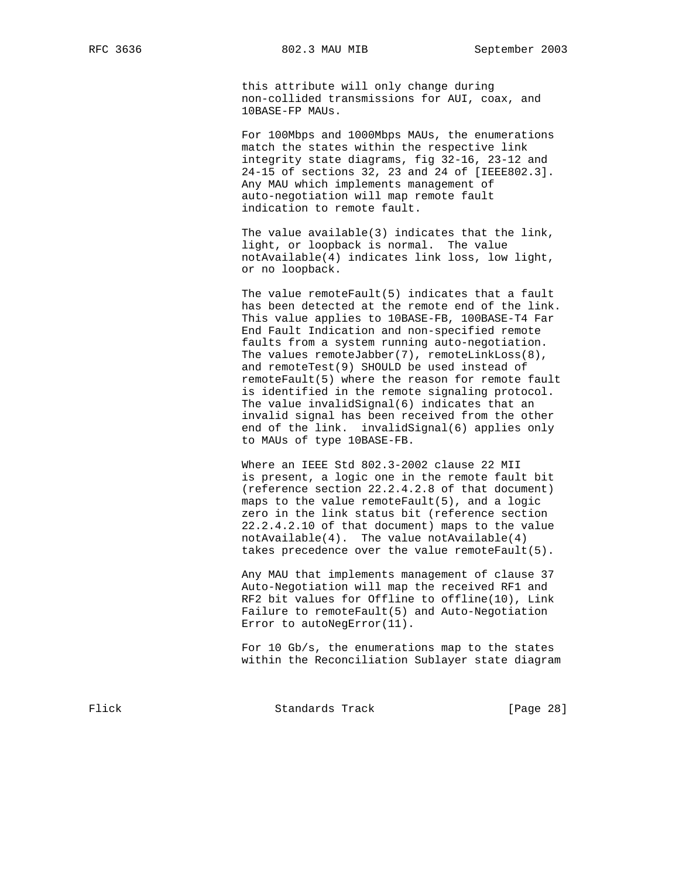this attribute will only change during non-collided transmissions for AUI, coax, and 10BASE-FP MAUs.

For 100Mbps and 1000Mbps MAUs, the enumerations match the states within the respective link integrity state diagrams, fig 32-16, 23-12 and 24-15 of sections 32, 23 and 24 of [IEEE802.3]. Any MAU which implements management of auto-negotiation will map remote fault indication to remote fault.

The value available(3) indicates that the link, light, or loopback is normal. The value notAvailable(4) indicates link loss, low light, or no loopback.

The value remoteFault(5) indicates that a fault has been detected at the remote end of the link. This value applies to 10BASE-FB, 100BASE-T4 Far End Fault Indication and non-specified remote faults from a system running auto-negotiation. The values remoteJabber(7), remoteLinkLoss(8), and remoteTest(9) SHOULD be used instead of remoteFault(5) where the reason for remote fault is identified in the remote signaling protocol. The value invalidSignal(6) indicates that an invalid signal has been received from the other end of the link. invalidSignal(6) applies only to MAUs of type 10BASE-FB.

Where an IEEE Std 802.3-2002 clause 22 MII is present, a logic one in the remote fault bit (reference section 22.2.4.2.8 of that document) maps to the value remoteFault(5), and a logic zero in the link status bit (reference section 22.2.4.2.10 of that document) maps to the value notAvailable(4). The value notAvailable(4) takes precedence over the value remoteFault(5).

Any MAU that implements management of clause 37 Auto-Negotiation will map the received RF1 and RF2 bit values for Offline to offline(10), Link Failure to remoteFault(5) and Auto-Negotiation Error to autoNegError(11).

For 10 Gb/s, the enumerations map to the states within the Reconciliation Sublayer state diagram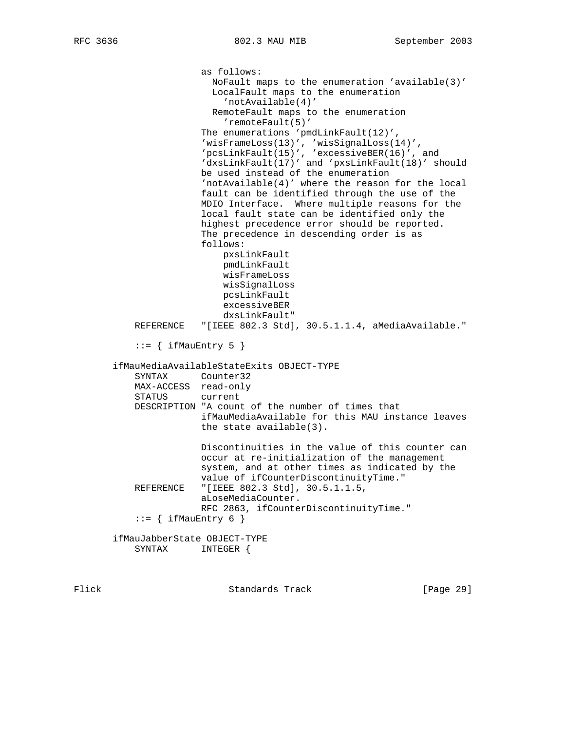```
                    as follows:
                      NoFault maps to the enumeration 'available(3)'
                      LocalFault maps to the enumeration
                        'notAvailable(4)'
                      RemoteFault maps to the enumeration
                        'remoteFault(5)'
                    The enumerations 'pmdLinkFault(12)',
                    'wisFrameLoss(13)', 'wisSignalLoss(14)',
                    'pcsLinkFault(15)', 'excessiveBER(16)', and
                    'dxsLinkFault(17)' and 'pxsLinkFault(18)' should
                    be used instead of the enumeration
                    'notAvailable(4)' where the reason for the local
                    fault can be identified through the use of the
                    MDIO Interface.  Where multiple reasons for the
                    local fault state can be identified only the
                    highest precedence error should be reported.
                    The precedence in descending order is as
                    follows:
                        pxsLinkFault
                        pmdLinkFault
                        wisFrameLoss
                        wisSignalLoss
                        pcsLinkFault
                        excessiveBER
                        dxsLinkFault"
       REFERENCE   "[IEEE 802.3 Std], 30.5.1.1.4, aMediaAvailable."

       ::= { ifMauEntry 5 }

   ifMauMediaAvailableStateExits OBJECT-TYPE
       SYNTAX      Counter32
       MAX-ACCESS  read-only
       STATUS      current
       DESCRIPTION "A count of the number of times that
                    ifMauMediaAvailable for this MAU instance leaves
                    the state available(3).

                    Discontinuities in the value of this counter can
                    occur at re-initialization of the management
                    system, and at other times as indicated by the
                    value of ifCounterDiscontinuityTime."
       REFERENCE   "[IEEE 802.3 Std], 30.5.1.1.5,
                    aLoseMediaCounter.
                    RFC 2863, ifCounterDiscontinuityTime."
       ::= { ifMauEntry 6 }

   ifMauJabberState OBJECT-TYPE
       SYNTAX      INTEGER {
```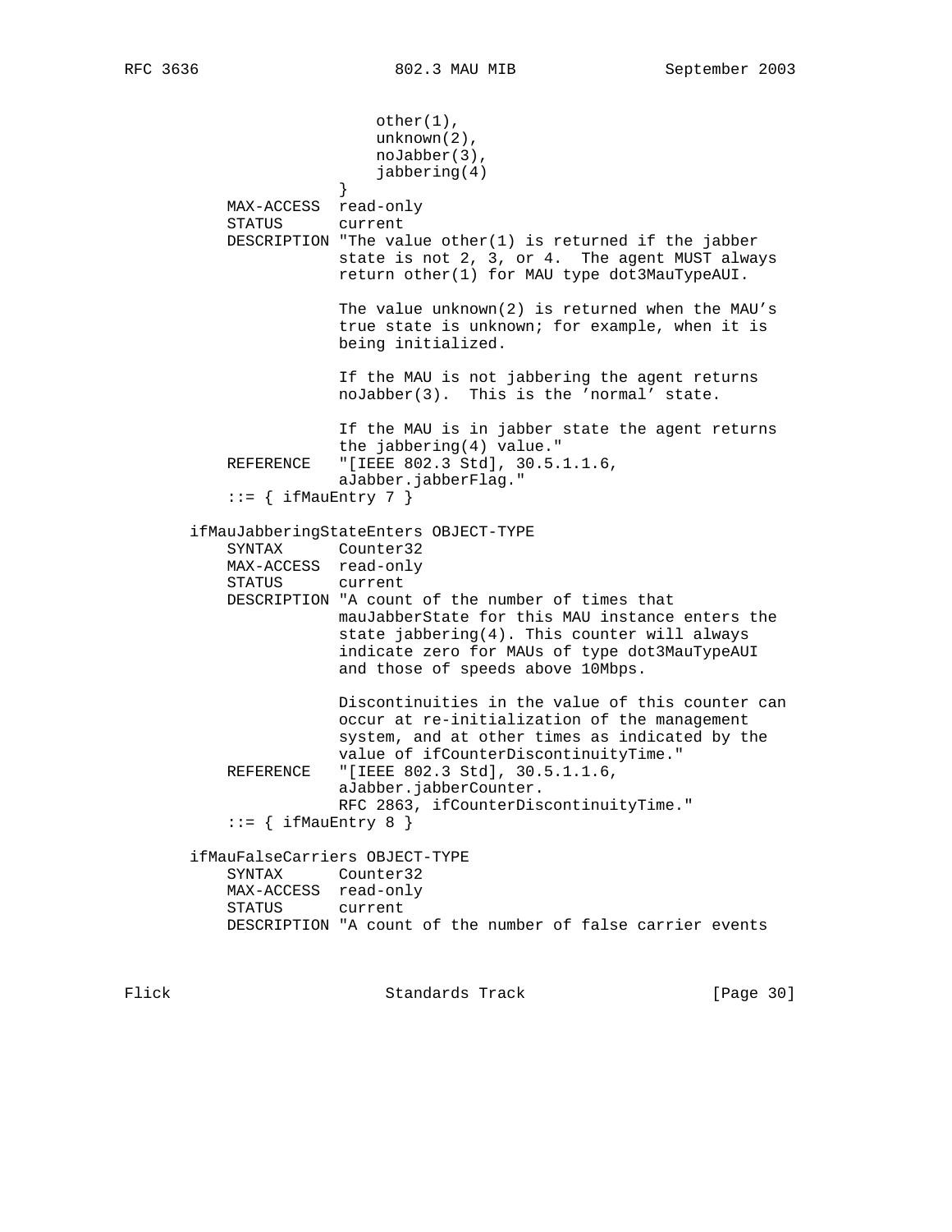```
                            other(1),
                            unknown(2),
                            noJabber(3),
                            jabbering(4)
                        }
           MAX-ACCESS  read-only
           STATUS      current
           DESCRIPTION "The value other(1) is returned if the jabber
                       state is not 2, 3, or 4.  The agent MUST always
                       return other(1) for MAU type dot3MauTypeAUI.

                       The value unknown(2) is returned when the MAU's
                       true state is unknown; for example, when it is
                       being initialized.

                       If the MAU is not jabbering the agent returns
                       noJabber(3).  This is the 'normal' state.

                       If the MAU is in jabber state the agent returns
                       the jabbering(4) value."
           REFERENCE   "[IEEE 802.3 Std], 30.5.1.1.6,
                       aJabber.jabberFlag."
           ::= { ifMauEntry 7 }

       ifMauJabberingStateEnters OBJECT-TYPE
           SYNTAX      Counter32
           MAX-ACCESS  read-only
           STATUS      current
           DESCRIPTION "A count of the number of times that
                       mauJabberState for this MAU instance enters the
                       state jabbering(4). This counter will always
                       indicate zero for MAUs of type dot3MauTypeAUI
                       and those of speeds above 10Mbps.

                       Discontinuities in the value of this counter can
                       occur at re-initialization of the management
                       system, and at other times as indicated by the
                       value of ifCounterDiscontinuityTime."
           REFERENCE   "[IEEE 802.3 Std], 30.5.1.1.6,
                       aJabber.jabberCounter.
                       RFC 2863, ifCounterDiscontinuityTime."
           ::= { ifMauEntry 8 }

       ifMauFalseCarriers OBJECT-TYPE
           SYNTAX      Counter32
           MAX-ACCESS  read-only
           STATUS      current
           DESCRIPTION "A count of the number of false carrier events
```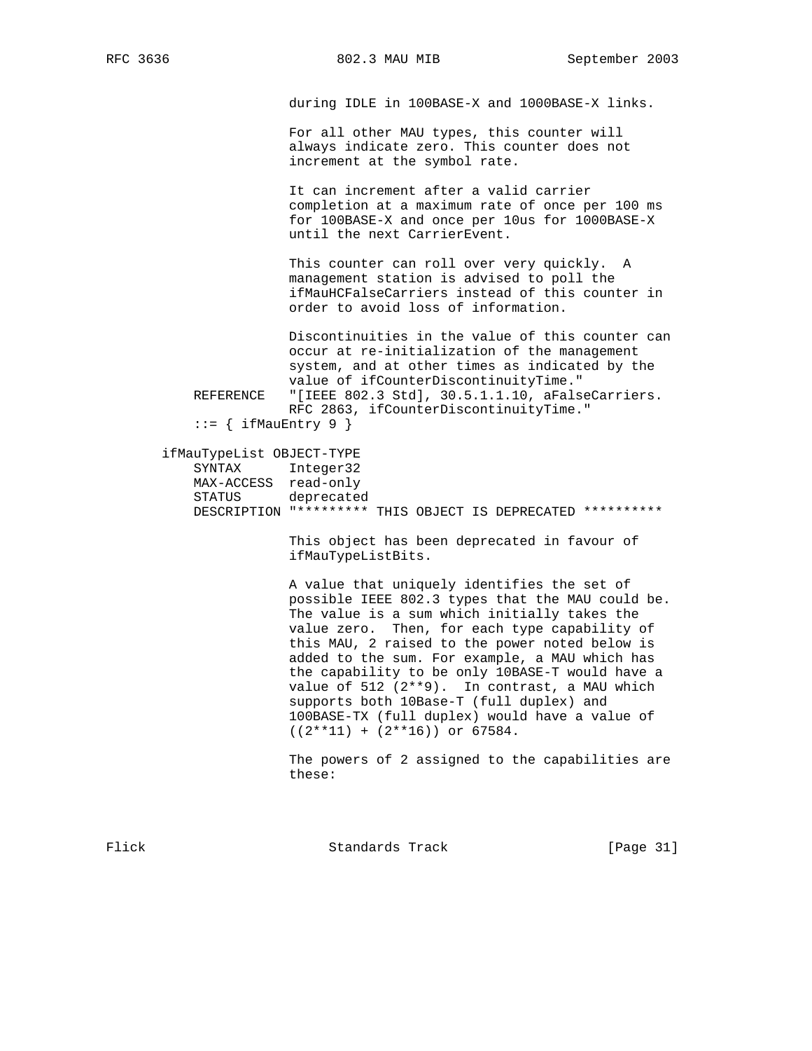```
                   during IDLE in 100BASE-X and 1000BASE-X links.

                   For all other MAU types, this counter will
                   always indicate zero. This counter does not
                   increment at the symbol rate.

                   It can increment after a valid carrier
                   completion at a maximum rate of once per 100 ms
                   for 100BASE-X and once per 10us for 1000BASE-X
                   until the next CarrierEvent.

                   This counter can roll over very quickly.  A
                   management station is advised to poll the
                   ifMauHCFalseCarriers instead of this counter in
                   order to avoid loss of information.

                   Discontinuities in the value of this counter can
                   occur at re-initialization of the management
                   system, and at other times as indicated by the
                   value of ifCounterDiscontinuityTime."
       REFERENCE   "[IEEE 802.3 Std], 30.5.1.1.10, aFalseCarriers.
                   RFC 2863, ifCounterDiscontinuityTime."
       ::= { ifMauEntry 9 }

   ifMauTypeList OBJECT-TYPE
       SYNTAX      Integer32
       MAX-ACCESS  read-only
       STATUS      deprecated
       DESCRIPTION "********* THIS OBJECT IS DEPRECATED **********

                   This object has been deprecated in favour of
                   ifMauTypeListBits.

                   A value that uniquely identifies the set of
                   possible IEEE 802.3 types that the MAU could be.
                   The value is a sum which initially takes the
                   value zero.  Then, for each type capability of
                   this MAU, 2 raised to the power noted below is
                   added to the sum. For example, a MAU which has
                   the capability to be only 10BASE-T would have a
                   value of 512 (2**9).  In contrast, a MAU which
                   supports both 10Base-T (full duplex) and
                   100BASE-TX (full duplex) would have a value of
                   ((2**11) + (2**16)) or 67584.

                   The powers of 2 assigned to the capabilities are
                   these:
```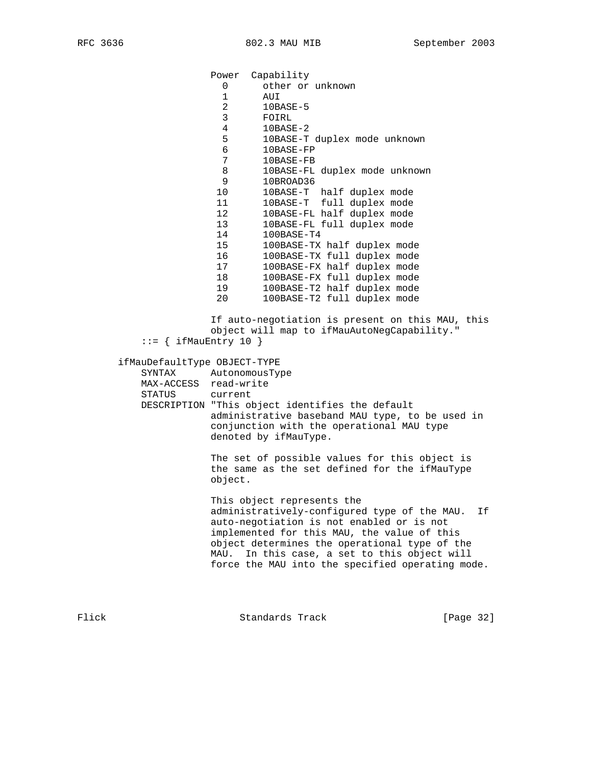```
                   Power  Capability
                     0      other or unknown
                     1      AUI
                     2      10BASE-5
                     3      FOIRL
                     4      10BASE-2
                     5      10BASE-T duplex mode unknown
                     6      10BASE-FP
                     7      10BASE-FB
                     8      10BASE-FL duplex mode unknown
                     9      10BROAD36
                    10      10BASE-T  half duplex mode
                    11      10BASE-T  full duplex mode
                    12      10BASE-FL half duplex mode
                    13      10BASE-FL full duplex mode
                    14      100BASE-T4
                    15      100BASE-TX half duplex mode
                    16      100BASE-TX full duplex mode
                    17      100BASE-FX half duplex mode
                    18      100BASE-FX full duplex mode
                    19      100BASE-T2 half duplex mode
                    20      100BASE-T2 full duplex mode

                   If auto-negotiation is present on this MAU, this
                   object will map to ifMauAutoNegCapability."
       ::= { ifMauEntry 10 }

   ifMauDefaultType OBJECT-TYPE
       SYNTAX      AutonomousType
       MAX-ACCESS  read-write
       STATUS      current
       DESCRIPTION "This object identifies the default
                   administrative baseband MAU type, to be used in
                   conjunction with the operational MAU type
                   denoted by ifMauType.

                   The set of possible values for this object is
                   the same as the set defined for the ifMauType
                   object.

                   This object represents the
                   administratively-configured type of the MAU.  If
                   auto-negotiation is not enabled or is not
                   implemented for this MAU, the value of this
                   object determines the operational type of the
                   MAU.  In this case, a set to this object will
                   force the MAU into the specified operating mode.
```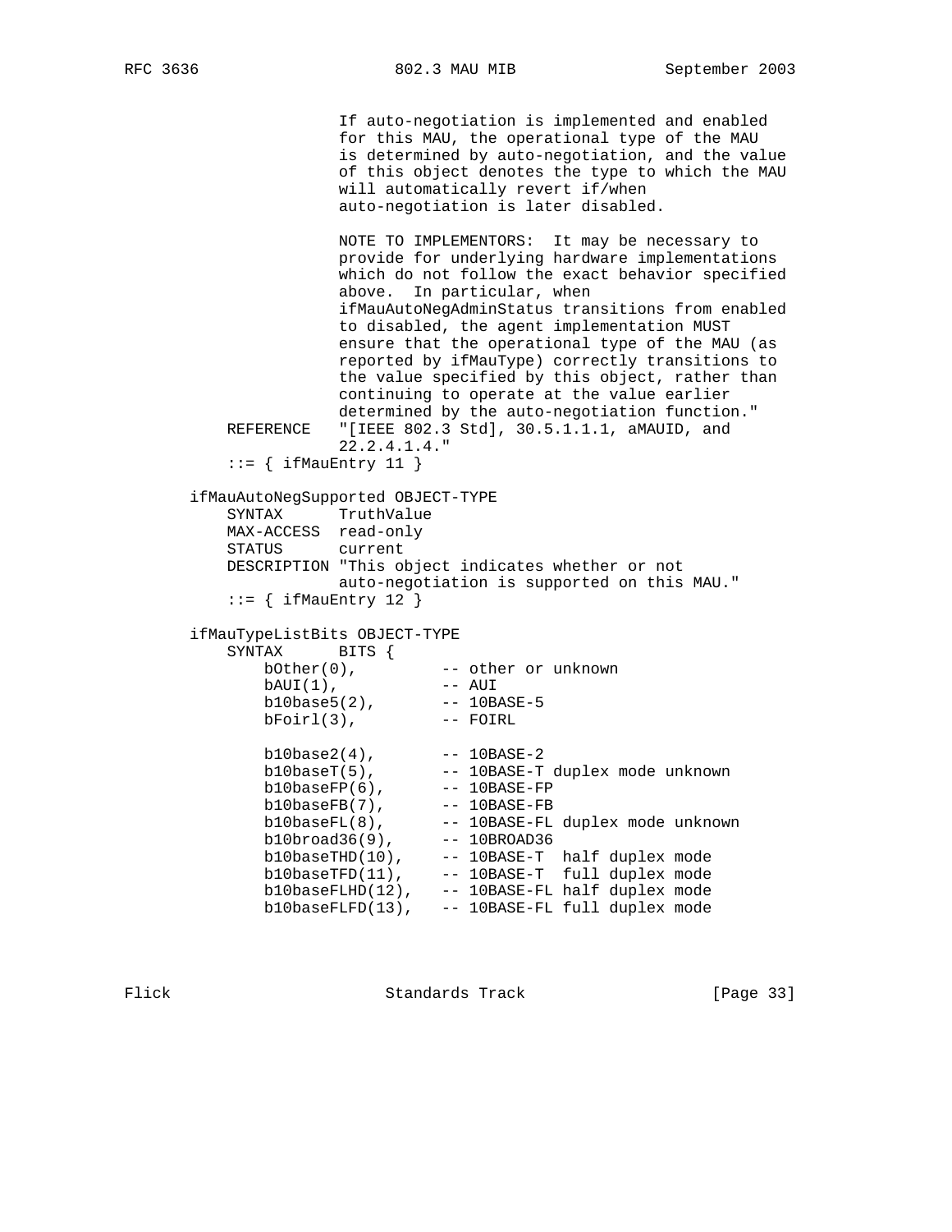```
                  If auto-negotiation is implemented and enabled
                  for this MAU, the operational type of the MAU
                  is determined by auto-negotiation, and the value
                  of this object denotes the type to which the MAU
                  will automatically revert if/when
                  auto-negotiation is later disabled.

                  NOTE TO IMPLEMENTORS:  It may be necessary to
                  provide for underlying hardware implementations
                  which do not follow the exact behavior specified
                  above.  In particular, when
                  ifMauAutoNegAdminStatus transitions from enabled
                  to disabled, the agent implementation MUST
                  ensure that the operational type of the MAU (as
                  reported by ifMauType) correctly transitions to
                  the value specified by this object, rather than
                  continuing to operate at the value earlier
                  determined by the auto-negotiation function."
    REFERENCE    "[IEEE 802.3 Std], 30.5.1.1.1, aMAUID, and
                  22.2.4.1.4."
    ::= { ifMauEntry 11 }

ifMauAutoNegSupported OBJECT-TYPE
    SYNTAX      TruthValue
    MAX-ACCESS  read-only
    STATUS      current
    DESCRIPTION "This object indicates whether or not
                auto-negotiation is supported on this MAU."
    ::= { ifMauEntry 12 }

ifMauTypeListBits OBJECT-TYPE
    SYNTAX      BITS {
        bOther(0),          -- other or unknown
        bAUI(1),            -- AUI
        b10base5(2),        -- 10BASE-5
        bFoirl(3),          -- FOIRL

        b10base2(4),        -- 10BASE-2
        b10baseT(5),        -- 10BASE-T duplex mode unknown
        b10baseFP(6),       -- 10BASE-FP
        b10baseFB(7),       -- 10BASE-FB
        b10baseFL(8),       -- 10BASE-FL duplex mode unknown
        b10broad36(9),      -- 10BROAD36
        b10baseTHD(10),     -- 10BASE-T  half duplex mode
        b10baseTFD(11),     -- 10BASE-T  full duplex mode
        b10baseFLHD(12),    -- 10BASE-FL half duplex mode
        b10baseFLFD(13),    -- 10BASE-FL full duplex mode
```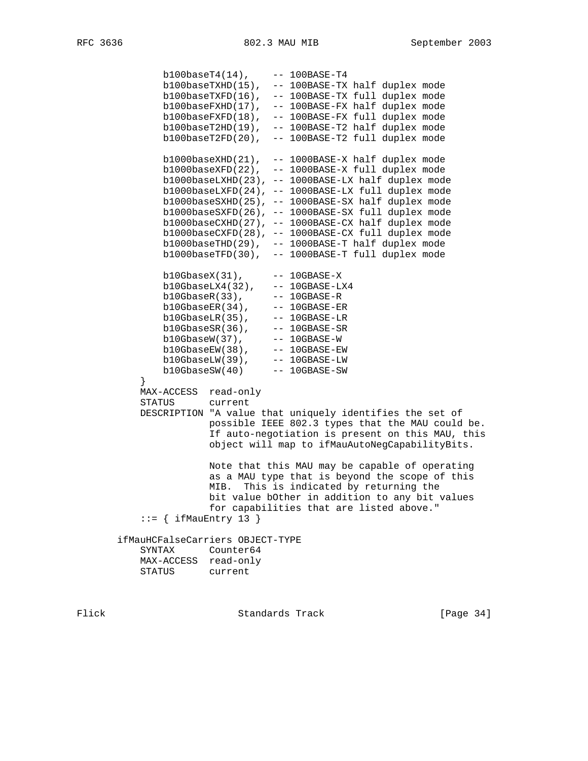```
            b100baseT4(14),    -- 100BASE-T4
            b100baseTXHD(15),  -- 100BASE-TX half duplex mode
            b100baseTXFD(16),  -- 100BASE-TX full duplex mode
            b100baseFXHD(17),  -- 100BASE-FX half duplex mode
            b100baseFXFD(18),  -- 100BASE-FX full duplex mode
            b100baseT2HD(19),  -- 100BASE-T2 half duplex mode
            b100baseT2FD(20),  -- 100BASE-T2 full duplex mode

            b1000baseXHD(21),  -- 1000BASE-X half duplex mode
            b1000baseXFD(22),  -- 1000BASE-X full duplex mode
            b1000baseLXHD(23), -- 1000BASE-LX half duplex mode
            b1000baseLXFD(24), -- 1000BASE-LX full duplex mode
            b1000baseSXHD(25), -- 1000BASE-SX half duplex mode
            b1000baseSXFD(26), -- 1000BASE-SX full duplex mode
            b1000baseCXHD(27), -- 1000BASE-CX half duplex mode
            b1000baseCXFD(28), -- 1000BASE-CX full duplex mode
            b1000baseTHD(29),  -- 1000BASE-T half duplex mode
            b1000baseTFD(30),  -- 1000BASE-T full duplex mode

            b10GbaseX(31),     -- 10GBASE-X
            b10GbaseLX4(32),   -- 10GBASE-LX4
            b10GbaseR(33),     -- 10GBASE-R
            b10GbaseER(34),    -- 10GBASE-ER
            b10GbaseLR(35),    -- 10GBASE-LR
            b10GbaseSR(36),    -- 10GBASE-SR
            b10GbaseW(37),     -- 10GBASE-W
            b10GbaseEW(38),    -- 10GBASE-EW
            b10GbaseLW(39),    -- 10GBASE-LW
            b10GbaseSW(40)     -- 10GBASE-SW
        }
        MAX-ACCESS  read-only
        STATUS      current
        DESCRIPTION "A value that uniquely identifies the set of
                    possible IEEE 802.3 types that the MAU could be.
                    If auto-negotiation is present on this MAU, this
                    object will map to ifMauAutoNegCapabilityBits.

                    Note that this MAU may be capable of operating
                    as a MAU type that is beyond the scope of this
                    MIB.  This is indicated by returning the
                    bit value bOther in addition to any bit values
                    for capabilities that are listed above."
        ::= { ifMauEntry 13 }

    ifMauHCFalseCarriers OBJECT-TYPE
        SYNTAX      Counter64
        MAX-ACCESS  read-only
        STATUS      current
```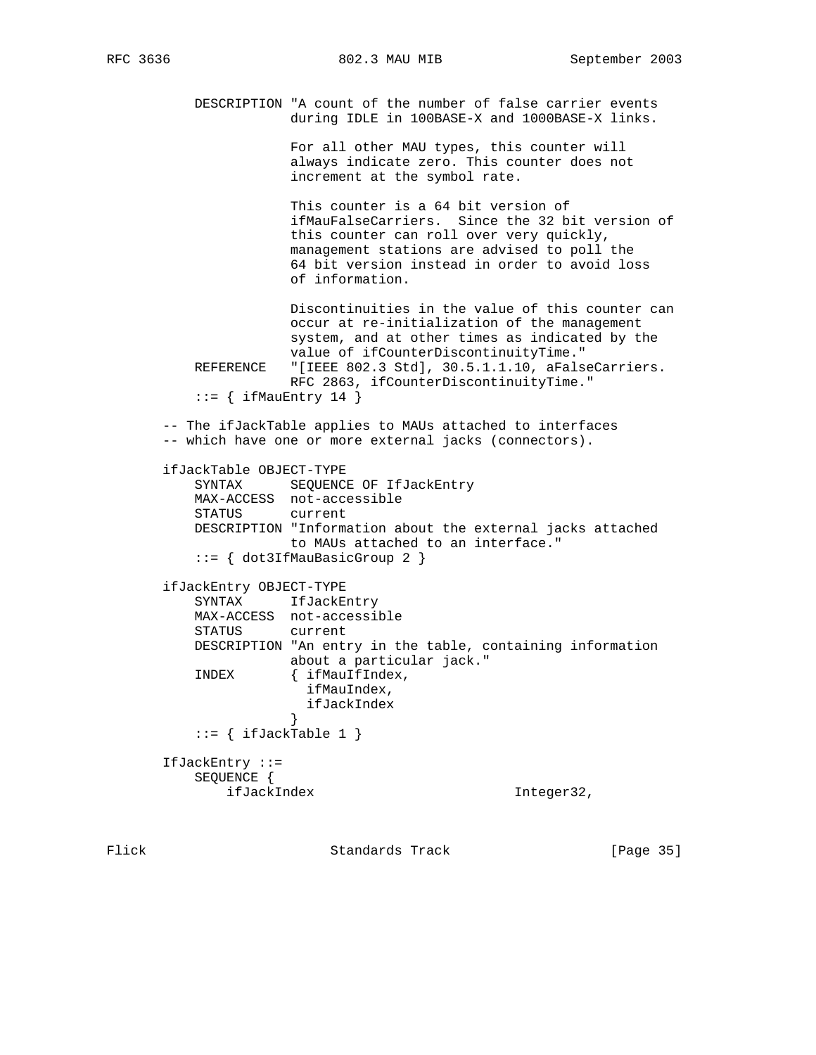```
        DESCRIPTION "A count of the number of false carrier events
                    during IDLE in 100BASE-X and 1000BASE-X links.

                    For all other MAU types, this counter will
                    always indicate zero. This counter does not
                    increment at the symbol rate.

                    This counter is a 64 bit version of
                    ifMauFalseCarriers.  Since the 32 bit version of
                    this counter can roll over very quickly,
                    management stations are advised to poll the
                    64 bit version instead in order to avoid loss
                    of information.

                    Discontinuities in the value of this counter can
                    occur at re-initialization of the management
                    system, and at other times as indicated by the
                    value of ifCounterDiscontinuityTime."
        REFERENCE   "[IEEE 802.3 Std], 30.5.1.1.10, aFalseCarriers.
                    RFC 2863, ifCounterDiscontinuityTime."
        ::= { ifMauEntry 14 }

    -- The ifJackTable applies to MAUs attached to interfaces
    -- which have one or more external jacks (connectors).

    ifJackTable OBJECT-TYPE
        SYNTAX      SEQUENCE OF IfJackEntry
        MAX-ACCESS  not-accessible
        STATUS      current
        DESCRIPTION "Information about the external jacks attached
                    to MAUs attached to an interface."
        ::= { dot3IfMauBasicGroup 2 }

    ifJackEntry OBJECT-TYPE
        SYNTAX      IfJackEntry
        MAX-ACCESS  not-accessible
        STATUS      current
        DESCRIPTION "An entry in the table, containing information
                    about a particular jack."
        INDEX       { ifMauIfIndex,
                      ifMauIndex,
                      ifJackIndex
                    }
        ::= { ifJackTable 1 }

    IfJackEntry ::=
        SEQUENCE {
            ifJackIndex                         Integer32,
```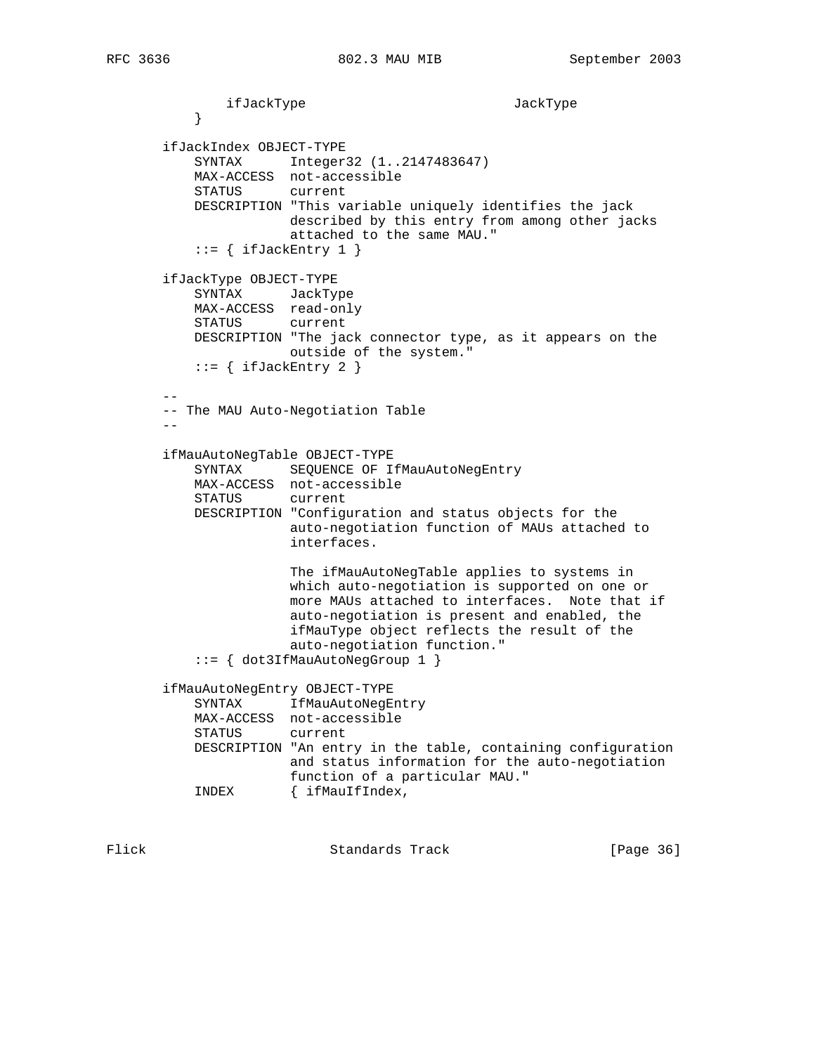```
            ifJackType                          JackType
        }

    ifJackIndex OBJECT-TYPE
        SYNTAX      Integer32 (1..2147483647)
        MAX-ACCESS  not-accessible
        STATUS      current
        DESCRIPTION "This variable uniquely identifies the jack
                    described by this entry from among other jacks
                    attached to the same MAU."
        ::= { ifJackEntry 1 }

    ifJackType OBJECT-TYPE
        SYNTAX      JackType
        MAX-ACCESS  read-only
        STATUS      current
        DESCRIPTION "The jack connector type, as it appears on the
                    outside of the system."
        ::= { ifJackEntry 2 }

    --
    -- The MAU Auto-Negotiation Table
    --

    ifMauAutoNegTable OBJECT-TYPE
        SYNTAX      SEQUENCE OF IfMauAutoNegEntry
        MAX-ACCESS  not-accessible
        STATUS      current
        DESCRIPTION "Configuration and status objects for the
                    auto-negotiation function of MAUs attached to
                    interfaces.

                    The ifMauAutoNegTable applies to systems in
                    which auto-negotiation is supported on one or
                    more MAUs attached to interfaces.  Note that if
                    auto-negotiation is present and enabled, the
                    ifMauType object reflects the result of the
                    auto-negotiation function."
        ::= { dot3IfMauAutoNegGroup 1 }

    ifMauAutoNegEntry OBJECT-TYPE
        SYNTAX      IfMauAutoNegEntry
        MAX-ACCESS  not-accessible
        STATUS      current
        DESCRIPTION "An entry in the table, containing configuration
                    and status information for the auto-negotiation
                    function of a particular MAU."
        INDEX       { ifMauIfIndex,
```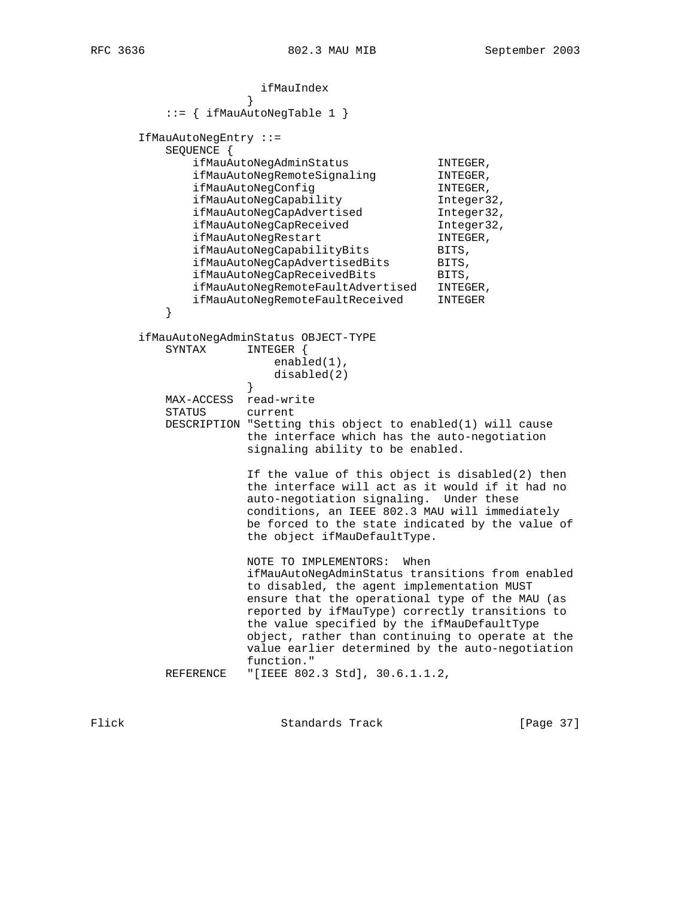```
                     ifMauIndex
                   }
           ::= { ifMauAutoNegTable 1 }

       IfMauAutoNegEntry ::=
           SEQUENCE {
               ifMauAutoNegAdminStatus             INTEGER,
               ifMauAutoNegRemoteSignaling         INTEGER,
               ifMauAutoNegConfig                  INTEGER,
               ifMauAutoNegCapability              Integer32,
               ifMauAutoNegCapAdvertised           Integer32,
               ifMauAutoNegCapReceived             Integer32,
               ifMauAutoNegRestart                 INTEGER,
               ifMauAutoNegCapabilityBits          BITS,
               ifMauAutoNegCapAdvertisedBits       BITS,
               ifMauAutoNegCapReceivedBits         BITS,
               ifMauAutoNegRemoteFaultAdvertised   INTEGER,
               ifMauAutoNegRemoteFaultReceived     INTEGER
           }

       ifMauAutoNegAdminStatus OBJECT-TYPE
           SYNTAX      INTEGER {
                           enabled(1),
                           disabled(2)
                       }
           MAX-ACCESS  read-write
           STATUS      current
           DESCRIPTION "Setting this object to enabled(1) will cause
                       the interface which has the auto-negotiation
                       signaling ability to be enabled.

                       If the value of this object is disabled(2) then
                       the interface will act as it would if it had no
                       auto-negotiation signaling.  Under these
                       conditions, an IEEE 802.3 MAU will immediately
                       be forced to the state indicated by the value of
                       the object ifMauDefaultType.

                       NOTE TO IMPLEMENTORS:  When
                       ifMauAutoNegAdminStatus transitions from enabled
                       to disabled, the agent implementation MUST
                       ensure that the operational type of the MAU (as
                       reported by ifMauType) correctly transitions to
                       the value specified by the ifMauDefaultType
                       object, rather than continuing to operate at the
                       value earlier determined by the auto-negotiation
                       function."
           REFERENCE   "[IEEE 802.3 Std], 30.6.1.1.2,
```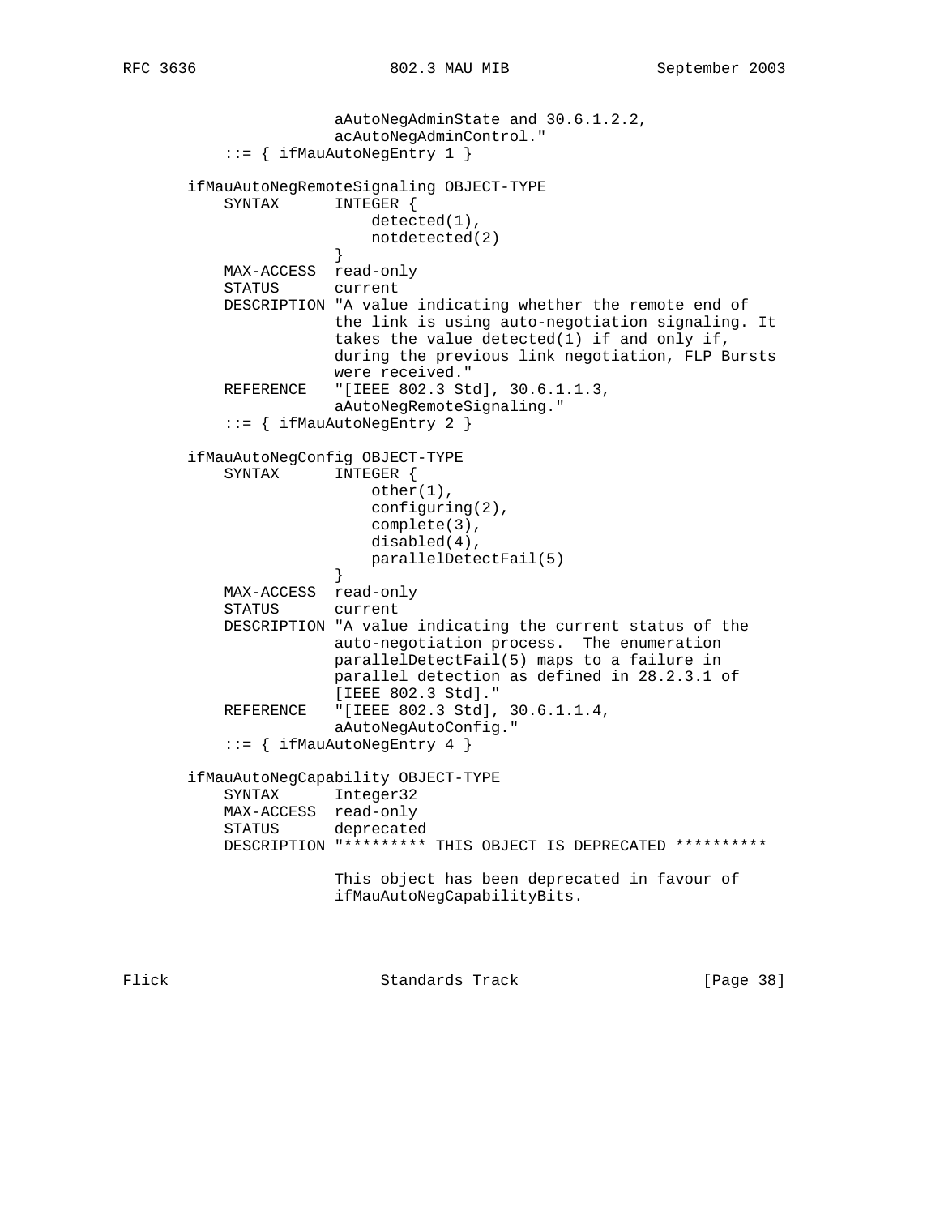```
                   aAutoNegAdminState and 30.6.1.2.2,
                   acAutoNegAdminControl."
           ::= { ifMauAutoNegEntry 1 }

       ifMauAutoNegRemoteSignaling OBJECT-TYPE
           SYNTAX      INTEGER {
                           detected(1),
                           notdetected(2)
                       }
           MAX-ACCESS  read-only
           STATUS      current
           DESCRIPTION "A value indicating whether the remote end of
                       the link is using auto-negotiation signaling. It
                       takes the value detected(1) if and only if,
                       during the previous link negotiation, FLP Bursts
                       were received."
           REFERENCE   "[IEEE 802.3 Std], 30.6.1.1.3,
                       aAutoNegRemoteSignaling."
           ::= { ifMauAutoNegEntry 2 }

       ifMauAutoNegConfig OBJECT-TYPE
           SYNTAX      INTEGER {
                           other(1),
                           configuring(2),
                           complete(3),
                           disabled(4),
                           parallelDetectFail(5)
                       }
           MAX-ACCESS  read-only
           STATUS      current
           DESCRIPTION "A value indicating the current status of the
                       auto-negotiation process.  The enumeration
                       parallelDetectFail(5) maps to a failure in
                       parallel detection as defined in 28.2.3.1 of
                       [IEEE 802.3 Std]."
           REFERENCE   "[IEEE 802.3 Std], 30.6.1.1.4,
                       aAutoNegAutoConfig."
           ::= { ifMauAutoNegEntry 4 }

       ifMauAutoNegCapability OBJECT-TYPE
           SYNTAX      Integer32
           MAX-ACCESS  read-only
           STATUS      deprecated
           DESCRIPTION "********* THIS OBJECT IS DEPRECATED **********

                       This object has been deprecated in favour of
                       ifMauAutoNegCapabilityBits.
```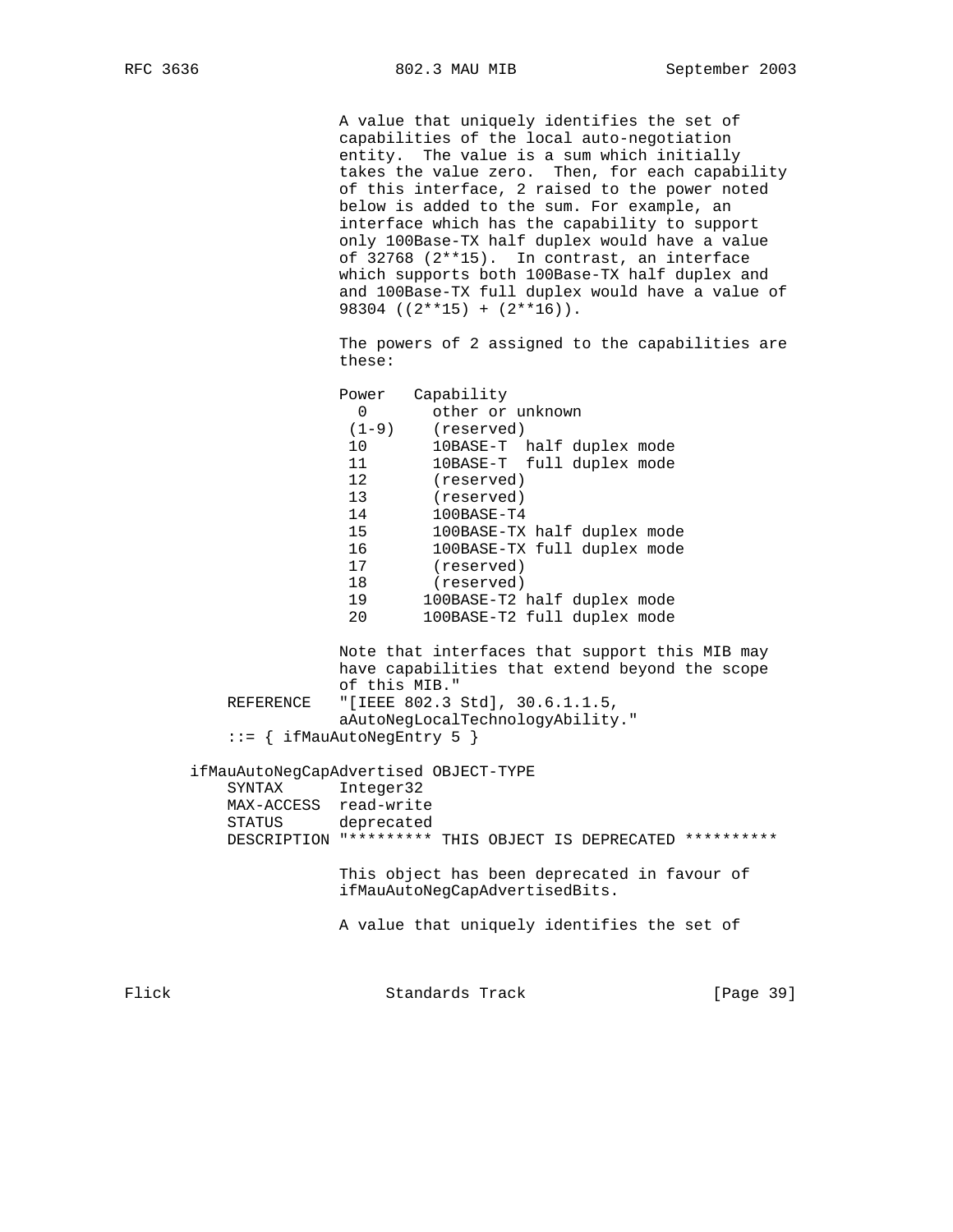```
                 A value that uniquely identifies the set of
                 capabilities of the local auto-negotiation
                 entity.  The value is a sum which initially
                 takes the value zero.  Then, for each capability
                 of this interface, 2 raised to the power noted
                 below is added to the sum. For example, an
                 interface which has the capability to support
                 only 100Base-TX half duplex would have a value
                 of 32768 (2**15).  In contrast, an interface
                 which supports both 100Base-TX half duplex and
                 and 100Base-TX full duplex would have a value of
                 98304 ((2**15) + (2**16)).

                 The powers of 2 assigned to the capabilities are
                 these:

                 Power   Capability
                   0       other or unknown
                  (1-9)    (reserved)
                  10       10BASE-T  half duplex mode
                  11       10BASE-T  full duplex mode
                  12       (reserved)
                  13       (reserved)
                  14       100BASE-T4
                  15       100BASE-TX half duplex mode
                  16       100BASE-TX full duplex mode
                  17       (reserved)
                  18       (reserved)
                  19      100BASE-T2 half duplex mode
                  20      100BASE-T2 full duplex mode

                 Note that interfaces that support this MIB may
                 have capabilities that extend beyond the scope
                 of this MIB."
       REFERENCE   "[IEEE 802.3 Std], 30.6.1.1.5,
                 aAutoNegLocalTechnologyAbility."
       ::= { ifMauAutoNegEntry 5 }

   ifMauAutoNegCapAdvertised OBJECT-TYPE
       SYNTAX      Integer32
       MAX-ACCESS  read-write
       STATUS      deprecated
       DESCRIPTION "********* THIS OBJECT IS DEPRECATED **********

                 This object has been deprecated in favour of
                 ifMauAutoNegCapAdvertisedBits.

                 A value that uniquely identifies the set of
```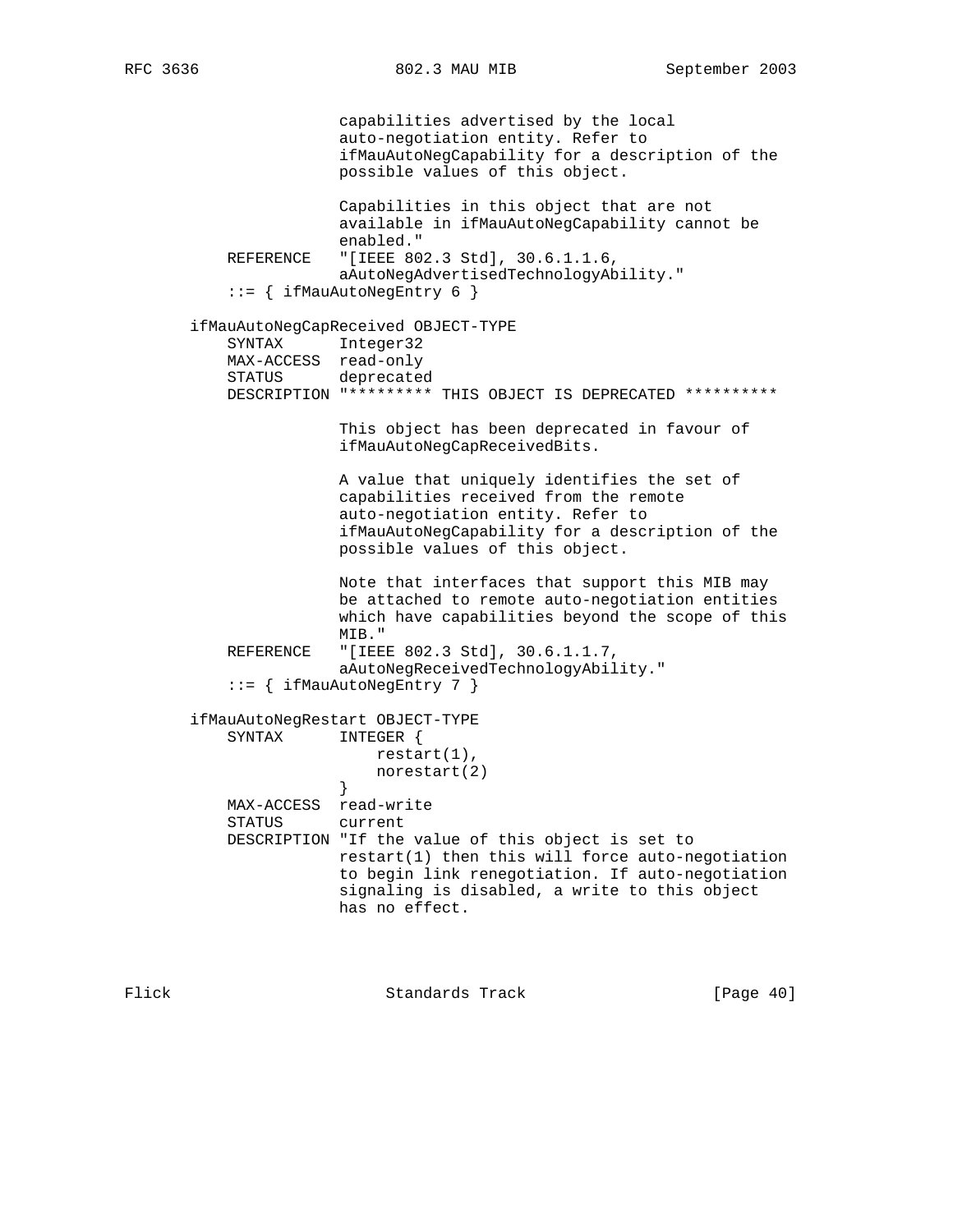```
                  capabilities advertised by the local
                  auto-negotiation entity. Refer to
                  ifMauAutoNegCapability for a description of the
                  possible values of this object.

                  Capabilities in this object that are not
                  available in ifMauAutoNegCapability cannot be
                  enabled."
      REFERENCE   "[IEEE 802.3 Std], 30.6.1.1.6,
                  aAutoNegAdvertisedTechnologyAbility."
      ::= { ifMauAutoNegEntry 6 }

  ifMauAutoNegCapReceived OBJECT-TYPE
      SYNTAX      Integer32
      MAX-ACCESS  read-only
      STATUS      deprecated
      DESCRIPTION "********* THIS OBJECT IS DEPRECATED **********

                  This object has been deprecated in favour of
                  ifMauAutoNegCapReceivedBits.

                  A value that uniquely identifies the set of
                  capabilities received from the remote
                  auto-negotiation entity. Refer to
                  ifMauAutoNegCapability for a description of the
                  possible values of this object.

                  Note that interfaces that support this MIB may
                  be attached to remote auto-negotiation entities
                  which have capabilities beyond the scope of this
                  MIB."
      REFERENCE   "[IEEE 802.3 Std], 30.6.1.1.7,
                  aAutoNegReceivedTechnologyAbility."
      ::= { ifMauAutoNegEntry 7 }

  ifMauAutoNegRestart OBJECT-TYPE
      SYNTAX      INTEGER {
                      restart(1),
                      norestart(2)
                  }
      MAX-ACCESS  read-write
      STATUS      current
      DESCRIPTION "If the value of this object is set to
                  restart(1) then this will force auto-negotiation
                  to begin link renegotiation. If auto-negotiation
                  signaling is disabled, a write to this object
                  has no effect.
```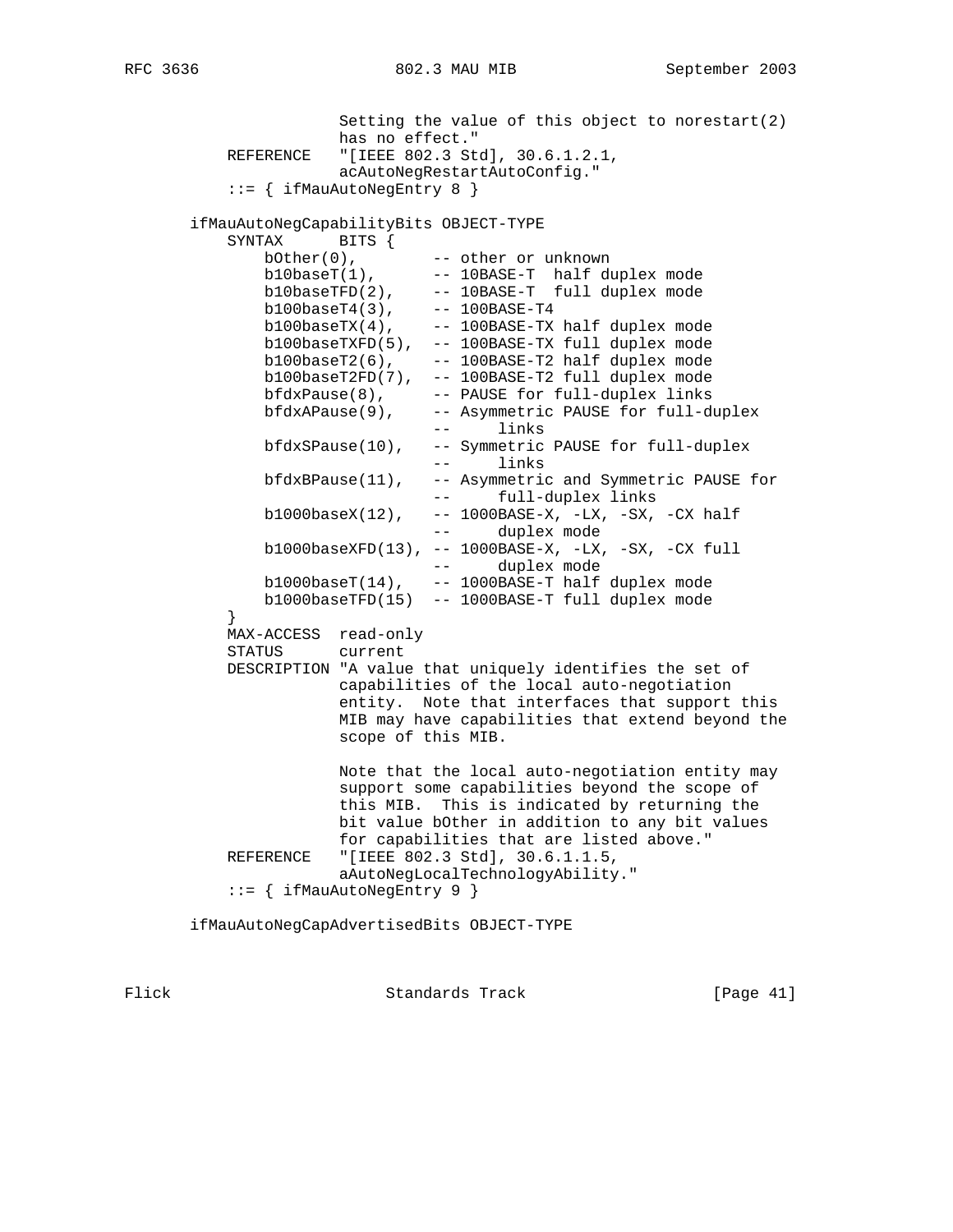```
                   Setting the value of this object to norestart(2)
                   has no effect."
           REFERENCE   "[IEEE 802.3 Std], 30.6.1.2.1,
                   acAutoNegRestartAutoConfig."
           ::= { ifMauAutoNegEntry 8 }

       ifMauAutoNegCapabilityBits OBJECT-TYPE
           SYNTAX      BITS {
               bOther(0),        -- other or unknown
               b10baseT(1),      -- 10BASE-T  half duplex mode
               b10baseTFD(2),    -- 10BASE-T  full duplex mode
               b100baseT4(3),    -- 100BASE-T4
               b100baseTX(4),    -- 100BASE-TX half duplex mode
               b100baseTXFD(5),  -- 100BASE-TX full duplex mode
               b100baseT2(6),    -- 100BASE-T2 half duplex mode
               b100baseT2FD(7),  -- 100BASE-T2 full duplex mode
               bfdxPause(8),     -- PAUSE for full-duplex links
               bfdxAPause(9),    -- Asymmetric PAUSE for full-duplex
                                 --     links
               bfdxSPause(10),   -- Symmetric PAUSE for full-duplex
                                 --     links
               bfdxBPause(11),   -- Asymmetric and Symmetric PAUSE for
                                 --     full-duplex links
               b1000baseX(12),   -- 1000BASE-X, -LX, -SX, -CX half
                                 --     duplex mode
               b1000baseXFD(13), -- 1000BASE-X, -LX, -SX, -CX full
                                 --     duplex mode
               b1000baseT(14),   -- 1000BASE-T half duplex mode
               b1000baseTFD(15)  -- 1000BASE-T full duplex mode
           }
           MAX-ACCESS  read-only
           STATUS      current
           DESCRIPTION "A value that uniquely identifies the set of
                   capabilities of the local auto-negotiation
                   entity.  Note that interfaces that support this
                   MIB may have capabilities that extend beyond the
                   scope of this MIB.

                   Note that the local auto-negotiation entity may
                   support some capabilities beyond the scope of
                   this MIB.  This is indicated by returning the
                   bit value bOther in addition to any bit values
                   for capabilities that are listed above."
           REFERENCE   "[IEEE 802.3 Std], 30.6.1.1.5,
                   aAutoNegLocalTechnologyAbility."
           ::= { ifMauAutoNegEntry 9 }

       ifMauAutoNegCapAdvertisedBits OBJECT-TYPE
```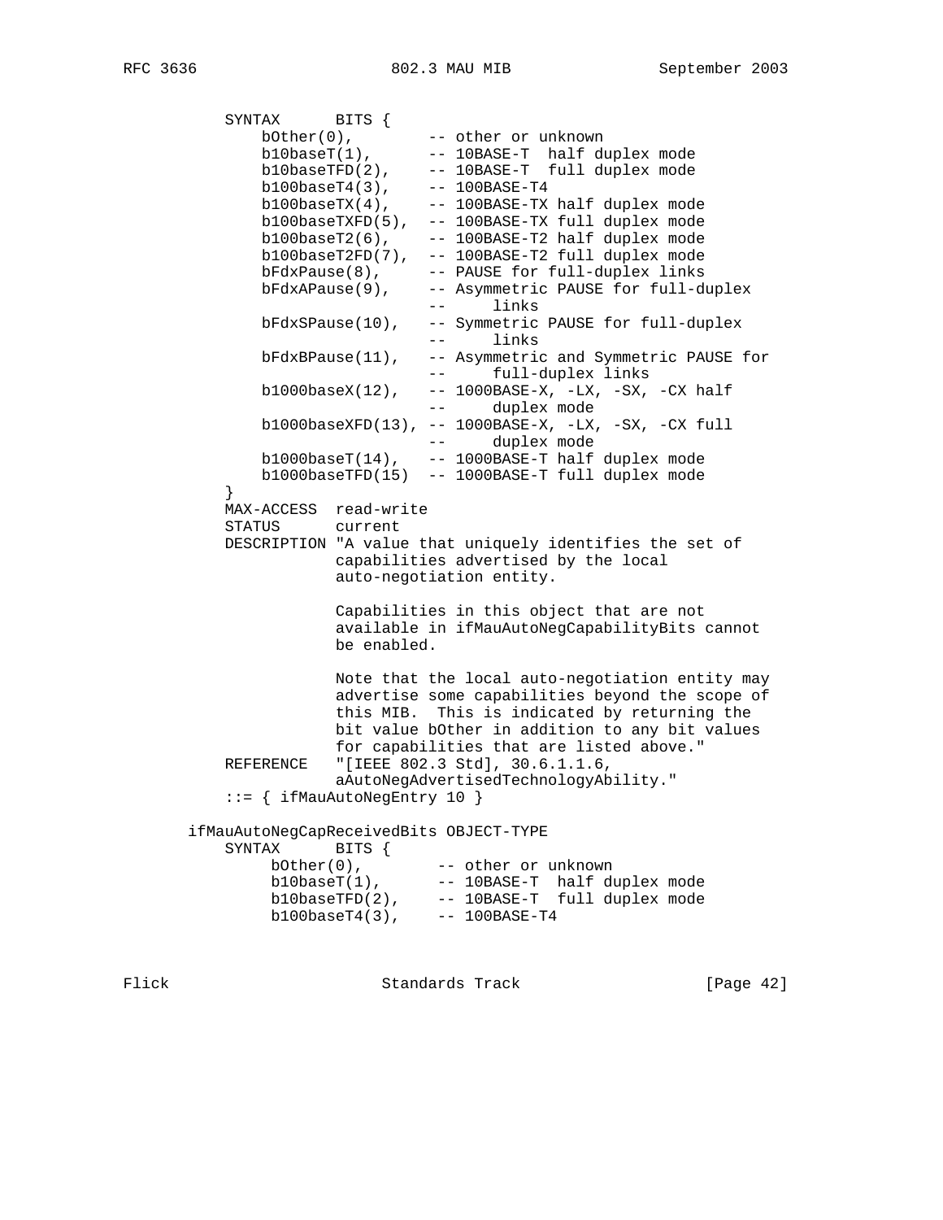```
        SYNTAX      BITS {
            bOther(0),        -- other or unknown
            b10baseT(1),      -- 10BASE-T  half duplex mode
            b10baseTFD(2),    -- 10BASE-T  full duplex mode
            b100baseT4(3),    -- 100BASE-T4
            b100baseTX(4),    -- 100BASE-TX half duplex mode
            b100baseTXFD(5),  -- 100BASE-TX full duplex mode
            b100baseT2(6),    -- 100BASE-T2 half duplex mode
            b100baseT2FD(7),  -- 100BASE-T2 full duplex mode
            bFdxPause(8),     -- PAUSE for full-duplex links
            bFdxAPause(9),    -- Asymmetric PAUSE for full-duplex
                              --     links
            bFdxSPause(10),   -- Symmetric PAUSE for full-duplex
                              --     links
            bFdxBPause(11),   -- Asymmetric and Symmetric PAUSE for
                              --     full-duplex links
            b1000baseX(12),   -- 1000BASE-X, -LX, -SX, -CX half
                              --     duplex mode
            b1000baseXFD(13), -- 1000BASE-X, -LX, -SX, -CX full
                              --     duplex mode
            b1000baseT(14),   -- 1000BASE-T half duplex mode
            b1000baseTFD(15)  -- 1000BASE-T full duplex mode
        }
        MAX-ACCESS  read-write
        STATUS      current
        DESCRIPTION "A value that uniquely identifies the set of
                    capabilities advertised by the local
                    auto-negotiation entity.

                    Capabilities in this object that are not
                    available in ifMauAutoNegCapabilityBits cannot
                    be enabled.

                    Note that the local auto-negotiation entity may
                    advertise some capabilities beyond the scope of
                    this MIB.  This is indicated by returning the
                    bit value bOther in addition to any bit values
                    for capabilities that are listed above."
        REFERENCE   "[IEEE 802.3 Std], 30.6.1.1.6,
                    aAutoNegAdvertisedTechnologyAbility."
        ::= { ifMauAutoNegEntry 10 }

    ifMauAutoNegCapReceivedBits OBJECT-TYPE
        SYNTAX      BITS {
             bOther(0),        -- other or unknown
             b10baseT(1),      -- 10BASE-T  half duplex mode
             b10baseTFD(2),    -- 10BASE-T  full duplex mode
             b100baseT4(3),    -- 100BASE-T4
```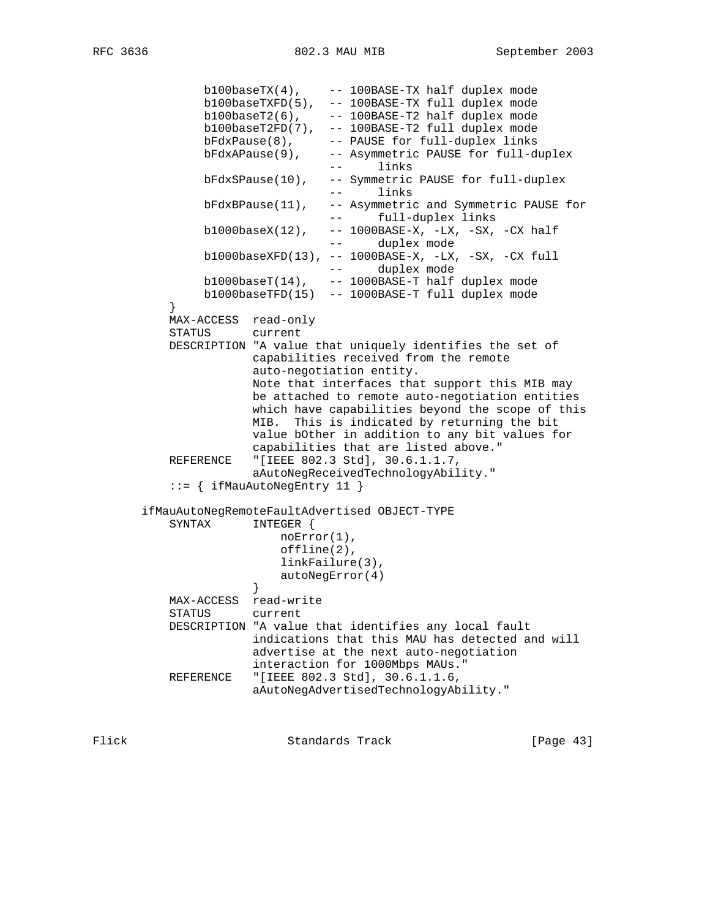```
              b100baseTX(4),    -- 100BASE-TX half duplex mode
              b100baseTXFD(5),  -- 100BASE-TX full duplex mode
              b100baseT2(6),    -- 100BASE-T2 half duplex mode
              b100baseT2FD(7),  -- 100BASE-T2 full duplex mode
              bFdxPause(8),     -- PAUSE for full-duplex links
              bFdxAPause(9),    -- Asymmetric PAUSE for full-duplex
                                --     links
              bFdxSPause(10),   -- Symmetric PAUSE for full-duplex
                                --     links
              bFdxBPause(11),   -- Asymmetric and Symmetric PAUSE for
                                --     full-duplex links
              b1000baseX(12),   -- 1000BASE-X, -LX, -SX, -CX half
                                --     duplex mode
              b1000baseXFD(13), -- 1000BASE-X, -LX, -SX, -CX full
                                --     duplex mode
              b1000baseT(14),   -- 1000BASE-T half duplex mode
              b1000baseTFD(15)  -- 1000BASE-T full duplex mode
          }
          MAX-ACCESS  read-only
          STATUS      current
          DESCRIPTION "A value that uniquely identifies the set of
                      capabilities received from the remote
                      auto-negotiation entity.
                      Note that interfaces that support this MIB may
                      be attached to remote auto-negotiation entities
                      which have capabilities beyond the scope of this
                      MIB.  This is indicated by returning the bit
                      value bOther in addition to any bit values for
                      capabilities that are listed above."
          REFERENCE   "[IEEE 802.3 Std], 30.6.1.1.7,
                      aAutoNegReceivedTechnologyAbility."
          ::= { ifMauAutoNegEntry 11 }

      ifMauAutoNegRemoteFaultAdvertised OBJECT-TYPE
          SYNTAX      INTEGER {
                          noError(1),
                          offline(2),
                          linkFailure(3),
                          autoNegError(4)
                      }
          MAX-ACCESS  read-write
          STATUS      current
          DESCRIPTION "A value that identifies any local fault
                      indications that this MAU has detected and will
                      advertise at the next auto-negotiation
                      interaction for 1000Mbps MAUs."
          REFERENCE   "[IEEE 802.3 Std], 30.6.1.1.6,
                      aAutoNegAdvertisedTechnologyAbility."
```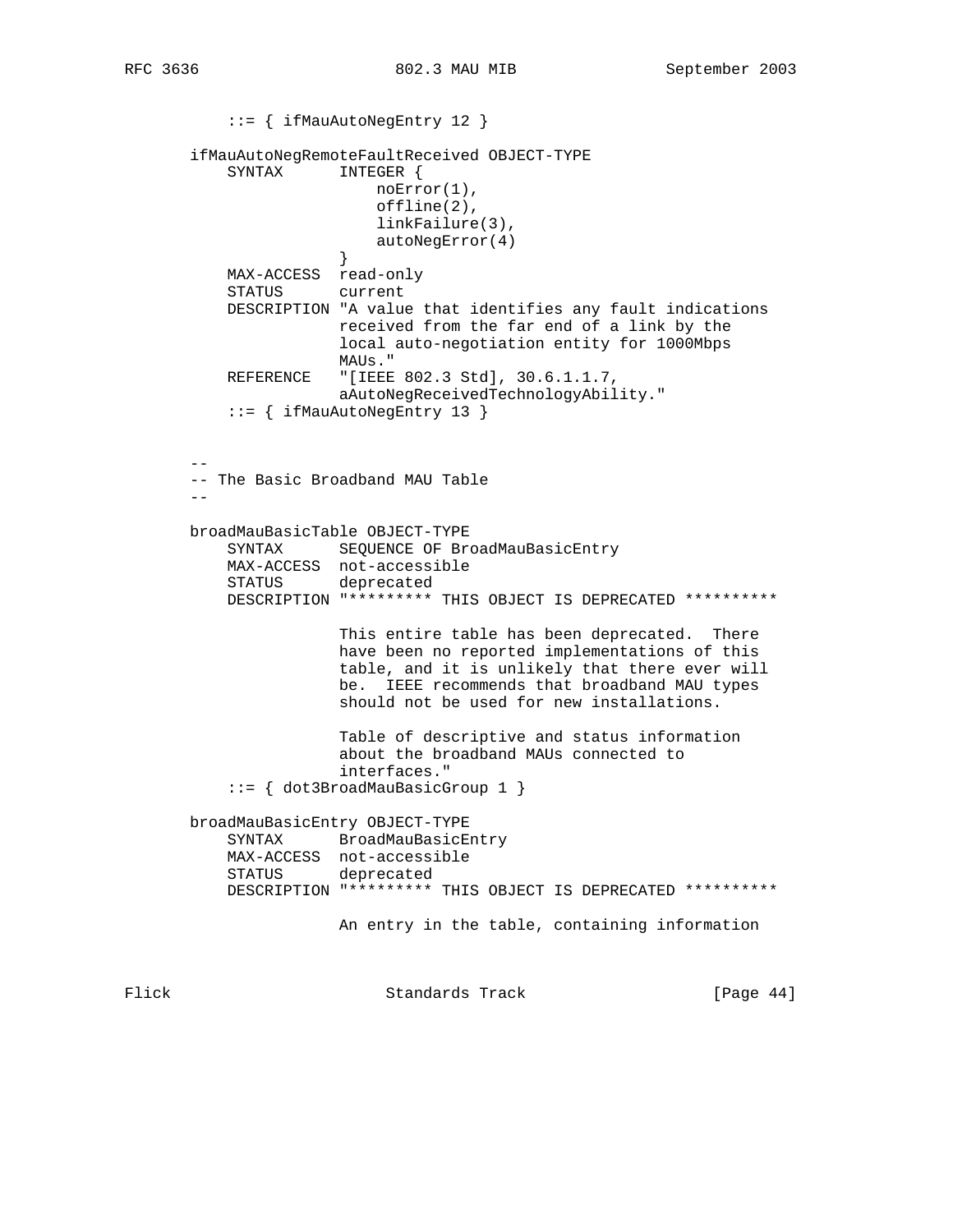```
            ::= { ifMauAutoNegEntry 12 }

        ifMauAutoNegRemoteFaultReceived OBJECT-TYPE
            SYNTAX      INTEGER {
                            noError(1),
                            offline(2),
                            linkFailure(3),
                            autoNegError(4)
                        }
            MAX-ACCESS  read-only
            STATUS      current
            DESCRIPTION "A value that identifies any fault indications
                        received from the far end of a link by the
                        local auto-negotiation entity for 1000Mbps
                        MAUs."
            REFERENCE   "[IEEE 802.3 Std], 30.6.1.1.7,
                        aAutoNegReceivedTechnologyAbility."
            ::= { ifMauAutoNegEntry 13 }


        --
        -- The Basic Broadband MAU Table
        --

        broadMauBasicTable OBJECT-TYPE
            SYNTAX      SEQUENCE OF BroadMauBasicEntry
            MAX-ACCESS  not-accessible
            STATUS      deprecated
            DESCRIPTION "********* THIS OBJECT IS DEPRECATED **********

                        This entire table has been deprecated.  There
                        have been no reported implementations of this
                        table, and it is unlikely that there ever will
                        be.  IEEE recommends that broadband MAU types
                        should not be used for new installations.

                        Table of descriptive and status information
                        about the broadband MAUs connected to
                        interfaces."
            ::= { dot3BroadMauBasicGroup 1 }

        broadMauBasicEntry OBJECT-TYPE
            SYNTAX      BroadMauBasicEntry
            MAX-ACCESS  not-accessible
            STATUS      deprecated
            DESCRIPTION "********* THIS OBJECT IS DEPRECATED **********

                        An entry in the table, containing information
```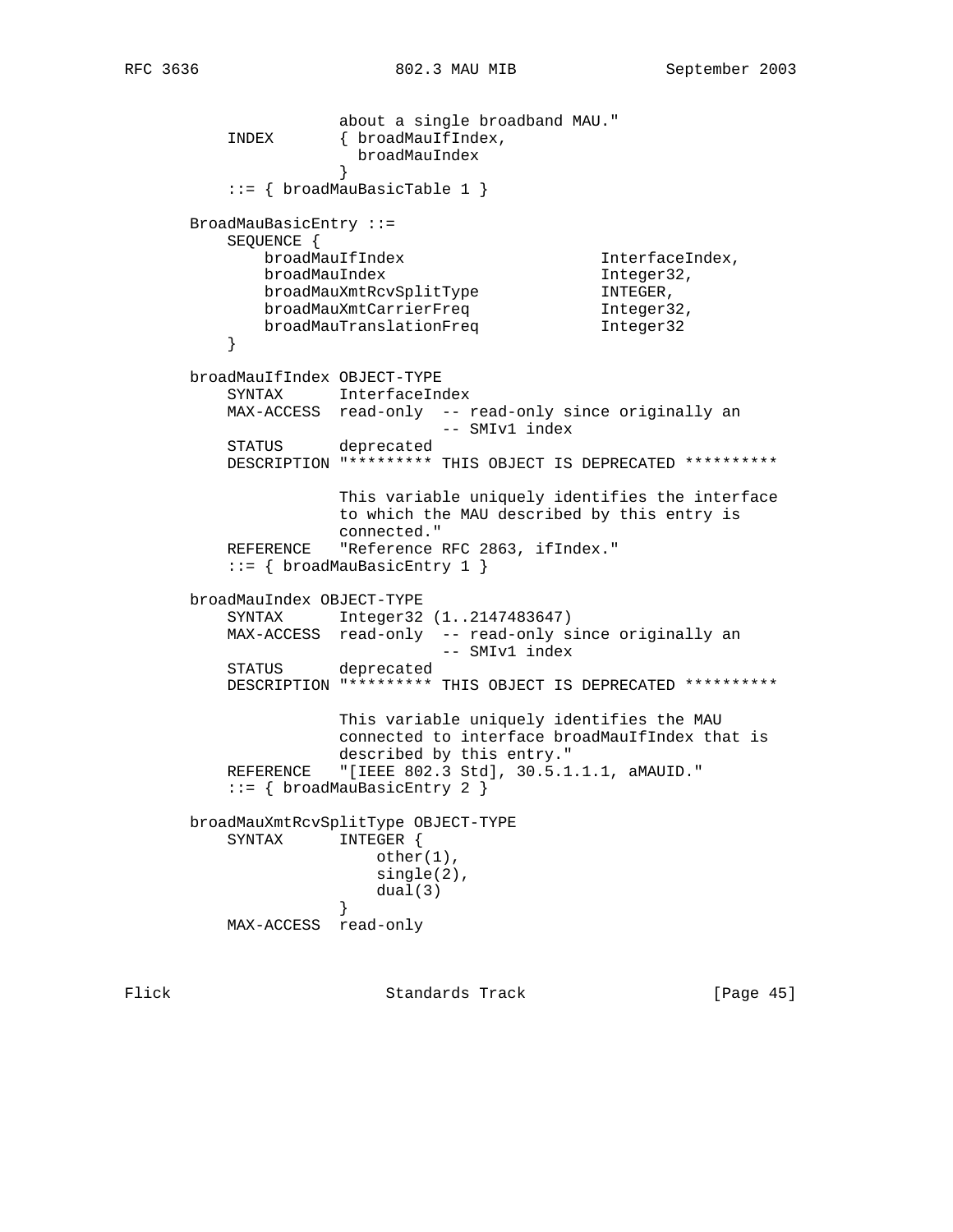```
                 about a single broadband MAU."
       INDEX       { broadMauIfIndex,
                     broadMauIndex
                   }
       ::= { broadMauBasicTable 1 }

   BroadMauBasicEntry ::=
       SEQUENCE {
           broadMauIfIndex                      InterfaceIndex,
           broadMauIndex                        Integer32,
           broadMauXmtRcvSplitType              INTEGER,
           broadMauXmtCarrierFreq               Integer32,
           broadMauTranslationFreq              Integer32
       }

   broadMauIfIndex OBJECT-TYPE
       SYNTAX      InterfaceIndex
       MAX-ACCESS  read-only  -- read-only since originally an
                              -- SMIv1 index
       STATUS      deprecated
       DESCRIPTION "********* THIS OBJECT IS DEPRECATED **********

                   This variable uniquely identifies the interface
                   to which the MAU described by this entry is
                   connected."
       REFERENCE   "Reference RFC 2863, ifIndex."
       ::= { broadMauBasicEntry 1 }

   broadMauIndex OBJECT-TYPE
       SYNTAX      Integer32 (1..2147483647)
       MAX-ACCESS  read-only  -- read-only since originally an
                              -- SMIv1 index
       STATUS      deprecated
       DESCRIPTION "********* THIS OBJECT IS DEPRECATED **********

                   This variable uniquely identifies the MAU
                   connected to interface broadMauIfIndex that is
                   described by this entry."
       REFERENCE   "[IEEE 802.3 Std], 30.5.1.1.1, aMAUID."
       ::= { broadMauBasicEntry 2 }

   broadMauXmtRcvSplitType OBJECT-TYPE
       SYNTAX      INTEGER {
                       other(1),
                       single(2),
                       dual(3)
                   }
       MAX-ACCESS  read-only
```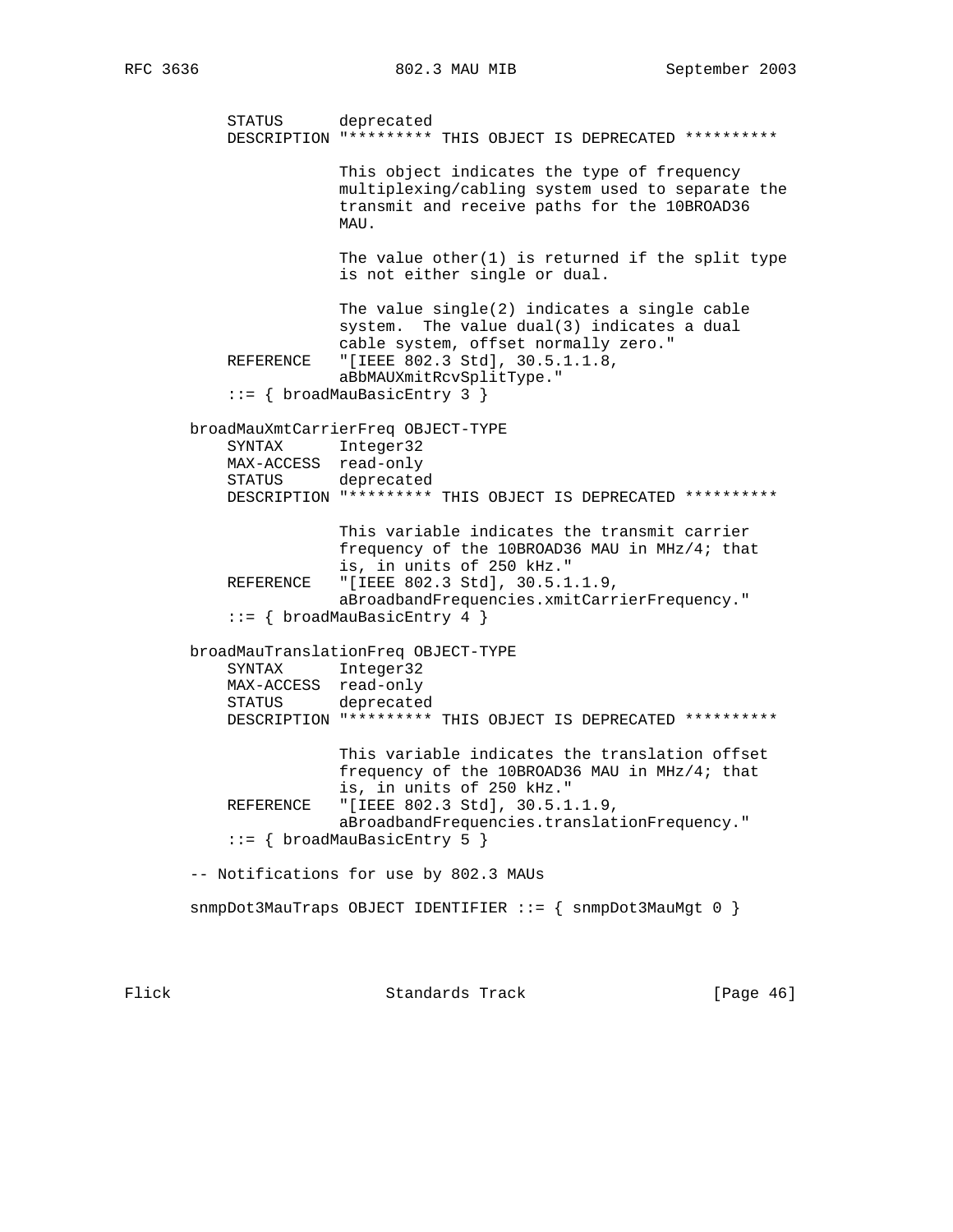```
            STATUS      deprecated
            DESCRIPTION "********* THIS OBJECT IS DEPRECATED **********

                        This object indicates the type of frequency
                        multiplexing/cabling system used to separate the
                        transmit and receive paths for the 10BROAD36
                        MAU.

                        The value other(1) is returned if the split type
                        is not either single or dual.

                        The value single(2) indicates a single cable
                        system.  The value dual(3) indicates a dual
                        cable system, offset normally zero."
            REFERENCE   "[IEEE 802.3 Std], 30.5.1.1.8,
                        aBbMAUXmitRcvSplitType."
            ::= { broadMauBasicEntry 3 }

        broadMauXmtCarrierFreq OBJECT-TYPE
            SYNTAX      Integer32
            MAX-ACCESS  read-only
            STATUS      deprecated
            DESCRIPTION "********* THIS OBJECT IS DEPRECATED **********

                        This variable indicates the transmit carrier
                        frequency of the 10BROAD36 MAU in MHz/4; that
                        is, in units of 250 kHz."
            REFERENCE   "[IEEE 802.3 Std], 30.5.1.1.9,
                        aBroadbandFrequencies.xmitCarrierFrequency."
            ::= { broadMauBasicEntry 4 }

        broadMauTranslationFreq OBJECT-TYPE
            SYNTAX      Integer32
            MAX-ACCESS  read-only
            STATUS      deprecated
            DESCRIPTION "********* THIS OBJECT IS DEPRECATED **********

                        This variable indicates the translation offset
                        frequency of the 10BROAD36 MAU in MHz/4; that
                        is, in units of 250 kHz."
            REFERENCE   "[IEEE 802.3 Std], 30.5.1.1.9,
                        aBroadbandFrequencies.translationFrequency."
            ::= { broadMauBasicEntry 5 }

        -- Notifications for use by 802.3 MAUs

        snmpDot3MauTraps OBJECT IDENTIFIER ::= { snmpDot3MauMgt 0 }
```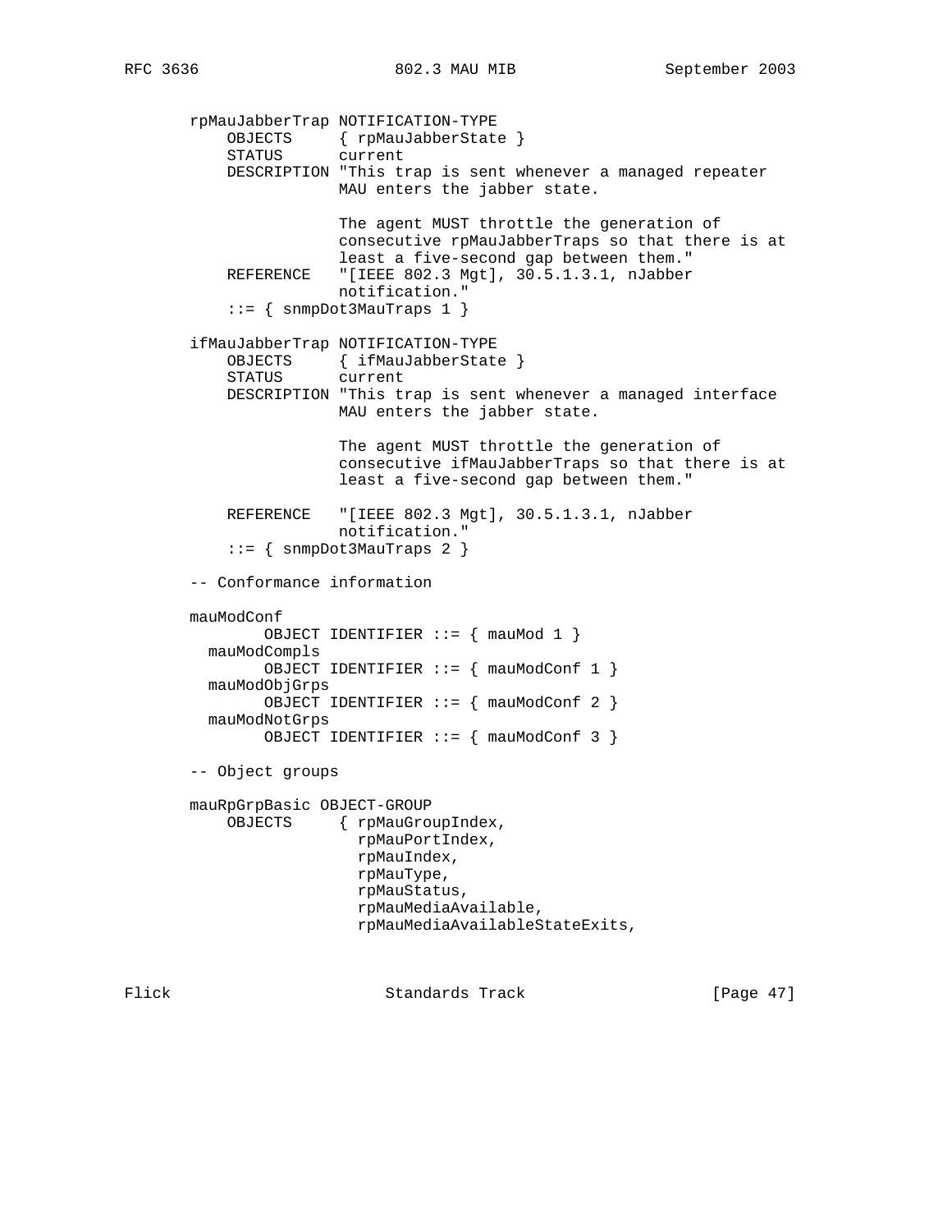```
    rpMauJabberTrap NOTIFICATION-TYPE
        OBJECTS     { rpMauJabberState }
        STATUS      current
        DESCRIPTION "This trap is sent whenever a managed repeater
                    MAU enters the jabber state.

                    The agent MUST throttle the generation of
                    consecutive rpMauJabberTraps so that there is at
                    least a five-second gap between them."
        REFERENCE   "[IEEE 802.3 Mgt], 30.5.1.3.1, nJabber
                    notification."
        ::= { snmpDot3MauTraps 1 }

    ifMauJabberTrap NOTIFICATION-TYPE
        OBJECTS     { ifMauJabberState }
        STATUS      current
        DESCRIPTION "This trap is sent whenever a managed interface
                    MAU enters the jabber state.

                    The agent MUST throttle the generation of
                    consecutive ifMauJabberTraps so that there is at
                    least a five-second gap between them."

        REFERENCE   "[IEEE 802.3 Mgt], 30.5.1.3.1, nJabber
                    notification."
        ::= { snmpDot3MauTraps 2 }

    -- Conformance information

    mauModConf
            OBJECT IDENTIFIER ::= { mauMod 1 }
      mauModCompls
            OBJECT IDENTIFIER ::= { mauModConf 1 }
      mauModObjGrps
            OBJECT IDENTIFIER ::= { mauModConf 2 }
      mauModNotGrps
            OBJECT IDENTIFIER ::= { mauModConf 3 }

    -- Object groups

    mauRpGrpBasic OBJECT-GROUP
        OBJECTS     { rpMauGroupIndex,
                      rpMauPortIndex,
                      rpMauIndex,
                      rpMauType,
                      rpMauStatus,
                      rpMauMediaAvailable,
                      rpMauMediaAvailableStateExits,
```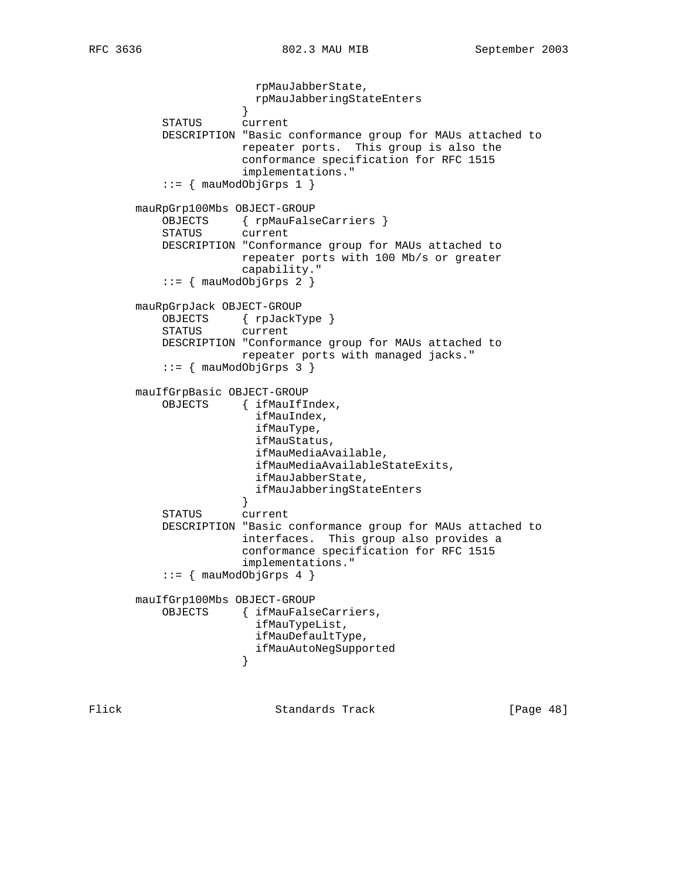```
                      rpMauJabberState,
                      rpMauJabberingStateEnters
                    }
        STATUS      current
        DESCRIPTION "Basic conformance group for MAUs attached to
                    repeater ports.  This group is also the
                    conformance specification for RFC 1515
                    implementations."
        ::= { mauModObjGrps 1 }

    mauRpGrp100Mbs OBJECT-GROUP
        OBJECTS     { rpMauFalseCarriers }
        STATUS      current
        DESCRIPTION "Conformance group for MAUs attached to
                    repeater ports with 100 Mb/s or greater
                    capability."
        ::= { mauModObjGrps 2 }

    mauRpGrpJack OBJECT-GROUP
        OBJECTS     { rpJackType }
        STATUS      current
        DESCRIPTION "Conformance group for MAUs attached to
                    repeater ports with managed jacks."
        ::= { mauModObjGrps 3 }

    mauIfGrpBasic OBJECT-GROUP
        OBJECTS     { ifMauIfIndex,
                      ifMauIndex,
                      ifMauType,
                      ifMauStatus,
                      ifMauMediaAvailable,
                      ifMauMediaAvailableStateExits,
                      ifMauJabberState,
                      ifMauJabberingStateEnters
                    }
        STATUS      current
        DESCRIPTION "Basic conformance group for MAUs attached to
                    interfaces.  This group also provides a
                    conformance specification for RFC 1515
                    implementations."
        ::= { mauModObjGrps 4 }

    mauIfGrp100Mbs OBJECT-GROUP
        OBJECTS     { ifMauFalseCarriers,
                      ifMauTypeList,
                      ifMauDefaultType,
                      ifMauAutoNegSupported
                    }
```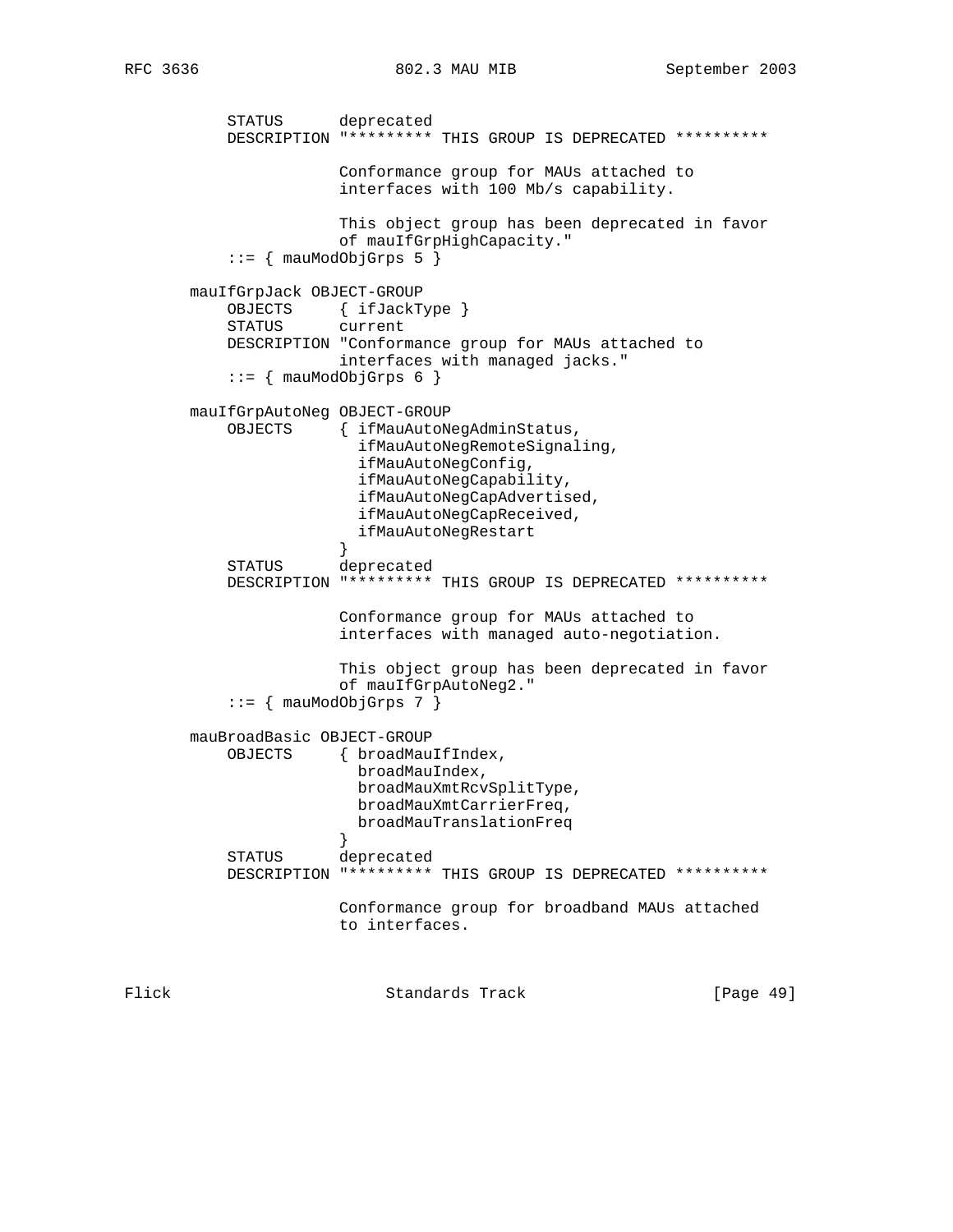```
           STATUS      deprecated
           DESCRIPTION "********* THIS GROUP IS DEPRECATED **********

                       Conformance group for MAUs attached to
                       interfaces with 100 Mb/s capability.

                       This object group has been deprecated in favor
                       of mauIfGrpHighCapacity."
           ::= { mauModObjGrps 5 }

       mauIfGrpJack OBJECT-GROUP
           OBJECTS     { ifJackType }
           STATUS      current
           DESCRIPTION "Conformance group for MAUs attached to
                       interfaces with managed jacks."
           ::= { mauModObjGrps 6 }

       mauIfGrpAutoNeg OBJECT-GROUP
           OBJECTS     { ifMauAutoNegAdminStatus,
                         ifMauAutoNegRemoteSignaling,
                         ifMauAutoNegConfig,
                         ifMauAutoNegCapability,
                         ifMauAutoNegCapAdvertised,
                         ifMauAutoNegCapReceived,
                         ifMauAutoNegRestart
                       }
           STATUS      deprecated
           DESCRIPTION "********* THIS GROUP IS DEPRECATED **********

                       Conformance group for MAUs attached to
                       interfaces with managed auto-negotiation.

                       This object group has been deprecated in favor
                       of mauIfGrpAutoNeg2."
           ::= { mauModObjGrps 7 }

       mauBroadBasic OBJECT-GROUP
           OBJECTS     { broadMauIfIndex,
                         broadMauIndex,
                         broadMauXmtRcvSplitType,
                         broadMauXmtCarrierFreq,
                         broadMauTranslationFreq
                       }
           STATUS      deprecated
           DESCRIPTION "********* THIS GROUP IS DEPRECATED **********

                       Conformance group for broadband MAUs attached
                       to interfaces.
```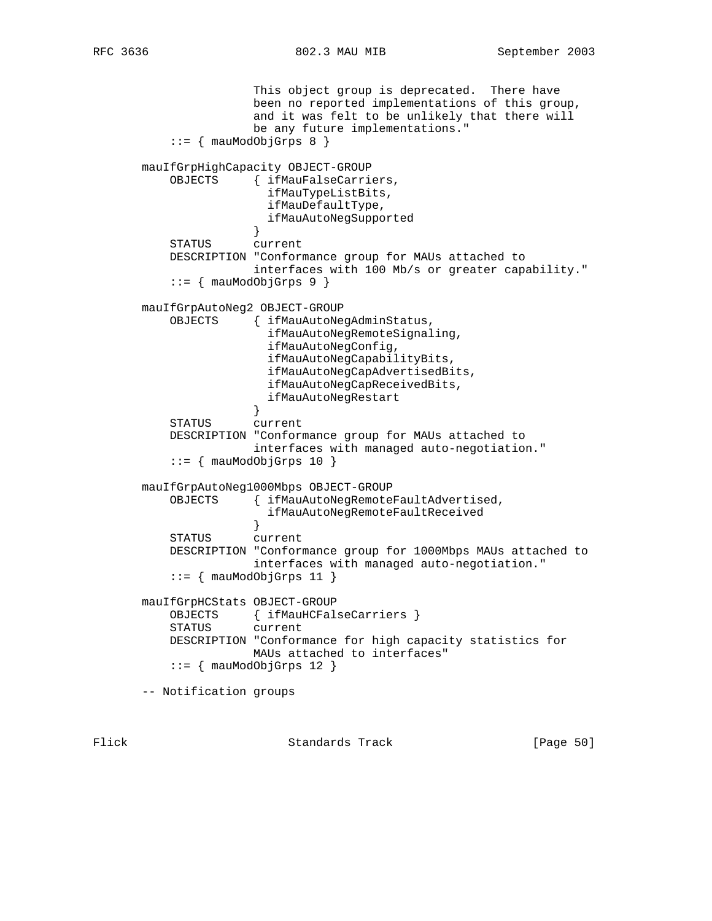```
                  This object group is deprecated.  There have
                  been no reported implementations of this group,
                  and it was felt to be unlikely that there will
                  be any future implementations."
      ::= { mauModObjGrps 8 }

  mauIfGrpHighCapacity OBJECT-GROUP
      OBJECTS     { ifMauFalseCarriers,
                    ifMauTypeListBits,
                    ifMauDefaultType,
                    ifMauAutoNegSupported
                  }
      STATUS      current
      DESCRIPTION "Conformance group for MAUs attached to
                  interfaces with 100 Mb/s or greater capability."
      ::= { mauModObjGrps 9 }

  mauIfGrpAutoNeg2 OBJECT-GROUP
      OBJECTS     { ifMauAutoNegAdminStatus,
                    ifMauAutoNegRemoteSignaling,
                    ifMauAutoNegConfig,
                    ifMauAutoNegCapabilityBits,
                    ifMauAutoNegCapAdvertisedBits,
                    ifMauAutoNegCapReceivedBits,
                    ifMauAutoNegRestart
                  }
      STATUS      current
      DESCRIPTION "Conformance group for MAUs attached to
                  interfaces with managed auto-negotiation."
      ::= { mauModObjGrps 10 }

  mauIfGrpAutoNeg1000Mbps OBJECT-GROUP
      OBJECTS     { ifMauAutoNegRemoteFaultAdvertised,
                    ifMauAutoNegRemoteFaultReceived
                  }
      STATUS      current
      DESCRIPTION "Conformance group for 1000Mbps MAUs attached to
                  interfaces with managed auto-negotiation."
      ::= { mauModObjGrps 11 }

  mauIfGrpHCStats OBJECT-GROUP
      OBJECTS     { ifMauHCFalseCarriers }
      STATUS      current
      DESCRIPTION "Conformance for high capacity statistics for
                  MAUs attached to interfaces"
      ::= { mauModObjGrps 12 }

  -- Notification groups
```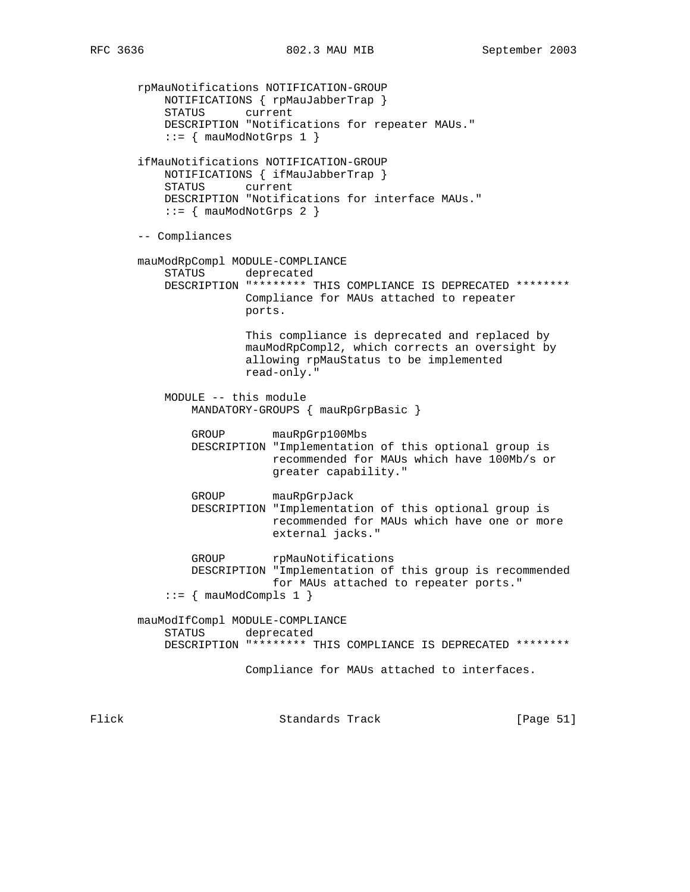```
   rpMauNotifications NOTIFICATION-GROUP
       NOTIFICATIONS { rpMauJabberTrap }
       STATUS      current
       DESCRIPTION "Notifications for repeater MAUs."
       ::= { mauModNotGrps 1 }

   ifMauNotifications NOTIFICATION-GROUP
       NOTIFICATIONS { ifMauJabberTrap }
       STATUS      current
       DESCRIPTION "Notifications for interface MAUs."
       ::= { mauModNotGrps 2 }

   -- Compliances

   mauModRpCompl MODULE-COMPLIANCE
       STATUS      deprecated
       DESCRIPTION "******** THIS COMPLIANCE IS DEPRECATED ********
                   Compliance for MAUs attached to repeater
                   ports.

                   This compliance is deprecated and replaced by
                   mauModRpCompl2, which corrects an oversight by
                   allowing rpMauStatus to be implemented
                   read-only."

       MODULE -- this module
           MANDATORY-GROUPS { mauRpGrpBasic }

           GROUP       mauRpGrp100Mbs
           DESCRIPTION "Implementation of this optional group is
                       recommended for MAUs which have 100Mb/s or
                       greater capability."

           GROUP       mauRpGrpJack
           DESCRIPTION "Implementation of this optional group is
                       recommended for MAUs which have one or more
                       external jacks."

           GROUP       rpMauNotifications
           DESCRIPTION "Implementation of this group is recommended
                       for MAUs attached to repeater ports."
       ::= { mauModCompls 1 }

   mauModIfCompl MODULE-COMPLIANCE
       STATUS      deprecated
       DESCRIPTION "******** THIS COMPLIANCE IS DEPRECATED ********

                   Compliance for MAUs attached to interfaces.
```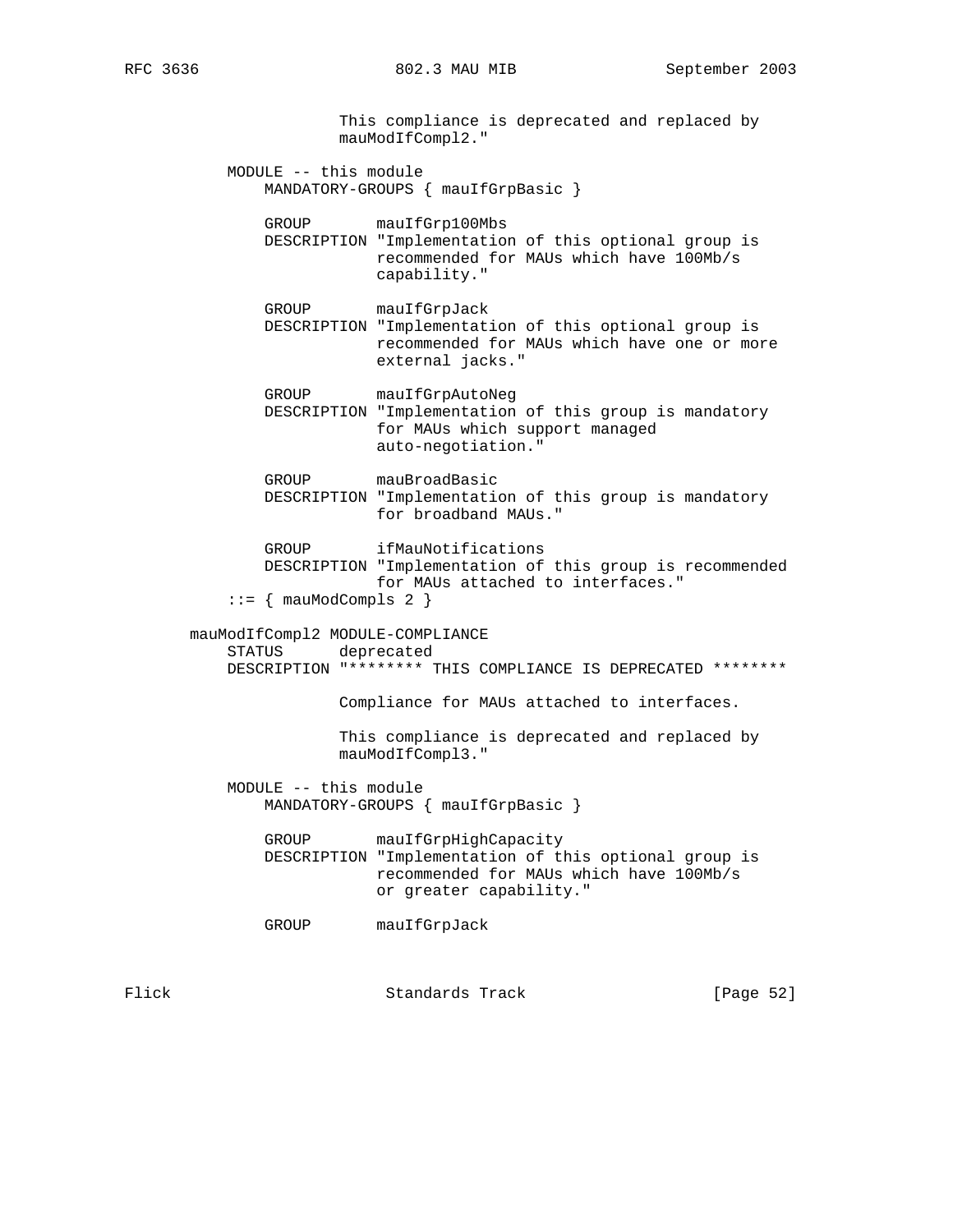```
                 This compliance is deprecated and replaced by
                 mauModIfCompl2."

    MODULE -- this module
        MANDATORY-GROUPS { mauIfGrpBasic }

        GROUP       mauIfGrp100Mbs
        DESCRIPTION "Implementation of this optional group is
                    recommended for MAUs which have 100Mb/s
                    capability."

        GROUP       mauIfGrpJack
        DESCRIPTION "Implementation of this optional group is
                    recommended for MAUs which have one or more
                    external jacks."

        GROUP       mauIfGrpAutoNeg
        DESCRIPTION "Implementation of this group is mandatory
                    for MAUs which support managed
                    auto-negotiation."

        GROUP       mauBroadBasic
        DESCRIPTION "Implementation of this group is mandatory
                    for broadband MAUs."

        GROUP       ifMauNotifications
        DESCRIPTION "Implementation of this group is recommended
                    for MAUs attached to interfaces."
    ::= { mauModCompls 2 }

mauModIfCompl2 MODULE-COMPLIANCE
    STATUS      deprecated
    DESCRIPTION "******** THIS COMPLIANCE IS DEPRECATED ********

                 Compliance for MAUs attached to interfaces.

                 This compliance is deprecated and replaced by
                 mauModIfCompl3."

    MODULE -- this module
        MANDATORY-GROUPS { mauIfGrpBasic }

        GROUP       mauIfGrpHighCapacity
        DESCRIPTION "Implementation of this optional group is
                    recommended for MAUs which have 100Mb/s
                    or greater capability."

        GROUP       mauIfGrpJack
```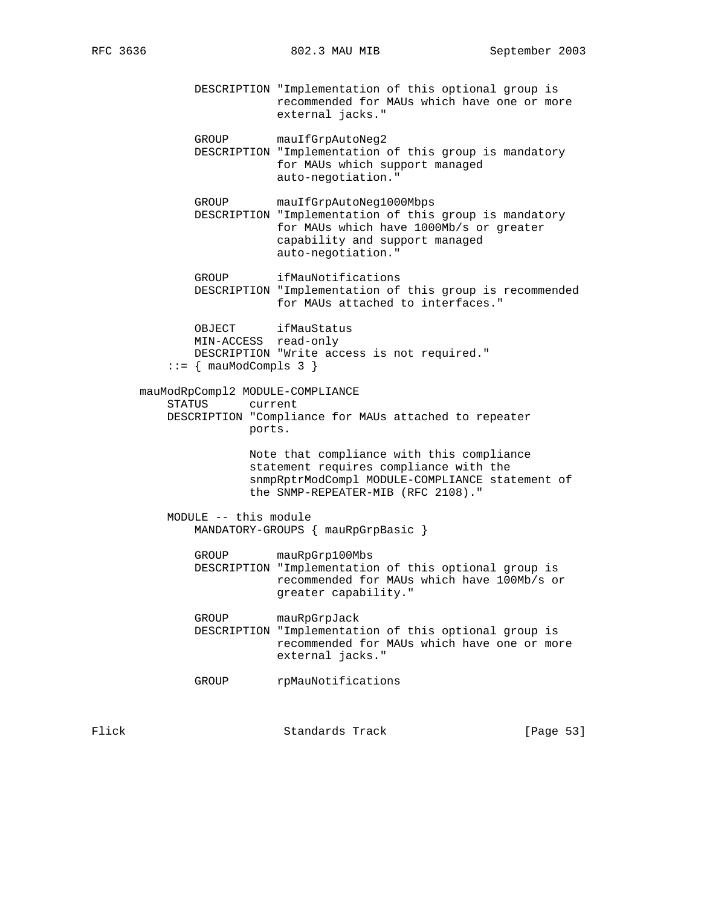```
            DESCRIPTION "Implementation of this optional group is
                        recommended for MAUs which have one or more
                        external jacks."

            GROUP       mauIfGrpAutoNeg2
            DESCRIPTION "Implementation of this group is mandatory
                        for MAUs which support managed
                        auto-negotiation."

            GROUP       mauIfGrpAutoNeg1000Mbps
            DESCRIPTION "Implementation of this group is mandatory
                        for MAUs which have 1000Mb/s or greater
                        capability and support managed
                        auto-negotiation."

            GROUP       ifMauNotifications
            DESCRIPTION "Implementation of this group is recommended
                        for MAUs attached to interfaces."

            OBJECT      ifMauStatus
            MIN-ACCESS  read-only
            DESCRIPTION "Write access is not required."
        ::= { mauModCompls 3 }

    mauModRpCompl2 MODULE-COMPLIANCE
        STATUS      current
        DESCRIPTION "Compliance for MAUs attached to repeater
                    ports.

                    Note that compliance with this compliance
                    statement requires compliance with the
                    snmpRptrModCompl MODULE-COMPLIANCE statement of
                    the SNMP-REPEATER-MIB (RFC 2108)."

        MODULE -- this module
            MANDATORY-GROUPS { mauRpGrpBasic }

            GROUP       mauRpGrp100Mbs
            DESCRIPTION "Implementation of this optional group is
                        recommended for MAUs which have 100Mb/s or
                        greater capability."

            GROUP       mauRpGrpJack
            DESCRIPTION "Implementation of this optional group is
                        recommended for MAUs which have one or more
                        external jacks."

            GROUP       rpMauNotifications
```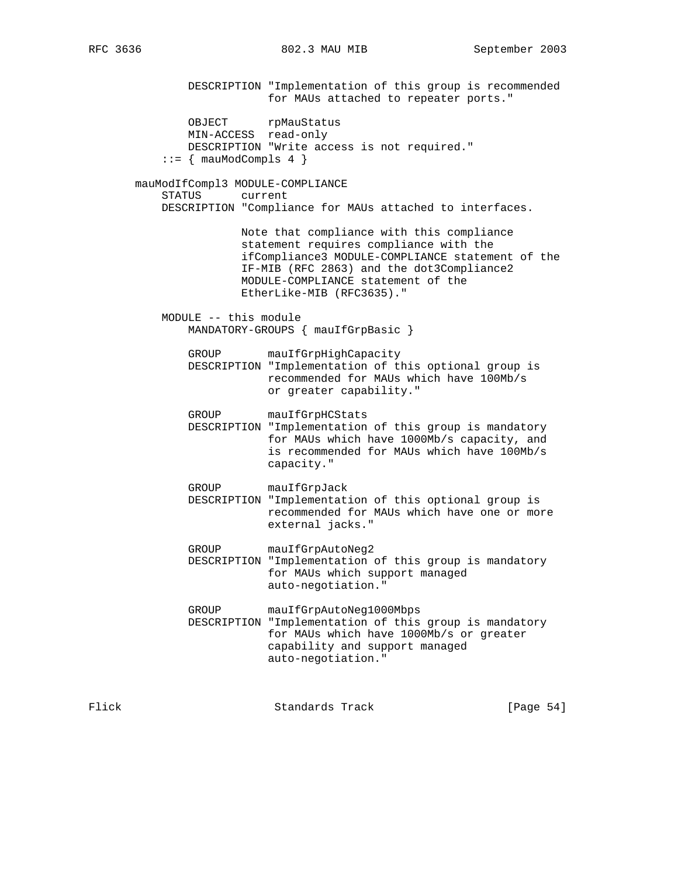```
            DESCRIPTION "Implementation of this group is recommended
                        for MAUs attached to repeater ports."

            OBJECT      rpMauStatus
            MIN-ACCESS  read-only
            DESCRIPTION "Write access is not required."
        ::= { mauModCompls 4 }

    mauModIfCompl3 MODULE-COMPLIANCE
        STATUS      current
        DESCRIPTION "Compliance for MAUs attached to interfaces.

                    Note that compliance with this compliance
                    statement requires compliance with the
                    ifCompliance3 MODULE-COMPLIANCE statement of the
                    IF-MIB (RFC 2863) and the dot3Compliance2
                    MODULE-COMPLIANCE statement of the
                    EtherLike-MIB (RFC3635)."

        MODULE -- this module
            MANDATORY-GROUPS { mauIfGrpBasic }

            GROUP       mauIfGrpHighCapacity
            DESCRIPTION "Implementation of this optional group is
                        recommended for MAUs which have 100Mb/s
                        or greater capability."

            GROUP       mauIfGrpHCStats
            DESCRIPTION "Implementation of this group is mandatory
                        for MAUs which have 1000Mb/s capacity, and
                        is recommended for MAUs which have 100Mb/s
                        capacity."

            GROUP       mauIfGrpJack
            DESCRIPTION "Implementation of this optional group is
                        recommended for MAUs which have one or more
                        external jacks."

            GROUP       mauIfGrpAutoNeg2
            DESCRIPTION "Implementation of this group is mandatory
                        for MAUs which support managed
                        auto-negotiation."

            GROUP       mauIfGrpAutoNeg1000Mbps
            DESCRIPTION "Implementation of this group is mandatory
                        for MAUs which have 1000Mb/s or greater
                        capability and support managed
                        auto-negotiation."
```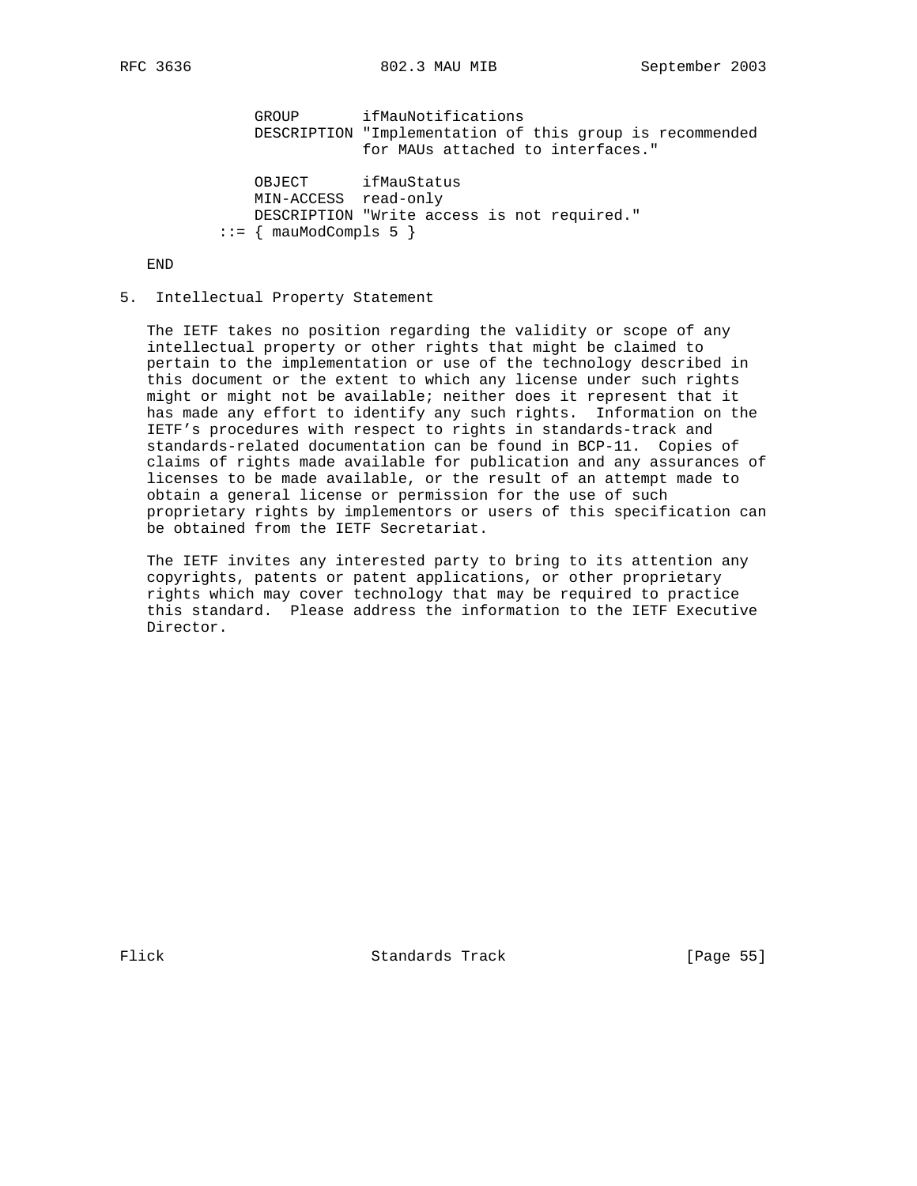```
            GROUP       ifMauNotifications
            DESCRIPTION "Implementation of this group is recommended
                        for MAUs attached to interfaces."

            OBJECT      ifMauStatus
            MIN-ACCESS  read-only
            DESCRIPTION "Write access is not required."
        ::= { mauModCompls 5 }

    END
```

## 5. Intellectual Property Statement

The IETF takes no position regarding the validity or scope of any intellectual property or other rights that might be claimed to pertain to the implementation or use of the technology described in this document or the extent to which any license under such rights might or might not be available; neither does it represent that it has made any effort to identify any such rights. Information on the IETF's procedures with respect to rights in standards-track and standards-related documentation can be found in BCP-11. Copies of claims of rights made available for publication and any assurances of licenses to be made available, or the result of an attempt made to obtain a general license or permission for the use of such proprietary rights by implementors or users of this specification can be obtained from the IETF Secretariat.

The IETF invites any interested party to bring to its attention any copyrights, patents or patent applications, or other proprietary rights which may cover technology that may be required to practice this standard. Please address the information to the IETF Executive Director.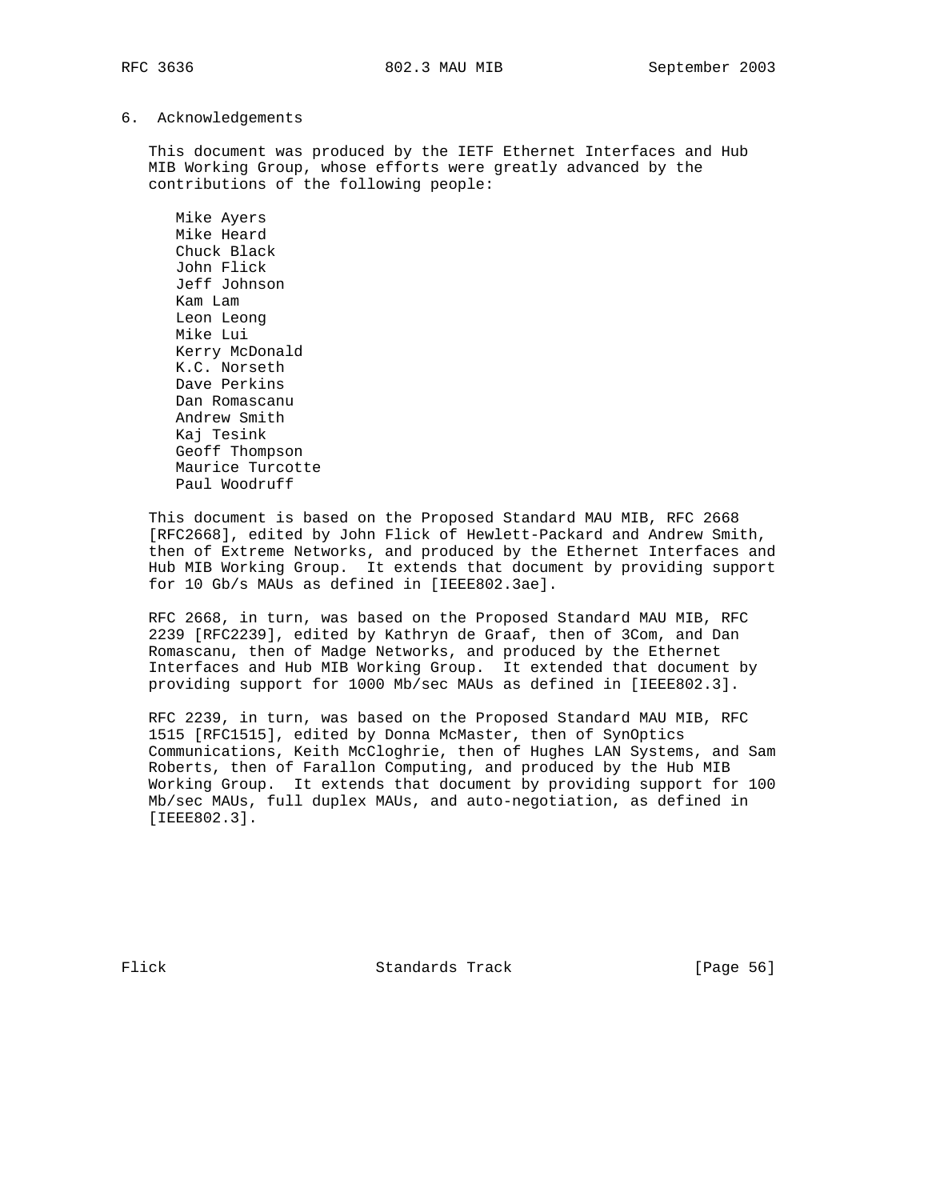## 6. Acknowledgements

This document was produced by the IETF Ethernet Interfaces and Hub MIB Working Group, whose efforts were greatly advanced by the contributions of the following people:

- Mike Ayers
- Mike Heard
- Chuck Black
- John Flick
- Jeff Johnson
- Kam Lam
- Leon Leong
- Mike Lui
- Kerry McDonald
- K.C. Norseth
- Dave Perkins
- Dan Romascanu
- Andrew Smith
- Kaj Tesink
- Geoff Thompson
- Maurice Turcotte
- Paul Woodruff

This document is based on the Proposed Standard MAU MIB, RFC 2668 [RFC2668], edited by John Flick of Hewlett-Packard and Andrew Smith, then of Extreme Networks, and produced by the Ethernet Interfaces and Hub MIB Working Group. It extends that document by providing support for 10 Gb/s MAUs as defined in [IEEE802.3ae].

RFC 2668, in turn, was based on the Proposed Standard MAU MIB, RFC 2239 [RFC2239], edited by Kathryn de Graaf, then of 3Com, and Dan Romascanu, then of Madge Networks, and produced by the Ethernet Interfaces and Hub MIB Working Group. It extended that document by providing support for 1000 Mb/sec MAUs as defined in [IEEE802.3].

RFC 2239, in turn, was based on the Proposed Standard MAU MIB, RFC 1515 [RFC1515], edited by Donna McMaster, then of SynOptics Communications, Keith McCloghrie, then of Hughes LAN Systems, and Sam Roberts, then of Farallon Computing, and produced by the Hub MIB Working Group. It extends that document by providing support for 100 Mb/sec MAUs, full duplex MAUs, and auto-negotiation, as defined in [IEEE802.3].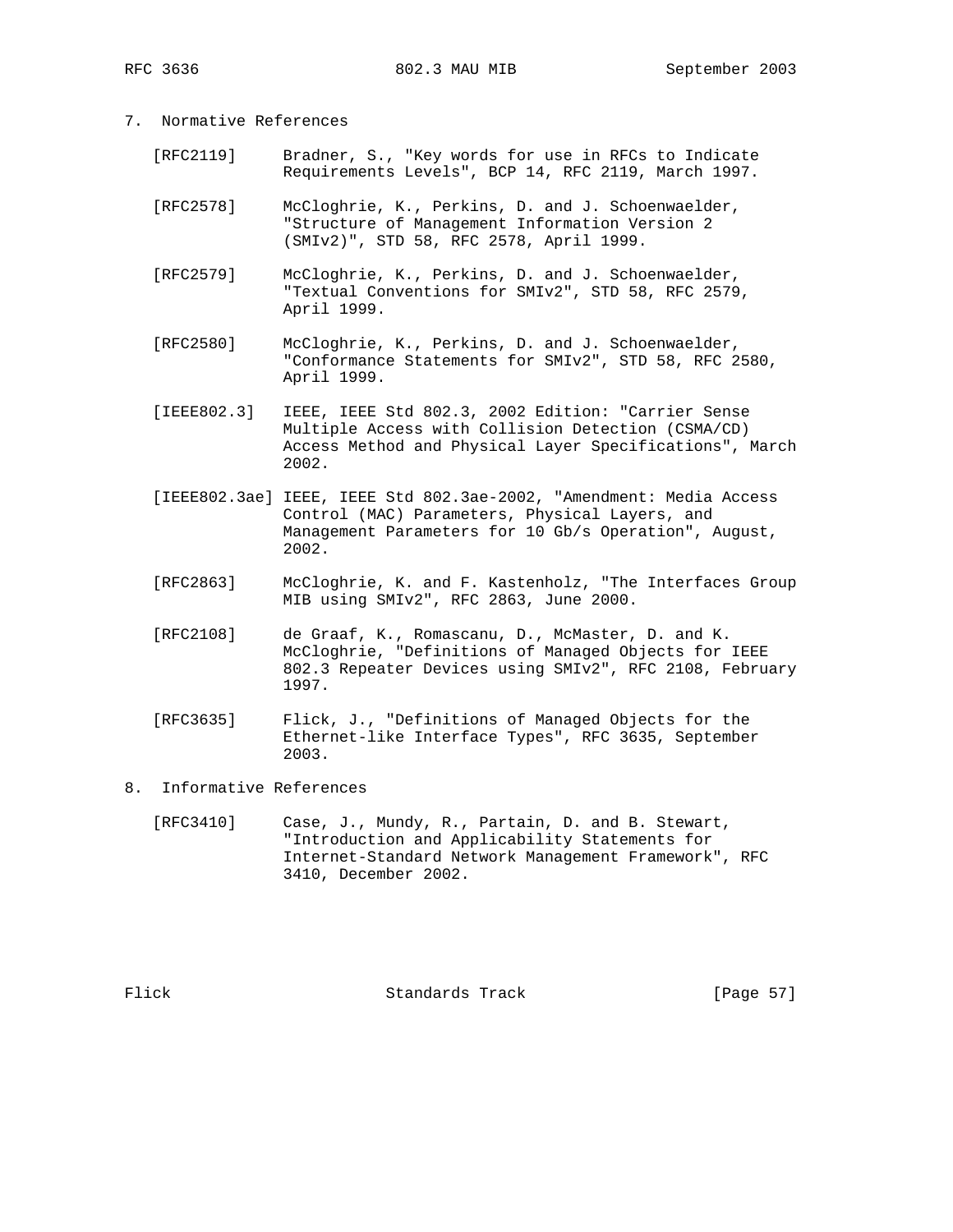## 7. Normative References

[RFC2119] Bradner, S., "Key words for use in RFCs to Indicate Requirements Levels", BCP 14, RFC 2119, March 1997.

[RFC2578] McCloghrie, K., Perkins, D. and J. Schoenwaelder, "Structure of Management Information Version 2 (SMIv2)", STD 58, RFC 2578, April 1999.

[RFC2579] McCloghrie, K., Perkins, D. and J. Schoenwaelder, "Textual Conventions for SMIv2", STD 58, RFC 2579, April 1999.

[RFC2580] McCloghrie, K., Perkins, D. and J. Schoenwaelder, "Conformance Statements for SMIv2", STD 58, RFC 2580, April 1999.

[IEEE802.3] IEEE, IEEE Std 802.3, 2002 Edition: "Carrier Sense Multiple Access with Collision Detection (CSMA/CD) Access Method and Physical Layer Specifications", March 2002.

[IEEE802.3ae] IEEE, IEEE Std 802.3ae-2002, "Amendment: Media Access Control (MAC) Parameters, Physical Layers, and Management Parameters for 10 Gb/s Operation", August, 2002.

[RFC2863] McCloghrie, K. and F. Kastenholz, "The Interfaces Group MIB using SMIv2", RFC 2863, June 2000.

[RFC2108] de Graaf, K., Romascanu, D., McMaster, D. and K. McCloghrie, "Definitions of Managed Objects for IEEE 802.3 Repeater Devices using SMIv2", RFC 2108, February 1997.

[RFC3635] Flick, J., "Definitions of Managed Objects for the Ethernet-like Interface Types", RFC 3635, September 2003.

## 8. Informative References

[RFC3410] Case, J., Mundy, R., Partain, D. and B. Stewart, "Introduction and Applicability Statements for Internet-Standard Network Management Framework", RFC 3410, December 2002.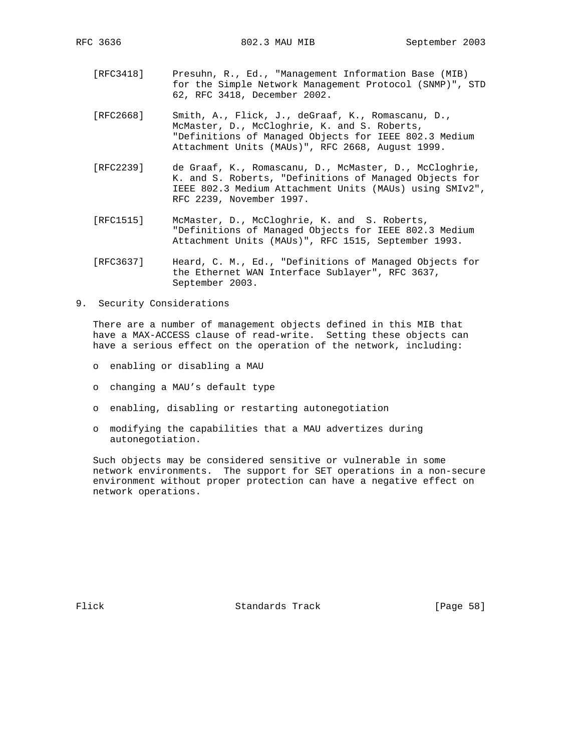[RFC3418] Presuhn, R., Ed., "Management Information Base (MIB) for the Simple Network Management Protocol (SNMP)", STD 62, RFC 3418, December 2002.

[RFC2668] Smith, A., Flick, J., deGraaf, K., Romascanu, D., McMaster, D., McCloghrie, K. and S. Roberts, "Definitions of Managed Objects for IEEE 802.3 Medium Attachment Units (MAUs)", RFC 2668, August 1999.

[RFC2239] de Graaf, K., Romascanu, D., McMaster, D., McCloghrie, K. and S. Roberts, "Definitions of Managed Objects for IEEE 802.3 Medium Attachment Units (MAUs) using SMIv2", RFC 2239, November 1997.

[RFC1515] McMaster, D., McCloghrie, K. and S. Roberts, "Definitions of Managed Objects for IEEE 802.3 Medium Attachment Units (MAUs)", RFC 1515, September 1993.

[RFC3637] Heard, C. M., Ed., "Definitions of Managed Objects for the Ethernet WAN Interface Sublayer", RFC 3637, September 2003.

## 9. Security Considerations

There are a number of management objects defined in this MIB that have a MAX-ACCESS clause of read-write. Setting these objects can have a serious effect on the operation of the network, including:

- enabling or disabling a MAU
- changing a MAU's default type
- enabling, disabling or restarting autonegotiation
- modifying the capabilities that a MAU advertizes during autonegotiation.

Such objects may be considered sensitive or vulnerable in some network environments. The support for SET operations in a non-secure environment without proper protection can have a negative effect on network operations.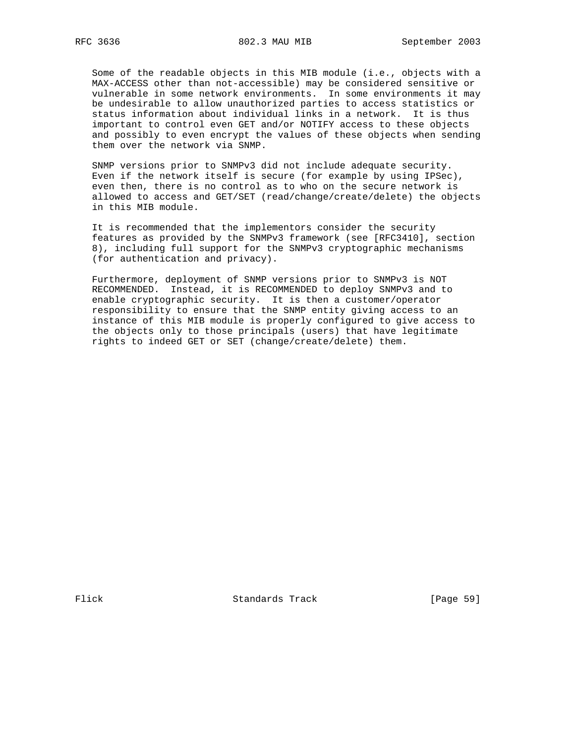Some of the readable objects in this MIB module (i.e., objects with a MAX-ACCESS other than not-accessible) may be considered sensitive or vulnerable in some network environments. In some environments it may be undesirable to allow unauthorized parties to access statistics or status information about individual links in a network. It is thus important to control even GET and/or NOTIFY access to these objects and possibly to even encrypt the values of these objects when sending them over the network via SNMP.

SNMP versions prior to SNMPv3 did not include adequate security. Even if the network itself is secure (for example by using IPSec), even then, there is no control as to who on the secure network is allowed to access and GET/SET (read/change/create/delete) the objects in this MIB module.

It is recommended that the implementors consider the security features as provided by the SNMPv3 framework (see [RFC3410], section 8), including full support for the SNMPv3 cryptographic mechanisms (for authentication and privacy).

Furthermore, deployment of SNMP versions prior to SNMPv3 is NOT RECOMMENDED. Instead, it is RECOMMENDED to deploy SNMPv3 and to enable cryptographic security. It is then a customer/operator responsibility to ensure that the SNMP entity giving access to an instance of this MIB module is properly configured to give access to the objects only to those principals (users) that have legitimate rights to indeed GET or SET (change/create/delete) them.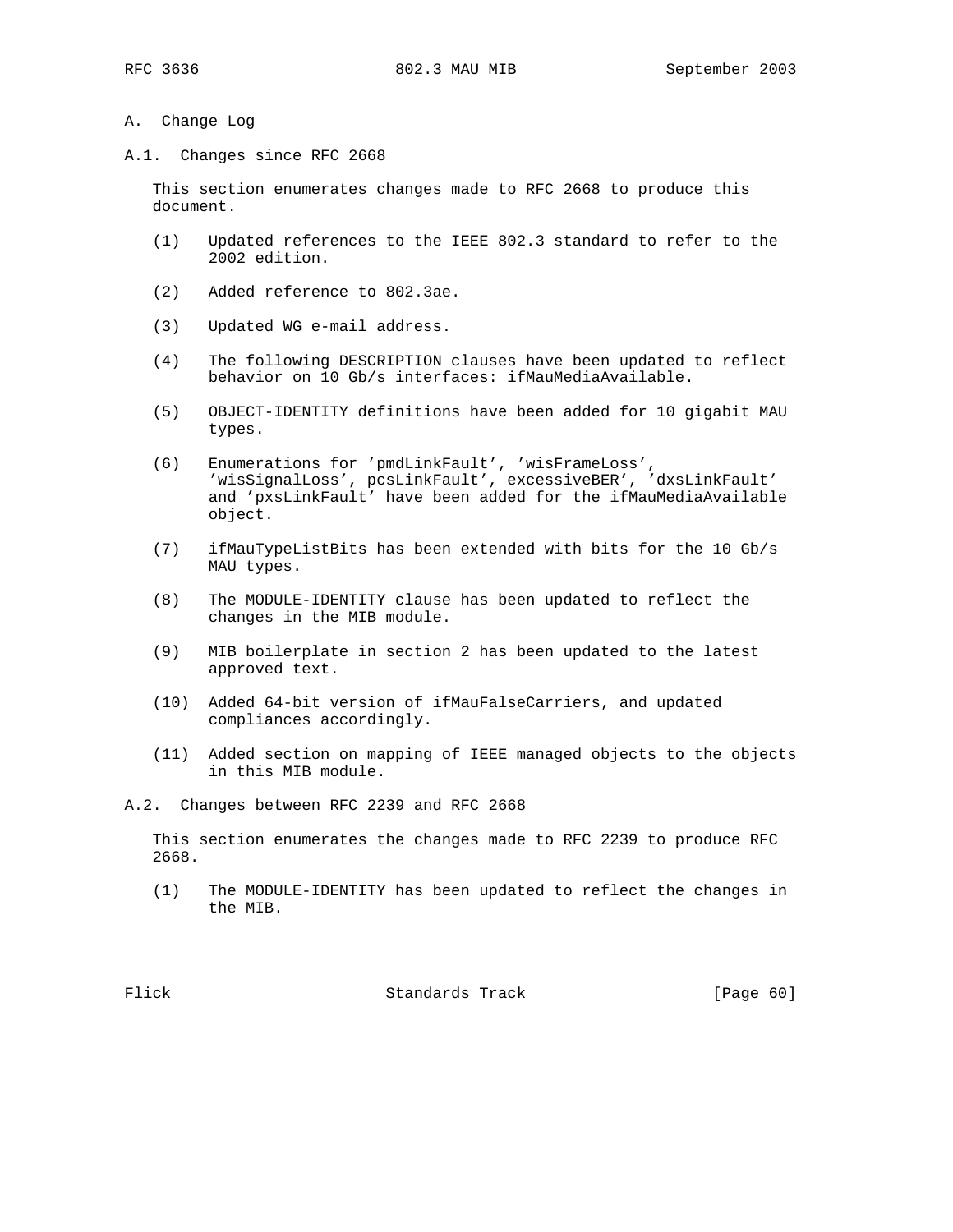# A. Change Log

## A.1. Changes since RFC 2668

This section enumerates changes made to RFC 2668 to produce this document.

(1) Updated references to the IEEE 802.3 standard to refer to the 2002 edition.

(2) Added reference to 802.3ae.

(3) Updated WG e-mail address.

(4) The following DESCRIPTION clauses have been updated to reflect behavior on 10 Gb/s interfaces: ifMauMediaAvailable.

(5) OBJECT-IDENTITY definitions have been added for 10 gigabit MAU types.

(6) Enumerations for 'pmdLinkFault', 'wisFrameLoss', 'wisSignalLoss', pcsLinkFault', excessiveBER', 'dxsLinkFault' and 'pxsLinkFault' have been added for the ifMauMediaAvailable object.

(7) ifMauTypeListBits has been extended with bits for the 10 Gb/s MAU types.

(8) The MODULE-IDENTITY clause has been updated to reflect the changes in the MIB module.

(9) MIB boilerplate in section 2 has been updated to the latest approved text.

(10) Added 64-bit version of ifMauFalseCarriers, and updated compliances accordingly.

(11) Added section on mapping of IEEE managed objects to the objects in this MIB module.

## A.2. Changes between RFC 2239 and RFC 2668

This section enumerates the changes made to RFC 2239 to produce RFC 2668.

(1) The MODULE-IDENTITY has been updated to reflect the changes in the MIB.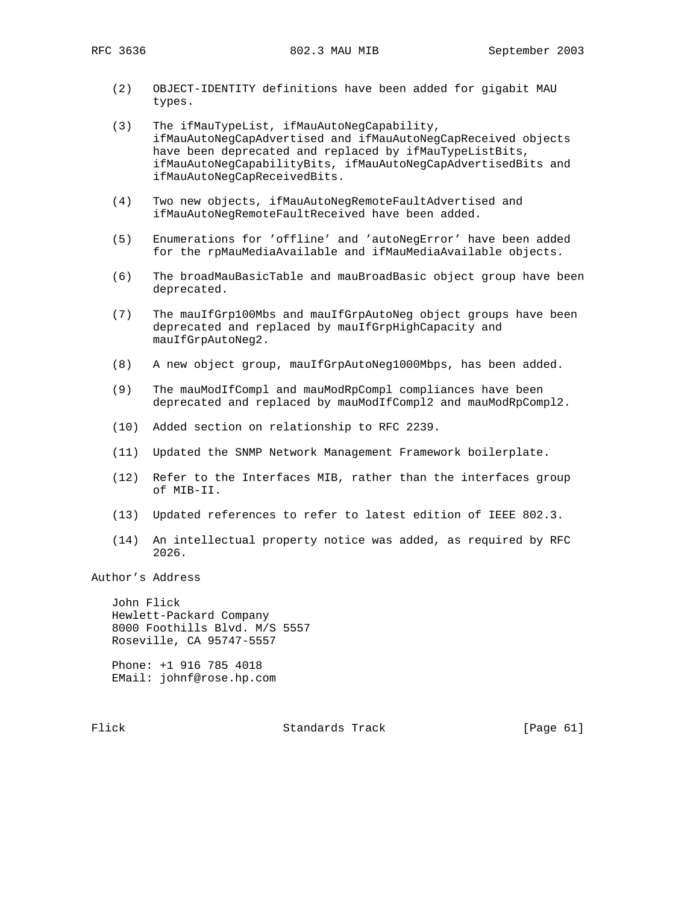(2) OBJECT-IDENTITY definitions have been added for gigabit MAU types.

(3) The ifMauTypeList, ifMauAutoNegCapability, ifMauAutoNegCapAdvertised and ifMauAutoNegCapReceived objects have been deprecated and replaced by ifMauTypeListBits, ifMauAutoNegCapabilityBits, ifMauAutoNegCapAdvertisedBits and ifMauAutoNegCapReceivedBits.

(4) Two new objects, ifMauAutoNegRemoteFaultAdvertised and ifMauAutoNegRemoteFaultReceived have been added.

(5) Enumerations for 'offline' and 'autoNegError' have been added for the rpMauMediaAvailable and ifMauMediaAvailable objects.

(6) The broadMauBasicTable and mauBroadBasic object group have been deprecated.

(7) The mauIfGrp100Mbs and mauIfGrpAutoNeg object groups have been deprecated and replaced by mauIfGrpHighCapacity and mauIfGrpAutoNeg2.

(8) A new object group, mauIfGrpAutoNeg1000Mbps, has been added.

(9) The mauModIfCompl and mauModRpCompl compliances have been deprecated and replaced by mauModIfCompl2 and mauModRpCompl2.

(10) Added section on relationship to RFC 2239.

(11) Updated the SNMP Network Management Framework boilerplate.

(12) Refer to the Interfaces MIB, rather than the interfaces group of MIB-II.

(13) Updated references to refer to latest edition of IEEE 802.3.

(14) An intellectual property notice was added, as required by RFC 2026.

## Author's Address

John Flick
Hewlett-Packard Company
8000 Foothills Blvd. M/S 5557
Roseville, CA 95747-5557

Phone: +1 916 785 4018
EMail: johnf@rose.hp.com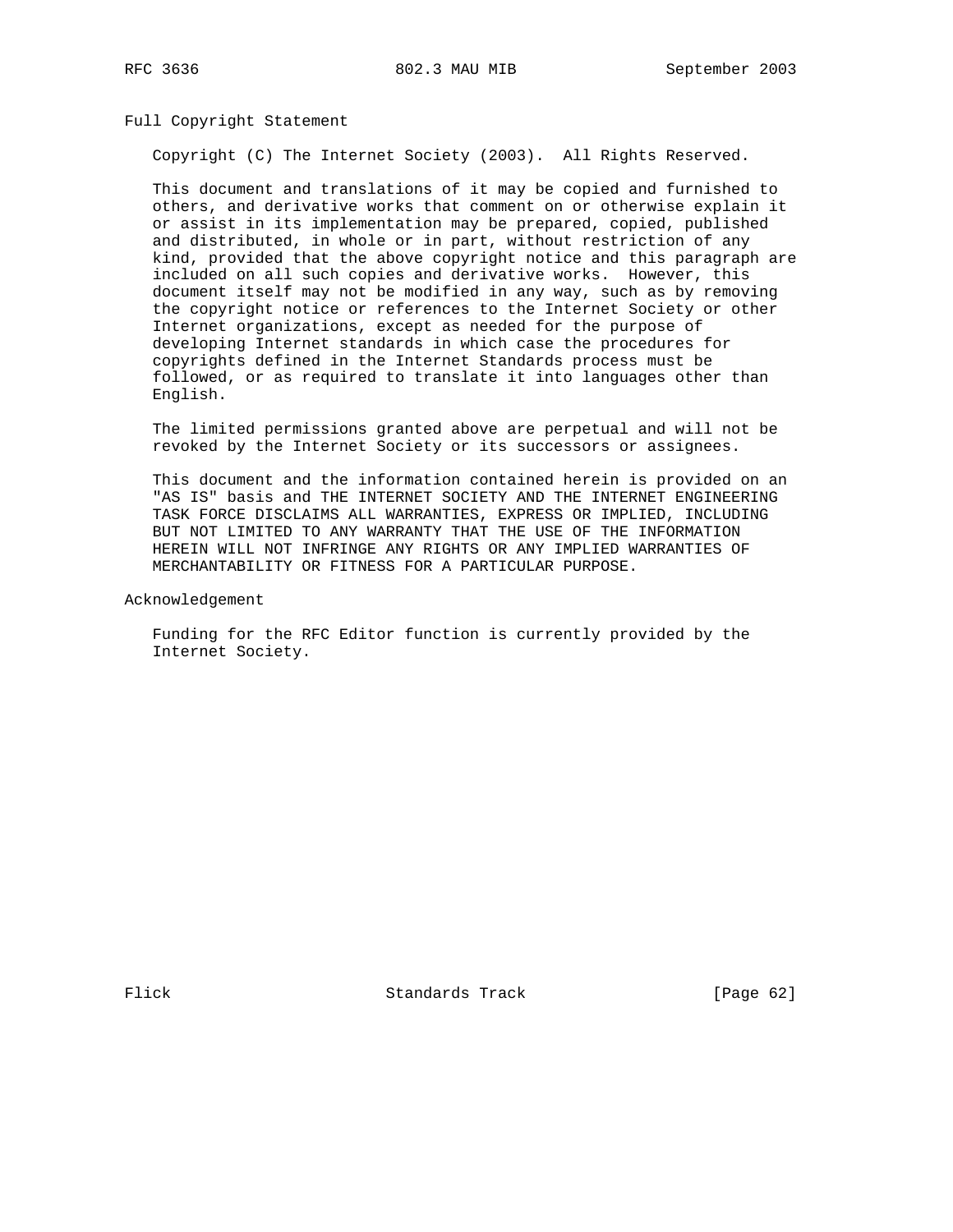## Full Copyright Statement

Copyright (C) The Internet Society (2003). All Rights Reserved.

This document and translations of it may be copied and furnished to others, and derivative works that comment on or otherwise explain it or assist in its implementation may be prepared, copied, published and distributed, in whole or in part, without restriction of any kind, provided that the above copyright notice and this paragraph are included on all such copies and derivative works. However, this document itself may not be modified in any way, such as by removing the copyright notice or references to the Internet Society or other Internet organizations, except as needed for the purpose of developing Internet standards in which case the procedures for copyrights defined in the Internet Standards process must be followed, or as required to translate it into languages other than English.

The limited permissions granted above are perpetual and will not be revoked by the Internet Society or its successors or assignees.

This document and the information contained herein is provided on an "AS IS" basis and THE INTERNET SOCIETY AND THE INTERNET ENGINEERING TASK FORCE DISCLAIMS ALL WARRANTIES, EXPRESS OR IMPLIED, INCLUDING BUT NOT LIMITED TO ANY WARRANTY THAT THE USE OF THE INFORMATION HEREIN WILL NOT INFRINGE ANY RIGHTS OR ANY IMPLIED WARRANTIES OF MERCHANTABILITY OR FITNESS FOR A PARTICULAR PURPOSE.

## Acknowledgement

Funding for the RFC Editor function is currently provided by the Internet Society.